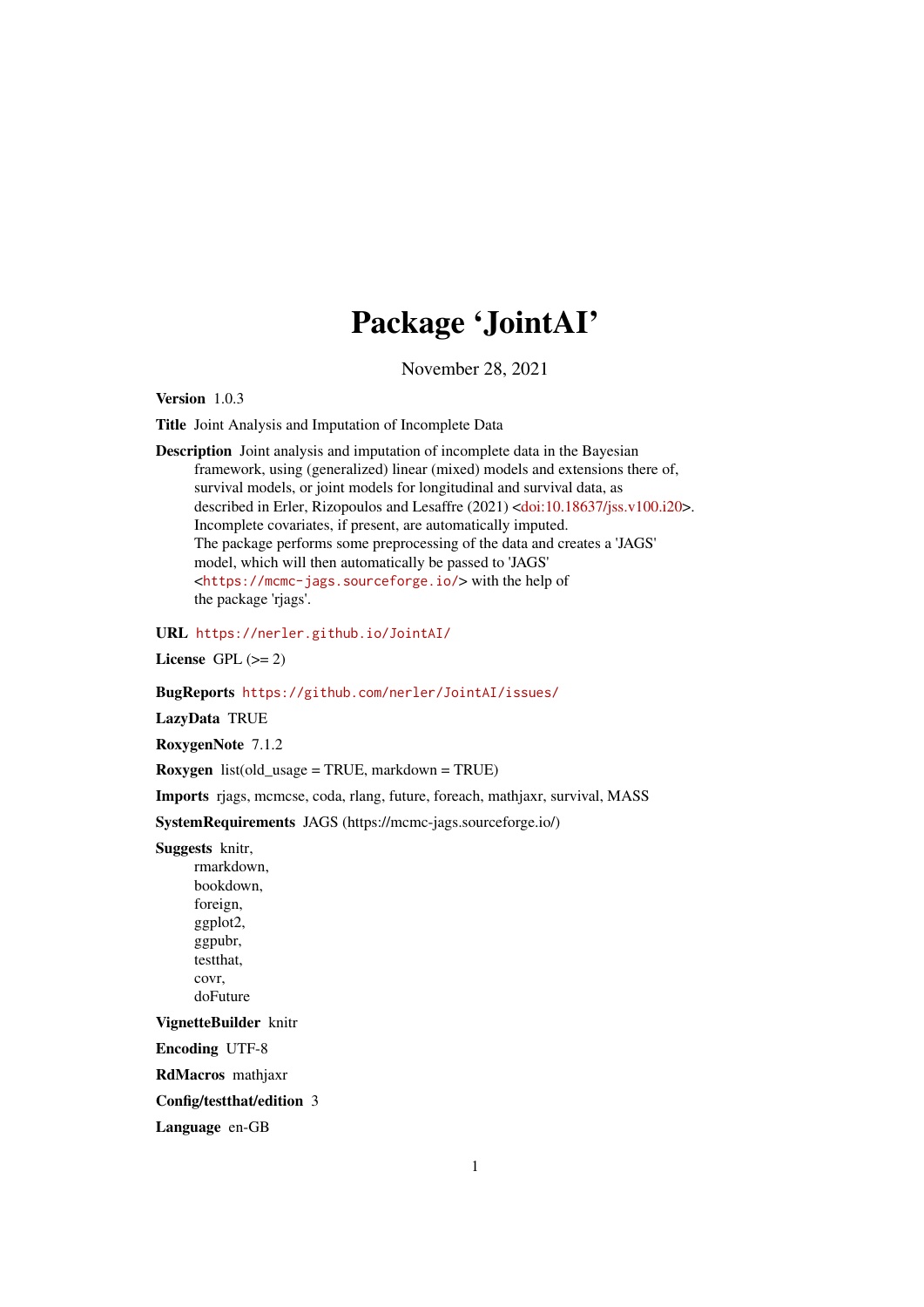# Package 'JointAI'

November 28, 2021

**Version** 1.0.3

**Title** Joint Analysis and Imputation of Incomplete Data

**Description** Joint analysis and imputation of incomplete data in the Bayesian framework, using (generalized) linear (mixed) models and extensions there of, survival models, or joint models for longitudinal and survival data, as described in Erler, Rizopoulos and Lesaffre (2021) <doi:10.18637/jss.v100.i20>. Incomplete covariates, if present, are automatically imputed. The package performs some preprocessing of the data and creates a 'JAGS' model, which will then automatically be passed to 'JAGS' <https://mcmc-jags.sourceforge.io/> with the help of the package 'rjags'.

**URL** https://nerler.github.io/JointAI/

**License** GPL (>= 2)

**BugReports** https://github.com/nerler/JointAI/issues/

**LazyData** TRUE

**RoxygenNote** 7.1.2

**Roxygen** list(old_usage = TRUE, markdown = TRUE)

**Imports** rjags, mcmcse, coda, rlang, future, foreach, mathjaxr, survival, MASS

**SystemRequirements** JAGS (https://mcmc-jags.sourceforge.io/)

**Suggests** knitr,
rmarkdown,
bookdown,
foreign,
ggplot2,
ggpubr,
testthat,
covr,
doFuture

**VignetteBuilder** knitr

**Encoding** UTF-8

**RdMacros** mathjaxr

**Config/testthat/edition** 3

**Language** en-GB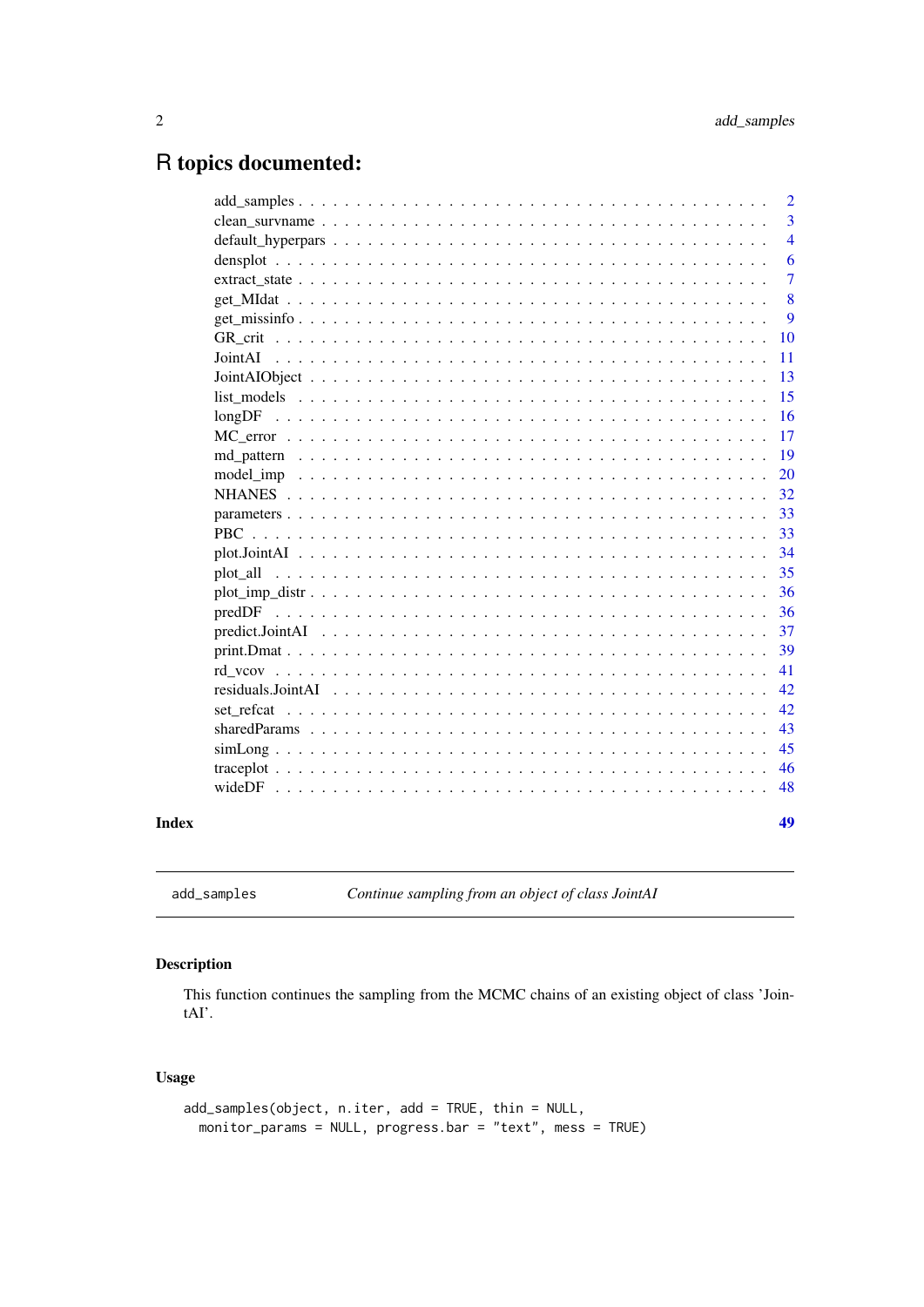# R topics documented:

| | |
|---|---|
| add_samples | 2 |
| clean_survname | 3 |
| default_hyperpars | 4 |
| densplot | 6 |
| extract_state | 7 |
| get_MIdat | 8 |
| get_missinfo | 9 |
| GR_crit | 10 |
| JointAI | 11 |
| JointAIObject | 13 |
| list_models | 15 |
| longDF | 16 |
| MC_error | 17 |
| md_pattern | 19 |
| model_imp | 20 |
| NHANES | 32 |
| parameters | 33 |
| PBC | 33 |
| plot.JointAI | 34 |
| plot_all | 35 |
| plot_imp_distr | 36 |
| predDF | 36 |
| predict.JointAI | 37 |
| print.Dmat | 39 |
| rd_vcov | 41 |
| residuals.JointAI | 42 |
| set_refcat | 42 |
| sharedParams | 43 |
| simLong | 45 |
| traceplot | 46 |
| wideDF | 48 |

**Index** **49**

---

add_samples *Continue sampling from an object of class JointAI*

---

## Description

This function continues the sampling from the MCMC chains of an existing object of class 'JointAI'.

## Usage

```
add_samples(object, n.iter, add = TRUE, thin = NULL,
  monitor_params = NULL, progress.bar = "text", mess = TRUE)
```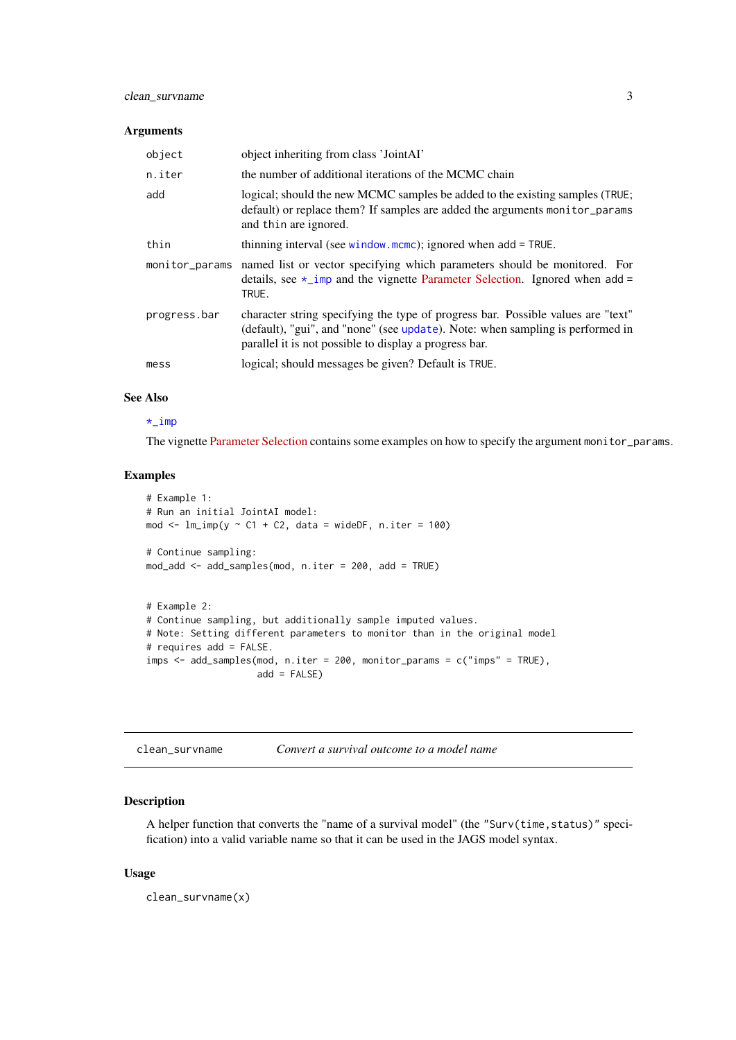### Arguments

| | |
|---|---|
| `object` | object inheriting from class 'JointAI' |
| `n.iter` | the number of additional iterations of the MCMC chain |
| `add` | logical; should the new MCMC samples be added to the existing samples (`TRUE`; default) or replace them? If samples are added the arguments `monitor_params` and `thin` are ignored. |
| `thin` | thinning interval (see `window.mcmc`); ignored when `add = TRUE`. |
| `monitor_params` | named list or vector specifying which parameters should be monitored. For details, see `*_imp` and the vignette Parameter Selection. Ignored when `add = TRUE`. |
| `progress.bar` | character string specifying the type of progress bar. Possible values are "text" (default), "gui", and "none" (see `update`). Note: when sampling is performed in parallel it is not possible to display a progress bar. |
| `mess` | logical; should messages be given? Default is `TRUE`. |

### See Also

`*_imp`

The vignette Parameter Selection contains some examples on how to specify the argument `monitor_params`.

### Examples

```
# Example 1:
# Run an initial JointAI model:
mod <- lm_imp(y ~ C1 + C2, data = wideDF, n.iter = 100)

# Continue sampling:
mod_add <- add_samples(mod, n.iter = 200, add = TRUE)


# Example 2:
# Continue sampling, but additionally sample imputed values.
# Note: Setting different parameters to monitor than in the original model
# requires add = FALSE.
imps <- add_samples(mod, n.iter = 200, monitor_params = c("imps" = TRUE),
                    add = FALSE)
```

---

## `clean_survname` *Convert a survival outcome to a model name*

---

### Description

A helper function that converts the "name of a survival model" (the "`Surv(time,status)`" specification) into a valid variable name so that it can be used in the JAGS model syntax.

### Usage

```
clean_survname(x)
```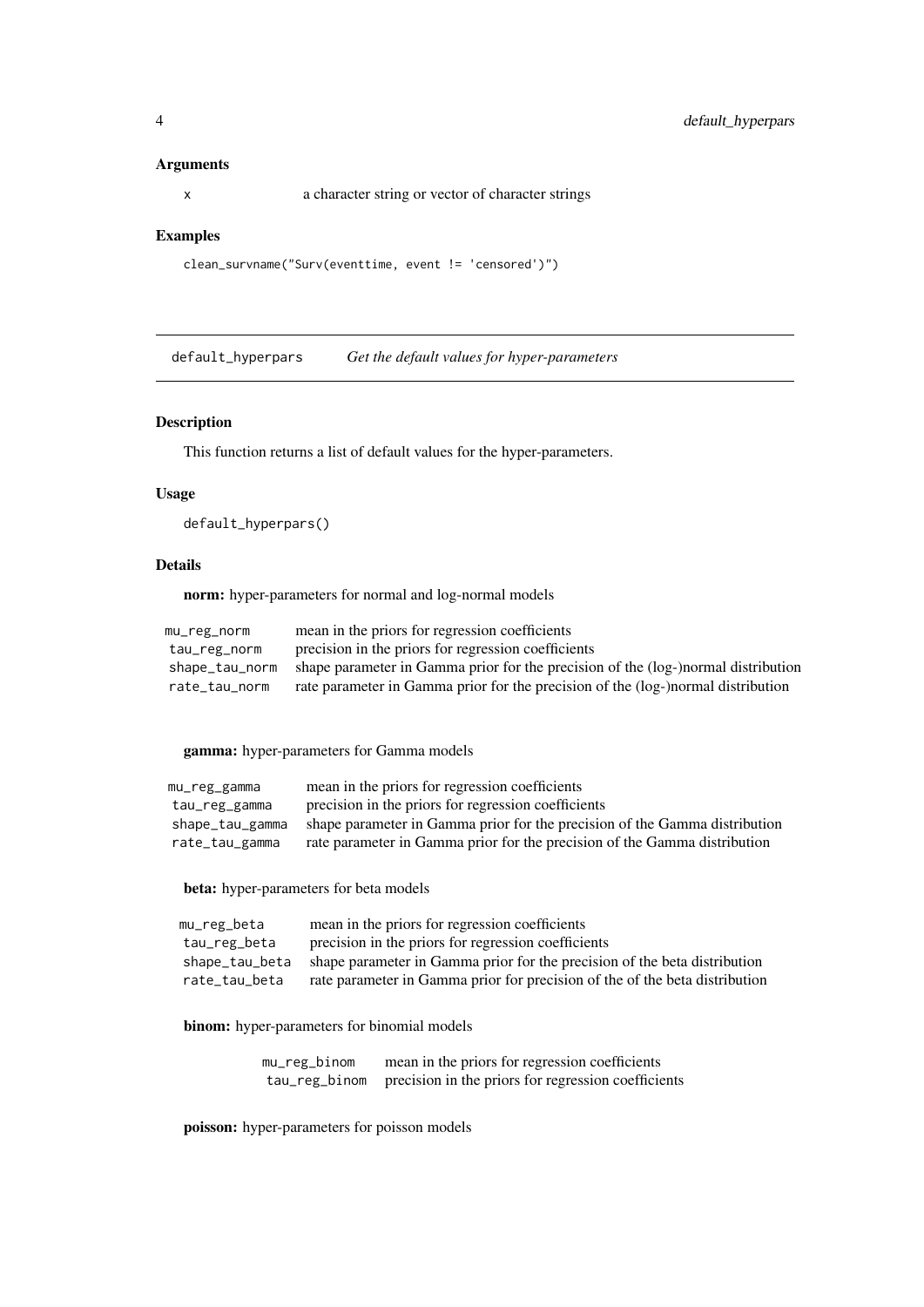### Arguments

| | |
|---|---|
| x | a character string or vector of character strings |

### Examples

```
clean_survname("Surv(eventtime, event != 'censored')")
```

---

## default_hyperpars *Get the default values for hyper-parameters*

### Description

This function returns a list of default values for the hyper-parameters.

### Usage

```
default_hyperpars()
```

### Details

**norm:** hyper-parameters for normal and log-normal models

| | |
|---|---|
| mu_reg_norm | mean in the priors for regression coefficients |
| tau_reg_norm | precision in the priors for regression coefficients |
| shape_tau_norm | shape parameter in Gamma prior for the precision of the (log-)normal distribution |
| rate_tau_norm | rate parameter in Gamma prior for the precision of the (log-)normal distribution |

**gamma:** hyper-parameters for Gamma models

| | |
|---|---|
| mu_reg_gamma | mean in the priors for regression coefficients |
| tau_reg_gamma | precision in the priors for regression coefficients |
| shape_tau_gamma | shape parameter in Gamma prior for the precision of the Gamma distribution |
| rate_tau_gamma | rate parameter in Gamma prior for the precision of the Gamma distribution |

**beta:** hyper-parameters for beta models

| | |
|---|---|
| mu_reg_beta | mean in the priors for regression coefficients |
| tau_reg_beta | precision in the priors for regression coefficients |
| shape_tau_beta | shape parameter in Gamma prior for the precision of the beta distribution |
| rate_tau_beta | rate parameter in Gamma prior for precision of the of the beta distribution |

**binom:** hyper-parameters for binomial models

| | |
|---|---|
| mu_reg_binom | mean in the priors for regression coefficients |
| tau_reg_binom | precision in the priors for regression coefficients |

**poisson:** hyper-parameters for poisson models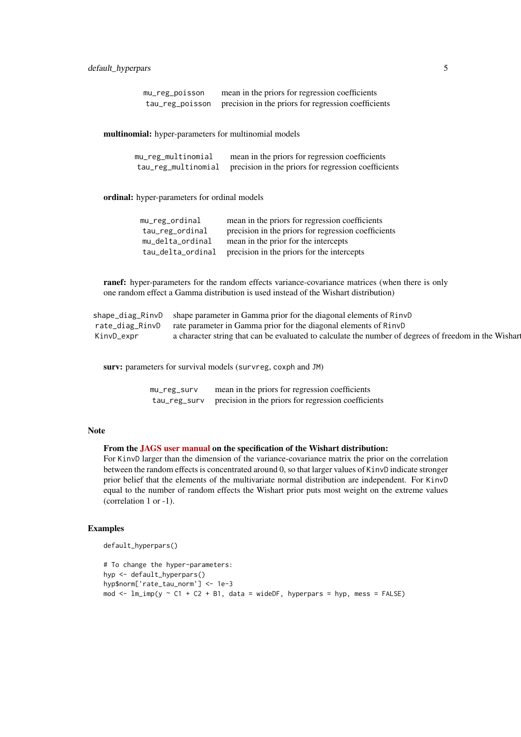| | |
|---|---|
| `mu_reg_poisson` | mean in the priors for regression coefficients |
| `tau_reg_poisson` | precision in the priors for regression coefficients |

**multinomial:** hyper-parameters for multinomial models

| | |
|---|---|
| `mu_reg_multinomial` | mean in the priors for regression coefficients |
| `tau_reg_multinomial` | precision in the priors for regression coefficients |

**ordinal:** hyper-parameters for ordinal models

| | |
|---|---|
| `mu_reg_ordinal` | mean in the priors for regression coefficients |
| `tau_reg_ordinal` | precision in the priors for regression coefficients |
| `mu_delta_ordinal` | mean in the prior for the intercepts |
| `tau_delta_ordinal` | precision in the priors for the intercepts |

**ranef:** hyper-parameters for the random effects variance-covariance matrices (when there is only one random effect a Gamma distribution is used instead of the Wishart distribution)

| | |
|---|---|
| `shape_diag_RinvD` | shape parameter in Gamma prior for the diagonal elements of `RinvD` |
| `rate_diag_RinvD` | rate parameter in Gamma prior for the diagonal elements of `RinvD` |
| `KinvD_expr` | a character string that can be evaluated to calculate the number of degrees of freedom in the Wishart |

**surv:** parameters for survival models (`survreg`, `coxph` and `JM`)

| | |
|---|---|
| `mu_reg_surv` | mean in the priors for regression coefficients |
| `tau_reg_surv` | precision in the priors for regression coefficients |

## Note

**From the JAGS user manual on the specification of the Wishart distribution:**
For `KinvD` larger than the dimension of the variance-covariance matrix the prior on the correlation between the random effects is concentrated around 0, so that larger values of `KinvD` indicate stronger prior belief that the elements of the multivariate normal distribution are independent. For `KinvD` equal to the number of random effects the Wishart prior puts most weight on the extreme values (correlation 1 or -1).

## Examples

```
default_hyperpars()

# To change the hyper-parameters:
hyp <- default_hyperpars()
hyp$norm['rate_tau_norm'] <- 1e-3
mod <- lm_imp(y ~ C1 + C2 + B1, data = wideDF, hyperpars = hyp, mess = FALSE)
```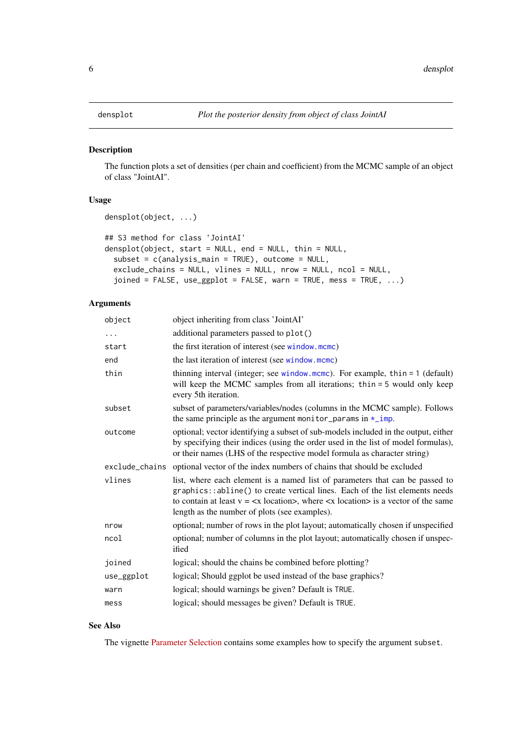# densplot — *Plot the posterior density from object of class JointAI*

## Description

The function plots a set of densities (per chain and coefficient) from the MCMC sample of an object of class "JointAI".

## Usage

```
densplot(object, ...)

## S3 method for class 'JointAI'
densplot(object, start = NULL, end = NULL, thin = NULL,
  subset = c(analysis_main = TRUE), outcome = NULL,
  exclude_chains = NULL, vlines = NULL, nrow = NULL, ncol = NULL,
  joined = FALSE, use_ggplot = FALSE, warn = TRUE, mess = TRUE, ...)
```

## Arguments

| | |
|---|---|
| `object` | object inheriting from class 'JointAI' |
| `...` | additional parameters passed to `plot()` |
| `start` | the first iteration of interest (see `window.mcmc`) |
| `end` | the last iteration of interest (see `window.mcmc`) |
| `thin` | thinning interval (integer; see `window.mcmc`). For example, `thin = 1` (default) will keep the MCMC samples from all iterations; `thin = 5` would only keep every 5th iteration. |
| `subset` | subset of parameters/variables/nodes (columns in the MCMC sample). Follows the same principle as the argument `monitor_params` in `*_imp`. |
| `outcome` | optional; vector identifying a subset of sub-models included in the output, either by specifying their indices (using the order used in the list of model formulas), or their names (LHS of the respective model formula as character string) |
| `exclude_chains` | optional vector of the index numbers of chains that should be excluded |
| `vlines` | list, where each element is a named list of parameters that can be passed to `graphics::abline()` to create vertical lines. Each of the list elements needs to contain at least v = <x location>, where <x location> is a vector of the same length as the number of plots (see examples). |
| `nrow` | optional; number of rows in the plot layout; automatically chosen if unspecified |
| `ncol` | optional; number of columns in the plot layout; automatically chosen if unspecified |
| `joined` | logical; should the chains be combined before plotting? |
| `use_ggplot` | logical; Should ggplot be used instead of the base graphics? |
| `warn` | logical; should warnings be given? Default is `TRUE`. |
| `mess` | logical; should messages be given? Default is `TRUE`. |

## See Also

The vignette Parameter Selection contains some examples how to specify the argument `subset`.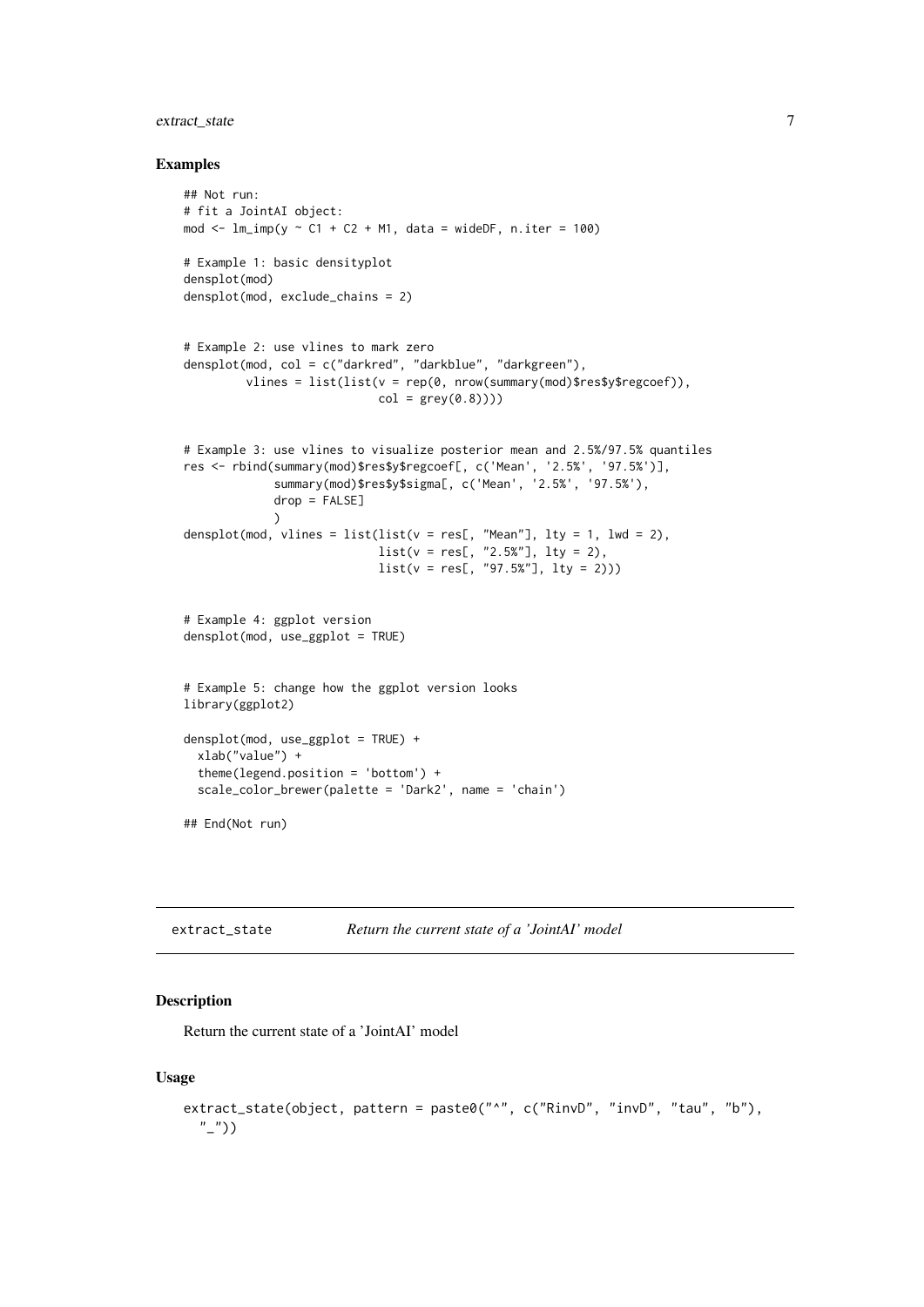## Examples

```
## Not run:
# fit a JointAI object:
mod <- lm_imp(y ~ C1 + C2 + M1, data = wideDF, n.iter = 100)

# Example 1: basic densityplot
densplot(mod)
densplot(mod, exclude_chains = 2)


# Example 2: use vlines to mark zero
densplot(mod, col = c("darkred", "darkblue", "darkgreen"),
         vlines = list(list(v = rep(0, nrow(summary(mod)$res$y$regcoef)),
                            col = grey(0.8))))


# Example 3: use vlines to visualize posterior mean and 2.5%/97.5% quantiles
res <- rbind(summary(mod)$res$y$regcoef[, c('Mean', '2.5%', '97.5%')],
             summary(mod)$res$y$sigma[, c('Mean', '2.5%', '97.5%'),
             drop = FALSE]
             )
densplot(mod, vlines = list(list(v = res[, "Mean"], lty = 1, lwd = 2),
                            list(v = res[, "2.5%"], lty = 2),
                            list(v = res[, "97.5%"], lty = 2)))


# Example 4: ggplot version
densplot(mod, use_ggplot = TRUE)


# Example 5: change how the ggplot version looks
library(ggplot2)

densplot(mod, use_ggplot = TRUE) +
  xlab("value") +
  theme(legend.position = 'bottom') +
  scale_color_brewer(palette = 'Dark2', name = 'chain')

## End(Not run)
```

---

# extract_state &nbsp;&nbsp;&nbsp; *Return the current state of a 'JointAI' model*

## Description

Return the current state of a 'JointAI' model

## Usage

```
extract_state(object, pattern = paste0("^", c("RinvD", "invD", "tau", "b"),
  "_"))
```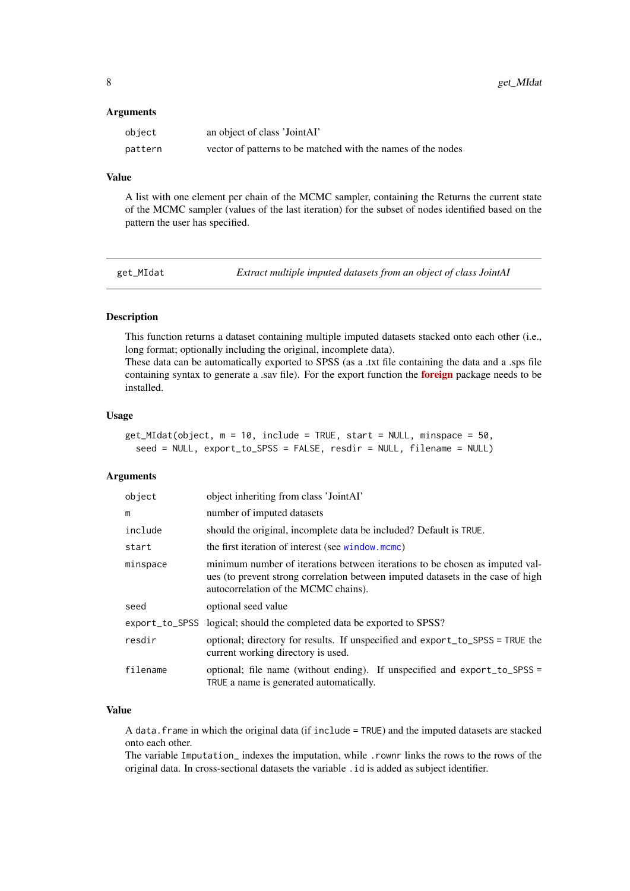### Arguments

| | |
|---|---|
| `object` | an object of class 'JointAI' |
| `pattern` | vector of patterns to be matched with the names of the nodes |

### Value

A list with one element per chain of the MCMC sampler, containing the Returns the current state of the MCMC sampler (values of the last iteration) for the subset of nodes identified based on the pattern the user has specified.

---

## get_MIdat — *Extract multiple imputed datasets from an object of class JointAI*

---

### Description

This function returns a dataset containing multiple imputed datasets stacked onto each other (i.e., long format; optionally including the original, incomplete data).
These data can be automatically exported to SPSS (as a .txt file containing the data and a .sps file containing syntax to generate a .sav file). For the export function the **foreign** package needs to be installed.

### Usage

```
get_MIdat(object, m = 10, include = TRUE, start = NULL, minspace = 50,
  seed = NULL, export_to_SPSS = FALSE, resdir = NULL, filename = NULL)
```

### Arguments

| | |
|---|---|
| `object` | object inheriting from class 'JointAI' |
| `m` | number of imputed datasets |
| `include` | should the original, incomplete data be included? Default is `TRUE`. |
| `start` | the first iteration of interest (see `window.mcmc`) |
| `minspace` | minimum number of iterations between iterations to be chosen as imputed values (to prevent strong correlation between imputed datasets in the case of high autocorrelation of the MCMC chains). |
| `seed` | optional seed value |
| `export_to_SPSS` | logical; should the completed data be exported to SPSS? |
| `resdir` | optional; directory for results. If unspecified and `export_to_SPSS = TRUE` the current working directory is used. |
| `filename` | optional; file name (without ending). If unspecified and `export_to_SPSS = TRUE` a name is generated automatically. |

### Value

A `data.frame` in which the original data (if `include = TRUE`) and the imputed datasets are stacked onto each other.
The variable `Imputation_` indexes the imputation, while `.rownr` links the rows to the rows of the original data. In cross-sectional datasets the variable `.id` is added as subject identifier.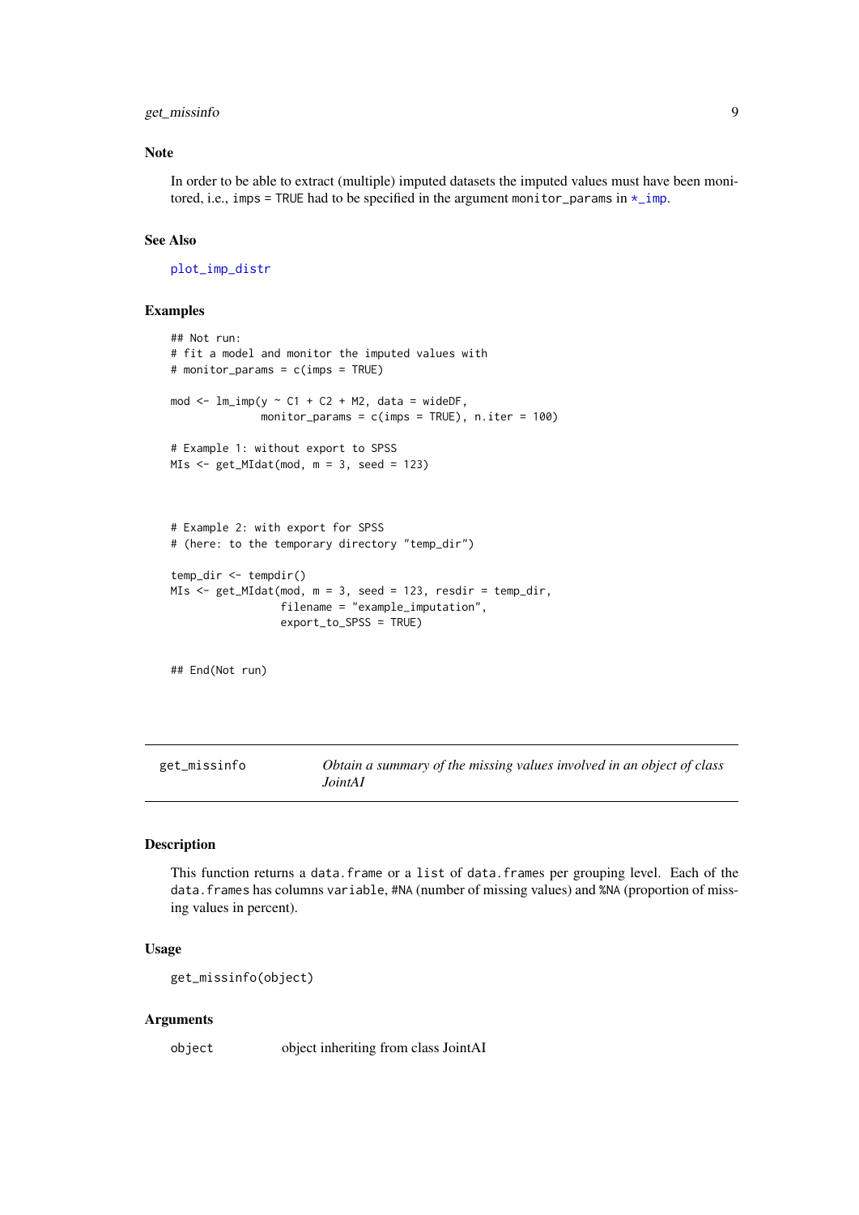### Note

In order to be able to extract (multiple) imputed datasets the imputed values must have been monitored, i.e., `imps = TRUE` had to be specified in the argument `monitor_params` in `*_imp`.

### See Also

`plot_imp_distr`

### Examples

```
## Not run:
# fit a model and monitor the imputed values with
# monitor_params = c(imps = TRUE)

mod <- lm_imp(y ~ C1 + C2 + M2, data = wideDF,
              monitor_params = c(imps = TRUE), n.iter = 100)

# Example 1: without export to SPSS
MIs <- get_MIdat(mod, m = 3, seed = 123)



# Example 2: with export for SPSS
# (here: to the temporary directory "temp_dir")

temp_dir <- tempdir()
MIs <- get_MIdat(mod, m = 3, seed = 123, resdir = temp_dir,
                 filename = "example_imputation",
                 export_to_SPSS = TRUE)


## End(Not run)
```

---

## get_missinfo — *Obtain a summary of the missing values involved in an object of class JointAI*

---

### Description

This function returns a `data.frame` or a `list` of `data.frame`s per grouping level. Each of the `data.frame`s has columns `variable`, `#NA` (number of missing values) and `%NA` (proportion of missing values in percent).

### Usage

```
get_missinfo(object)
```

### Arguments

| | |
|---|---|
| `object` | object inheriting from class JointAI |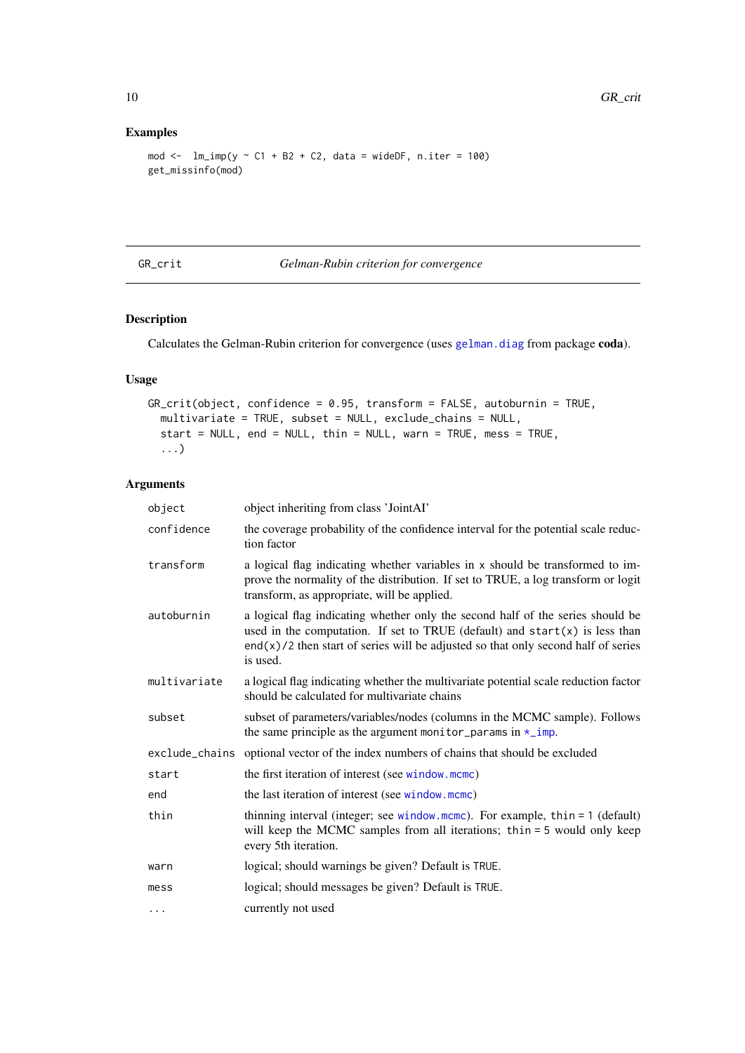### Examples

```
mod <-  lm_imp(y ~ C1 + B2 + C2, data = wideDF, n.iter = 100)
get_missinfo(mod)
```

---

## GR_crit — *Gelman-Rubin criterion for convergence*

### Description

Calculates the Gelman-Rubin criterion for convergence (uses gelman.diag from package **coda**).

### Usage

```
GR_crit(object, confidence = 0.95, transform = FALSE, autoburnin = TRUE,
  multivariate = TRUE, subset = NULL, exclude_chains = NULL,
  start = NULL, end = NULL, thin = NULL, warn = TRUE, mess = TRUE,
  ...)
```

### Arguments

| | |
|---|---|
| `object` | object inheriting from class 'JointAI' |
| `confidence` | the coverage probability of the confidence interval for the potential scale reduction factor |
| `transform` | a logical flag indicating whether variables in x should be transformed to improve the normality of the distribution. If set to TRUE, a log transform or logit transform, as appropriate, will be applied. |
| `autoburnin` | a logical flag indicating whether only the second half of the series should be used in the computation. If set to TRUE (default) and `start(x)` is less than `end(x)/2` then start of series will be adjusted so that only second half of series is used. |
| `multivariate` | a logical flag indicating whether the multivariate potential scale reduction factor should be calculated for multivariate chains |
| `subset` | subset of parameters/variables/nodes (columns in the MCMC sample). Follows the same principle as the argument `monitor_params` in `*_imp`. |
| `exclude_chains` | optional vector of the index numbers of chains that should be excluded |
| `start` | the first iteration of interest (see window.mcmc) |
| `end` | the last iteration of interest (see window.mcmc) |
| `thin` | thinning interval (integer; see window.mcmc). For example, `thin = 1` (default) will keep the MCMC samples from all iterations; `thin = 5` would only keep every 5th iteration. |
| `warn` | logical; should warnings be given? Default is `TRUE`. |
| `mess` | logical; should messages be given? Default is `TRUE`. |
| `...` | currently not used |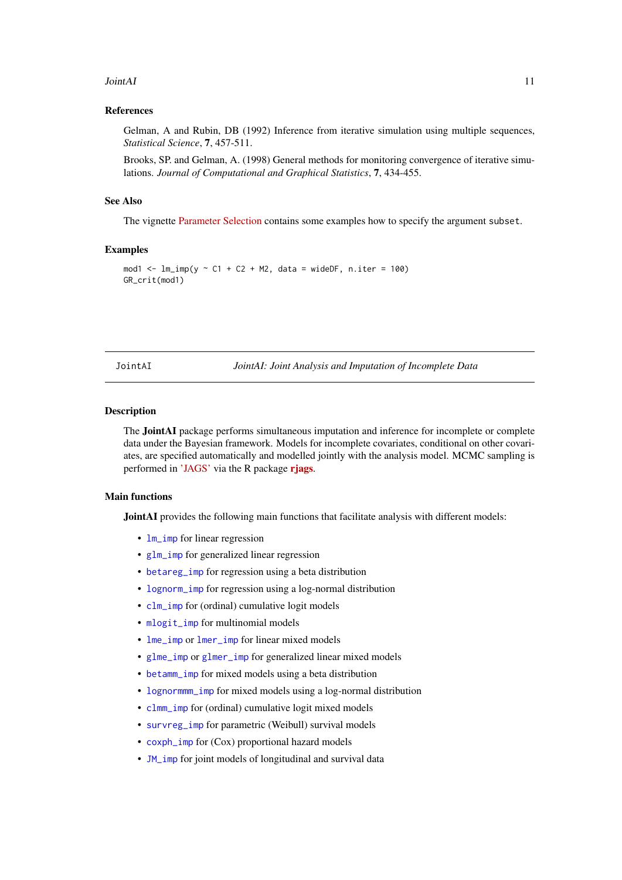### References

Gelman, A and Rubin, DB (1992) Inference from iterative simulation using multiple sequences, *Statistical Science*, **7**, 457-511.

Brooks, SP. and Gelman, A. (1998) General methods for monitoring convergence of iterative simulations. *Journal of Computational and Graphical Statistics*, **7**, 434-455.

### See Also

The vignette Parameter Selection contains some examples how to specify the argument `subset`.

### Examples

```
mod1 <- lm_imp(y ~ C1 + C2 + M2, data = wideDF, n.iter = 100)
GR_crit(mod1)
```

---

## JointAI — *JointAI: Joint Analysis and Imputation of Incomplete Data*

### Description

The **JointAI** package performs simultaneous imputation and inference for incomplete or complete data under the Bayesian framework. Models for incomplete covariates, conditional on other covariates, are specified automatically and modelled jointly with the analysis model. MCMC sampling is performed in 'JAGS' via the R package **rjags**.

### Main functions

**JointAI** provides the following main functions that facilitate analysis with different models:

- `lm_imp` for linear regression
- `glm_imp` for generalized linear regression
- `betareg_imp` for regression using a beta distribution
- `lognorm_imp` for regression using a log-normal distribution
- `clm_imp` for (ordinal) cumulative logit models
- `mlogit_imp` for multinomial models
- `lme_imp` or `lmer_imp` for linear mixed models
- `glme_imp` or `glmer_imp` for generalized linear mixed models
- `betamm_imp` for mixed models using a beta distribution
- `lognormmm_imp` for mixed models using a log-normal distribution
- `clmm_imp` for (ordinal) cumulative logit mixed models
- `survreg_imp` for parametric (Weibull) survival models
- `coxph_imp` for (Cox) proportional hazard models
- `JM_imp` for joint models of longitudinal and survival data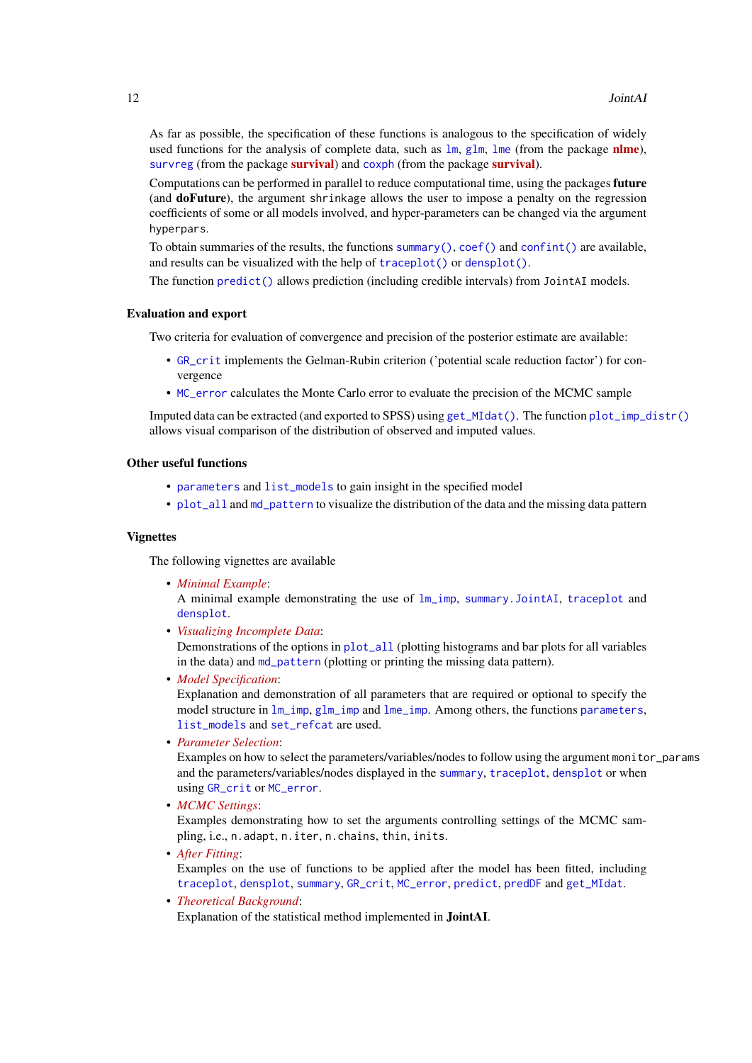As far as possible, the specification of these functions is analogous to the specification of widely used functions for the analysis of complete data, such as `lm`, `glm`, `lme` (from the package **nlme**), `survreg` (from the package **survival**) and `coxph` (from the package **survival**).

Computations can be performed in parallel to reduce computational time, using the packages **future** (and **doFuture**), the argument `shrinkage` allows the user to impose a penalty on the regression coefficients of some or all models involved, and hyper-parameters can be changed via the argument `hyperpars`.

To obtain summaries of the results, the functions `summary()`, `coef()` and `confint()` are available, and results can be visualized with the help of `traceplot()` or `densplot()`.

The function `predict()` allows prediction (including credible intervals) from `JointAI` models.

### Evaluation and export

Two criteria for evaluation of convergence and precision of the posterior estimate are available:

- `GR_crit` implements the Gelman-Rubin criterion ('potential scale reduction factor') for convergence
- `MC_error` calculates the Monte Carlo error to evaluate the precision of the MCMC sample

Imputed data can be extracted (and exported to SPSS) using `get_MIdat()`. The function `plot_imp_distr()` allows visual comparison of the distribution of observed and imputed values.

### Other useful functions

- `parameters` and `list_models` to gain insight in the specified model
- `plot_all` and `md_pattern` to visualize the distribution of the data and the missing data pattern

### Vignettes

The following vignettes are available

- *Minimal Example*:
  A minimal example demonstrating the use of `lm_imp`, `summary.JointAI`, `traceplot` and `densplot`.
- *Visualizing Incomplete Data*:
  Demonstrations of the options in `plot_all` (plotting histograms and bar plots for all variables in the data) and `md_pattern` (plotting or printing the missing data pattern).
- *Model Specification*:
  Explanation and demonstration of all parameters that are required or optional to specify the model structure in `lm_imp`, `glm_imp` and `lme_imp`. Among others, the functions `parameters`, `list_models` and `set_refcat` are used.
- *Parameter Selection*:
  Examples on how to select the parameters/variables/nodes to follow using the argument `monitor_params` and the parameters/variables/nodes displayed in the `summary`, `traceplot`, `densplot` or when using `GR_crit` or `MC_error`.
- *MCMC Settings*:
  Examples demonstrating how to set the arguments controlling settings of the MCMC sampling, i.e., `n.adapt`, `n.iter`, `n.chains`, `thin`, `inits`.
- *After Fitting*:
  Examples on the use of functions to be applied after the model has been fitted, including `traceplot`, `densplot`, `summary`, `GR_crit`, `MC_error`, `predict`, `predDF` and `get_MIdat`.
- *Theoretical Background*:
  Explanation of the statistical method implemented in **JointAI**.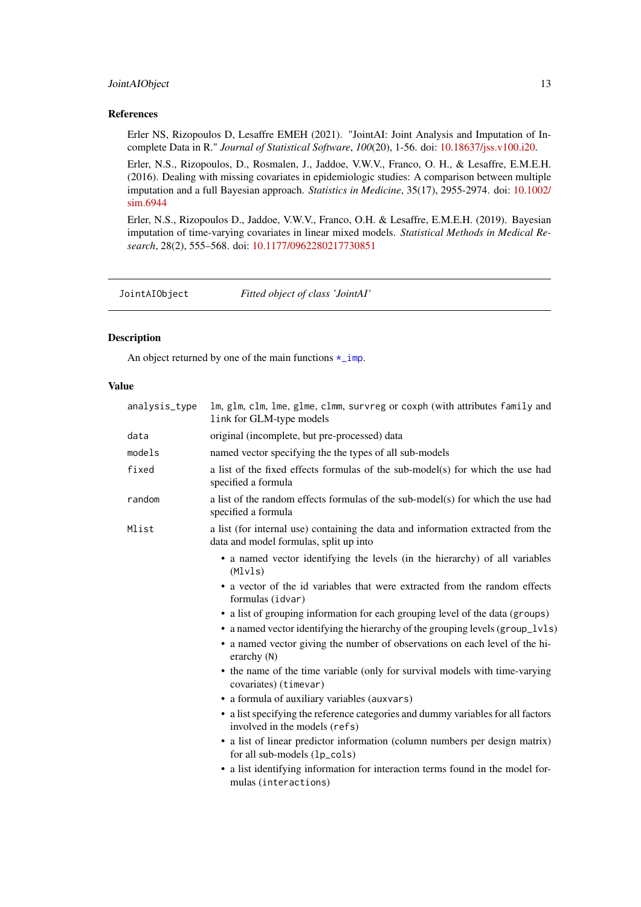### References

Erler NS, Rizopoulos D, Lesaffre EMEH (2021). "JointAI: Joint Analysis and Imputation of Incomplete Data in R." *Journal of Statistical Software*, *100*(20), 1-56. doi: 10.18637/jss.v100.i20.

Erler, N.S., Rizopoulos, D., Rosmalen, J., Jaddoe, V.W.V., Franco, O. H., & Lesaffre, E.M.E.H. (2016). Dealing with missing covariates in epidemiologic studies: A comparison between multiple imputation and a full Bayesian approach. *Statistics in Medicine*, 35(17), 2955-2974. doi: 10.1002/sim.6944

Erler, N.S., Rizopoulos D., Jaddoe, V.W.V., Franco, O.H. & Lesaffre, E.M.E.H. (2019). Bayesian imputation of time-varying covariates in linear mixed models. *Statistical Methods in Medical Research*, 28(2), 555–568. doi: 10.1177/0962280217730851

---

## JointAIObject — *Fitted object of class 'JointAI'*

### Description

An object returned by one of the main functions `*_imp`.

### Value

`analysis_type`
: `lm`, `glm`, `clm`, `lme`, `glme`, `clmm`, `survreg` or `coxph` (with attributes `family` and `link` for GLM-type models)

`data`
: original (incomplete, but pre-processed) data

`models`
: named vector specifying the the types of all sub-models

`fixed`
: a list of the fixed effects formulas of the sub-model(s) for which the use had specified a formula

`random`
: a list of the random effects formulas of the sub-model(s) for which the use had specified a formula

`Mlist`
: a list (for internal use) containing the data and information extracted from the data and model formulas, split up into

- a named vector identifying the levels (in the hierarchy) of all variables (`Mlvls`)
- a vector of the id variables that were extracted from the random effects formulas (`idvar`)
- a list of grouping information for each grouping level of the data (`groups`)
- a named vector identifying the hierarchy of the grouping levels (`group_lvls`)
- a named vector giving the number of observations on each level of the hierarchy (`N`)
- the name of the time variable (only for survival models with time-varying covariates) (`timevar`)
- a formula of auxiliary variables (`auxvars`)
- a list specifying the reference categories and dummy variables for all factors involved in the models (`refs`)
- a list of linear predictor information (column numbers per design matrix) for all sub-models (`lp_cols`)
- a list identifying information for interaction terms found in the model formulas (`interactions`)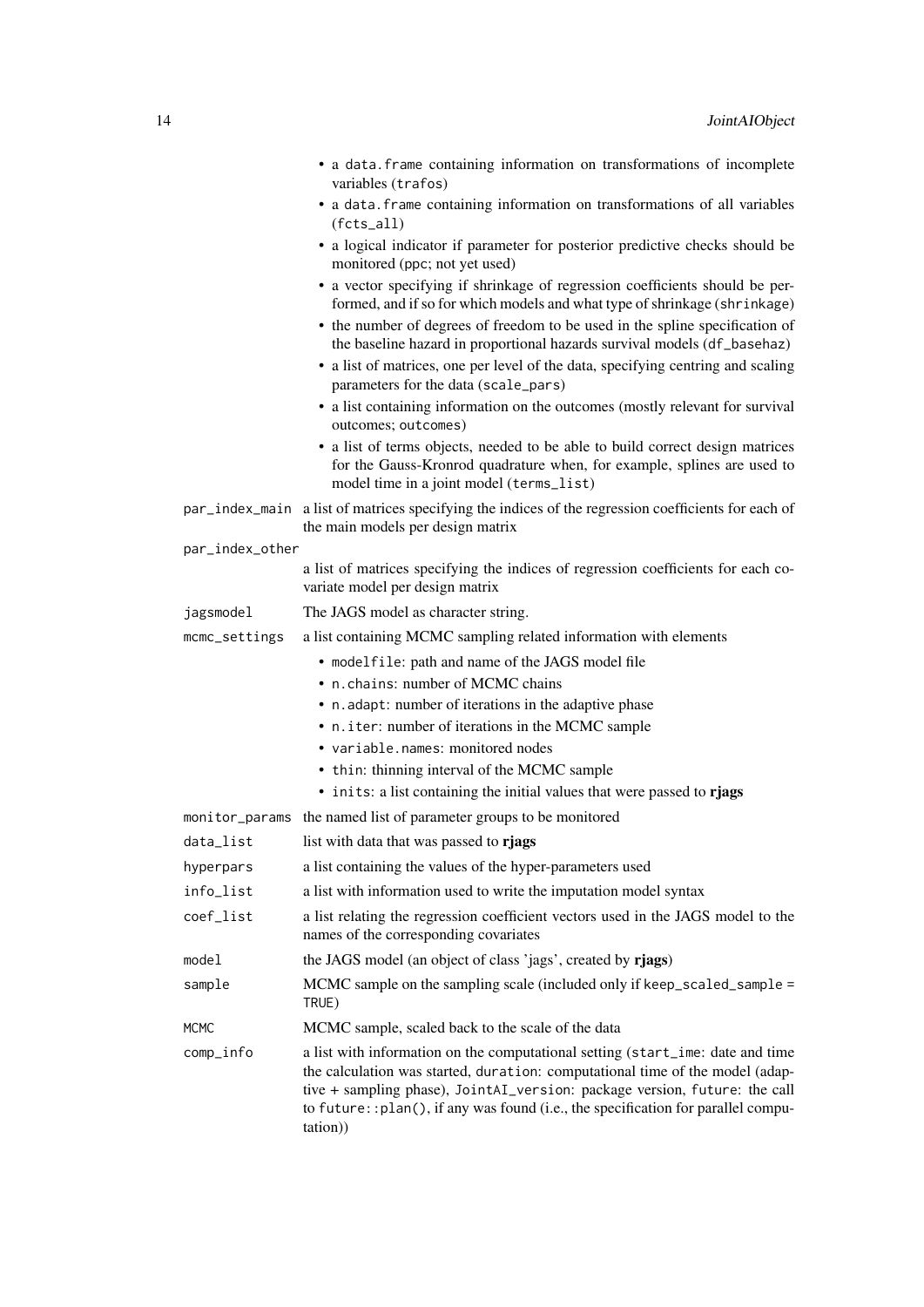- a `data.frame` containing information on transformations of incomplete variables (`trafos`)
- a `data.frame` containing information on transformations of all variables (`fcts_all`)
- a logical indicator if parameter for posterior predictive checks should be monitored (`ppc`; not yet used)
- a vector specifying if shrinkage of regression coefficients should be performed, and if so for which models and what type of shrinkage (`shrinkage`)
- the number of degrees of freedom to be used in the spline specification of the baseline hazard in proportional hazards survival models (`df_basehaz`)
- a list of matrices, one per level of the data, specifying centring and scaling parameters for the data (`scale_pars`)
- a list containing information on the outcomes (mostly relevant for survival outcomes; `outcomes`)
- a list of terms objects, needed to be able to build correct design matrices for the Gauss-Kronrod quadrature when, for example, splines are used to model time in a joint model (`terms_list`)

`par_index_main` a list of matrices specifying the indices of the regression coefficients for each of the main models per design matrix

`par_index_other` a list of matrices specifying the indices of regression coefficients for each covariate model per design matrix

`jagsmodel` The JAGS model as character string.

`mcmc_settings` a list containing MCMC sampling related information with elements

- `modelfile`: path and name of the JAGS model file
- `n.chains`: number of MCMC chains
- `n.adapt`: number of iterations in the adaptive phase
- `n.iter`: number of iterations in the MCMC sample
- `variable.names`: monitored nodes
- `thin`: thinning interval of the MCMC sample
- `inits`: a list containing the initial values that were passed to **rjags**

`monitor_params` the named list of parameter groups to be monitored

`data_list` list with data that was passed to **rjags**

`hyperpars` a list containing the values of the hyper-parameters used

`info_list` a list with information used to write the imputation model syntax

`coef_list` a list relating the regression coefficient vectors used in the JAGS model to the names of the corresponding covariates

`model` the JAGS model (an object of class 'jags', created by **rjags**)

`sample` MCMC sample on the sampling scale (included only if `keep_scaled_sample = TRUE`)

`MCMC` MCMC sample, scaled back to the scale of the data

`comp_info` a list with information on the computational setting (`start_ime`: date and time the calculation was started, `duration`: computational time of the model (adaptive + sampling phase), `JointAI_version`: package version, `future`: the call to `future::plan()`, if any was found (i.e., the specification for parallel computation))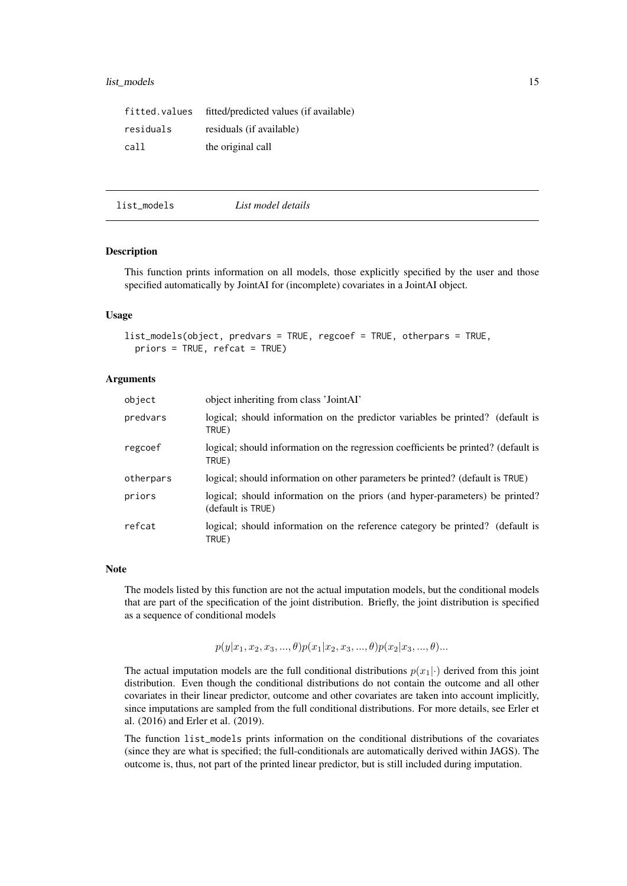| | |
|---|---|
| `fitted.values` | fitted/predicted values (if available) |
| `residuals` | residuals (if available) |
| `call` | the original call |

---

## list_models — *List model details*

### Description

This function prints information on all models, those explicitly specified by the user and those specified automatically by JointAI for (incomplete) covariates in a JointAI object.

### Usage

```
list_models(object, predvars = TRUE, regcoef = TRUE, otherpars = TRUE,
  priors = TRUE, refcat = TRUE)
```

### Arguments

| | |
|---|---|
| `object` | object inheriting from class 'JointAI' |
| `predvars` | logical; should information on the predictor variables be printed? (default is `TRUE`) |
| `regcoef` | logical; should information on the regression coefficients be printed? (default is `TRUE`) |
| `otherpars` | logical; should information on other parameters be printed? (default is `TRUE`) |
| `priors` | logical; should information on the priors (and hyper-parameters) be printed? (default is `TRUE`) |
| `refcat` | logical; should information on the reference category be printed? (default is `TRUE`) |

### Note

The models listed by this function are not the actual imputation models, but the conditional models that are part of the specification of the joint distribution. Briefly, the joint distribution is specified as a sequence of conditional models

$$p(y|x_1, x_2, x_3, ..., \theta)p(x_1|x_2, x_3, ..., \theta)p(x_2|x_3, ..., \theta)...$$

The actual imputation models are the full conditional distributions $p(x_1|\cdot)$ derived from this joint distribution. Even though the conditional distributions do not contain the outcome and all other covariates in their linear predictor, outcome and other covariates are taken into account implicitly, since imputations are sampled from the full conditional distributions. For more details, see Erler et al. (2016) and Erler et al. (2019).

The function `list_models` prints information on the conditional distributions of the covariates (since they are what is specified; the full-conditionals are automatically derived within JAGS). The outcome is, thus, not part of the printed linear predictor, but is still included during imputation.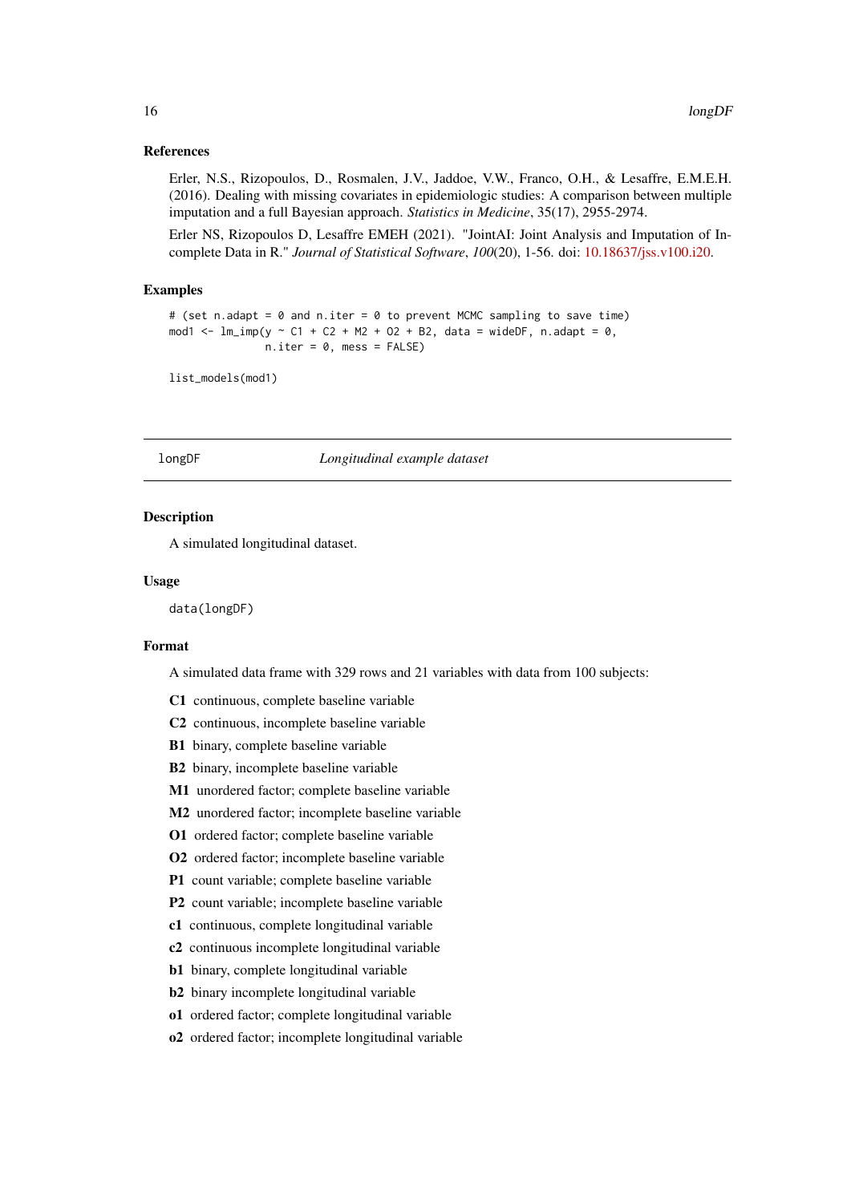### References

Erler, N.S., Rizopoulos, D., Rosmalen, J.V., Jaddoe, V.W., Franco, O.H., & Lesaffre, E.M.E.H. (2016). Dealing with missing covariates in epidemiologic studies: A comparison between multiple imputation and a full Bayesian approach. *Statistics in Medicine*, 35(17), 2955-2974.

Erler NS, Rizopoulos D, Lesaffre EMEH (2021). "JointAI: Joint Analysis and Imputation of Incomplete Data in R." *Journal of Statistical Software*, *100*(20), 1-56. doi: 10.18637/jss.v100.i20.

### Examples

```
# (set n.adapt = 0 and n.iter = 0 to prevent MCMC sampling to save time)
mod1 <- lm_imp(y ~ C1 + C2 + M2 + O2 + B2, data = wideDF, n.adapt = 0,
               n.iter = 0, mess = FALSE)

list_models(mod1)
```

---

## longDF — *Longitudinal example dataset*

### Description

A simulated longitudinal dataset.

### Usage

```
data(longDF)
```

### Format

A simulated data frame with 329 rows and 21 variables with data from 100 subjects:

- **C1** continuous, complete baseline variable
- **C2** continuous, incomplete baseline variable
- **B1** binary, complete baseline variable
- **B2** binary, incomplete baseline variable
- **M1** unordered factor; complete baseline variable
- **M2** unordered factor; incomplete baseline variable
- **O1** ordered factor; complete baseline variable
- **O2** ordered factor; incomplete baseline variable
- **P1** count variable; complete baseline variable
- **P2** count variable; incomplete baseline variable
- **c1** continuous, complete longitudinal variable
- **c2** continuous incomplete longitudinal variable
- **b1** binary, complete longitudinal variable
- **b2** binary incomplete longitudinal variable
- **o1** ordered factor; complete longitudinal variable
- **o2** ordered factor; incomplete longitudinal variable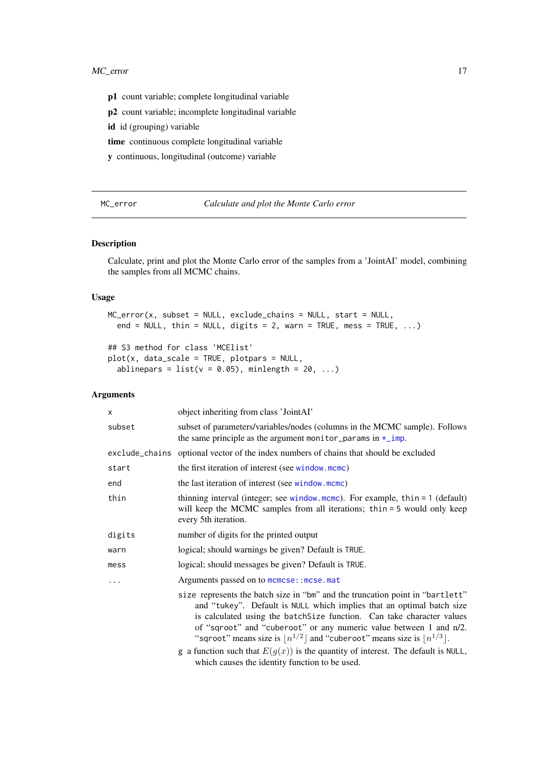**p1** count variable; complete longitudinal variable

**p2** count variable; incomplete longitudinal variable

**id** id (grouping) variable

**time** continuous complete longitudinal variable

**y** continuous, longitudinal (outcome) variable

---

## MC_error — *Calculate and plot the Monte Carlo error*

---

### Description

Calculate, print and plot the Monte Carlo error of the samples from a 'JointAI' model, combining the samples from all MCMC chains.

### Usage

```
MC_error(x, subset = NULL, exclude_chains = NULL, start = NULL,
  end = NULL, thin = NULL, digits = 2, warn = TRUE, mess = TRUE, ...)

## S3 method for class 'MCElist'
plot(x, data_scale = TRUE, plotpars = NULL,
  ablinepars = list(v = 0.05), minlength = 20, ...)
```

### Arguments

| | |
|---|---|
| `x` | object inheriting from class 'JointAI' |
| `subset` | subset of parameters/variables/nodes (columns in the MCMC sample). Follows the same principle as the argument `monitor_params` in `*_imp`. |
| `exclude_chains` | optional vector of the index numbers of chains that should be excluded |
| `start` | the first iteration of interest (see `window.mcmc`) |
| `end` | the last iteration of interest (see `window.mcmc`) |
| `thin` | thinning interval (integer; see `window.mcmc`). For example, `thin = 1` (default) will keep the MCMC samples from all iterations; `thin = 5` would only keep every 5th iteration. |
| `digits` | number of digits for the printed output |
| `warn` | logical; should warnings be given? Default is `TRUE`. |
| `mess` | logical; should messages be given? Default is `TRUE`. |
| `...` | Arguments passed on to `mcmcse::mcse.mat`<br>`size` represents the batch size in "bm" and the truncation point in "`bartlett`" and "`tukey`". Default is `NULL` which implies that an optimal batch size is calculated using the `batchSize` function. Can take character values of "`sqroot`" and "`cuberoot`" or any numeric value between 1 and n/2. "`sqroot`" means size is $\lfloor n^{1/2} \rfloor$ and "`cuberoot`" means size is $\lfloor n^{1/3} \rfloor$.<br>`g` a function such that $E(g(x))$ is the quantity of interest. The default is `NULL`, which causes the identity function to be used. |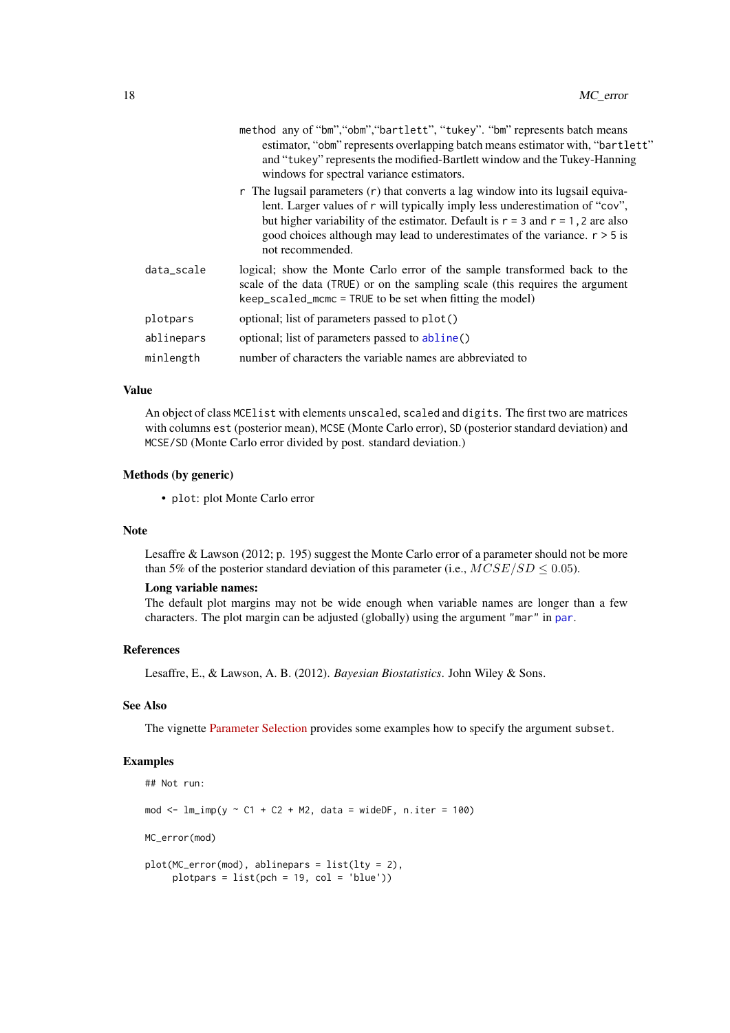method any of "bm","obm","bartlett", "tukey". "bm" represents batch means estimator, "obm" represents overlapping batch means estimator with, "bartlett" and "tukey" represents the modified-Bartlett window and the Tukey-Hanning windows for spectral variance estimators.

r The lugsail parameters (r) that converts a lag window into its lugsail equivalent. Larger values of r will typically imply less underestimation of "cov", but higher variability of the estimator. Default is r = 3 and r = 1,2 are also good choices although may lead to underestimates of the variance. r > 5 is not recommended.

| | |
|---|---|
| data_scale | logical; show the Monte Carlo error of the sample transformed back to the scale of the data (TRUE) or on the sampling scale (this requires the argument keep_scaled_mcmc = TRUE to be set when fitting the model) |
| plotpars | optional; list of parameters passed to plot() |
| ablinepars | optional; list of parameters passed to abline() |
| minlength | number of characters the variable names are abbreviated to |

## Value

An object of class MCElist with elements unscaled, scaled and digits. The first two are matrices with columns est (posterior mean), MCSE (Monte Carlo error), SD (posterior standard deviation) and MCSE/SD (Monte Carlo error divided by post. standard deviation.)

## Methods (by generic)

- plot: plot Monte Carlo error

## Note

Lesaffre & Lawson (2012; p. 195) suggest the Monte Carlo error of a parameter should not be more than 5% of the posterior standard deviation of this parameter (i.e., $MCSE/SD \leq 0.05$).

**Long variable names:**

The default plot margins may not be wide enough when variable names are longer than a few characters. The plot margin can be adjusted (globally) using the argument "mar" in par.

## References

Lesaffre, E., & Lawson, A. B. (2012). *Bayesian Biostatistics*. John Wiley & Sons.

## See Also

The vignette Parameter Selection provides some examples how to specify the argument subset.

## Examples

```
## Not run:

mod <- lm_imp(y ~ C1 + C2 + M2, data = wideDF, n.iter = 100)

MC_error(mod)

plot(MC_error(mod), ablinepars = list(lty = 2),
     plotpars = list(pch = 19, col = 'blue'))
```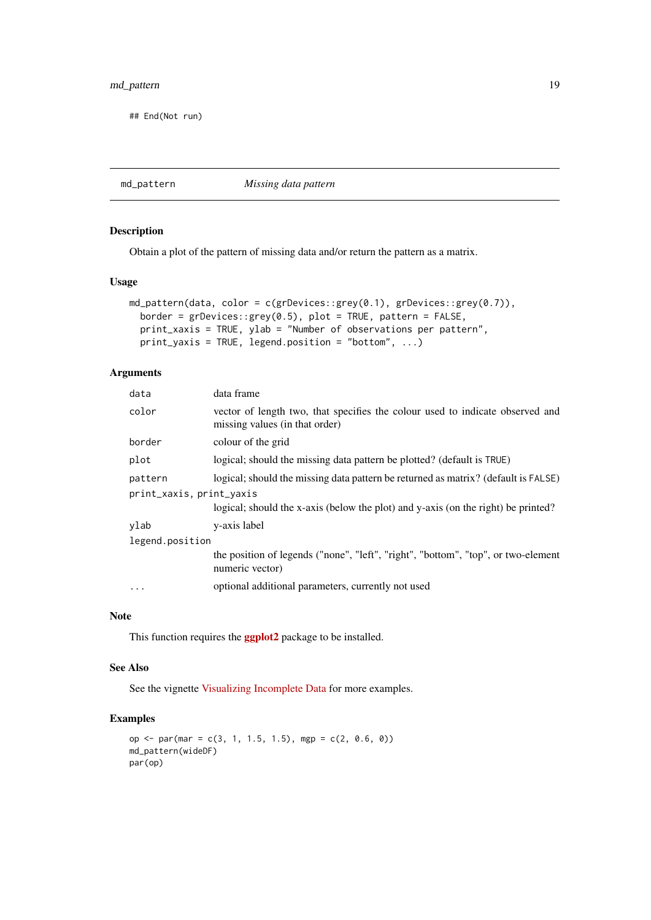```
## End(Not run)
```

---

## md_pattern *Missing data pattern*

---

### Description

Obtain a plot of the pattern of missing data and/or return the pattern as a matrix.

### Usage

```
md_pattern(data, color = c(grDevices::grey(0.1), grDevices::grey(0.7)),
  border = grDevices::grey(0.5), plot = TRUE, pattern = FALSE,
  print_xaxis = TRUE, ylab = "Number of observations per pattern",
  print_yaxis = TRUE, legend.position = "bottom", ...)
```

### Arguments

| | |
|---|---|
| `data` | data frame |
| `color` | vector of length two, that specifies the colour used to indicate observed and missing values (in that order) |
| `border` | colour of the grid |
| `plot` | logical; should the missing data pattern be plotted? (default is `TRUE`) |
| `pattern` | logical; should the missing data pattern be returned as matrix? (default is `FALSE`) |
| `print_xaxis, print_yaxis` | logical; should the x-axis (below the plot) and y-axis (on the right) be printed? |
| `ylab` | y-axis label |
| `legend.position` | the position of legends ("none", "left", "right", "bottom", "top", or two-element numeric vector) |
| `...` | optional additional parameters, currently not used |

### Note

This function requires the **ggplot2** package to be installed.

### See Also

See the vignette Visualizing Incomplete Data for more examples.

### Examples

```
op <- par(mar = c(3, 1, 1.5, 1.5), mgp = c(2, 0.6, 0))
md_pattern(wideDF)
par(op)
```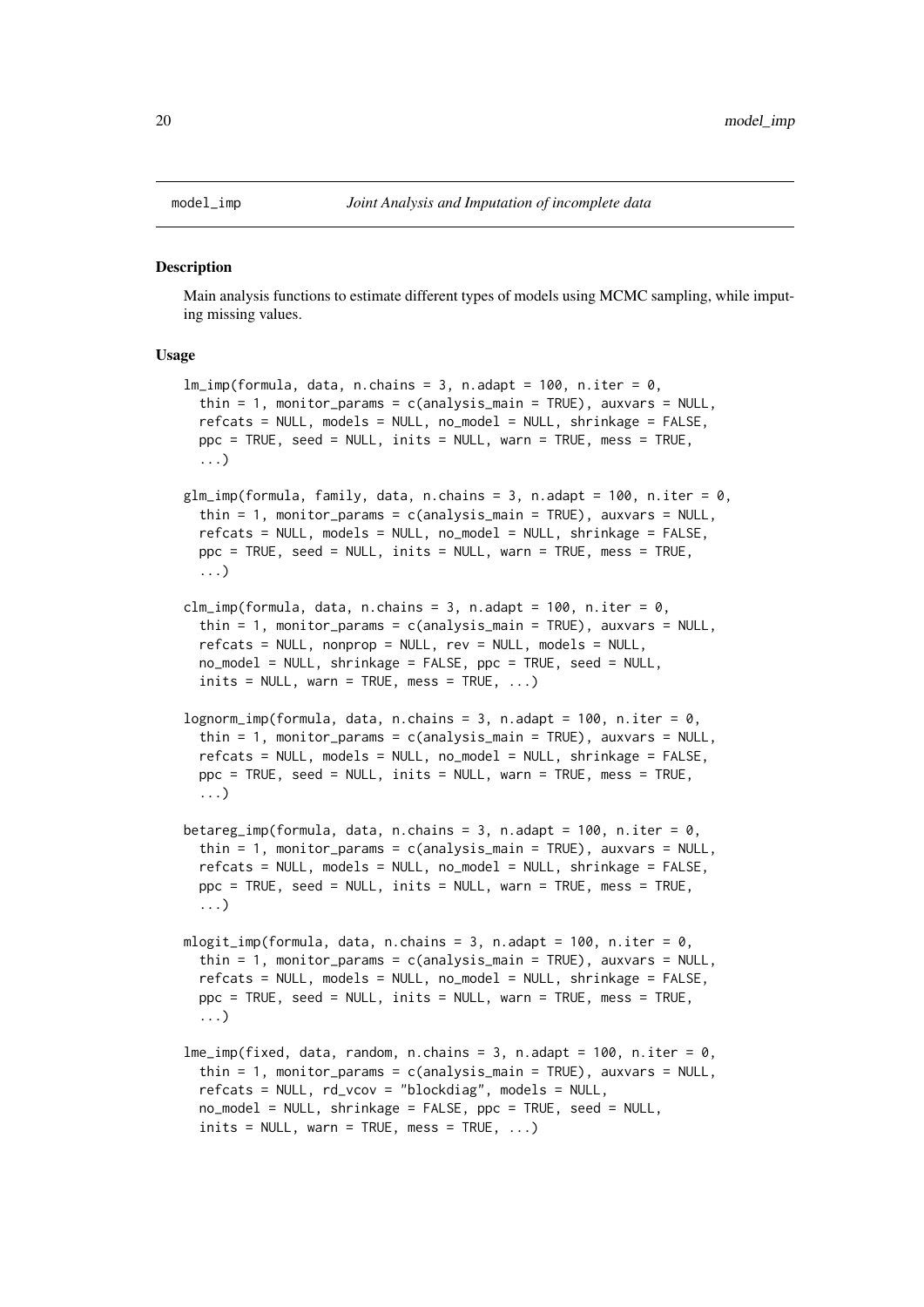# model_imp — *Joint Analysis and Imputation of incomplete data*

## Description

Main analysis functions to estimate different types of models using MCMC sampling, while imputing missing values.

## Usage

```
lm_imp(formula, data, n.chains = 3, n.adapt = 100, n.iter = 0,
  thin = 1, monitor_params = c(analysis_main = TRUE), auxvars = NULL,
  refcats = NULL, models = NULL, no_model = NULL, shrinkage = FALSE,
  ppc = TRUE, seed = NULL, inits = NULL, warn = TRUE, mess = TRUE,
  ...)

glm_imp(formula, family, data, n.chains = 3, n.adapt = 100, n.iter = 0,
  thin = 1, monitor_params = c(analysis_main = TRUE), auxvars = NULL,
  refcats = NULL, models = NULL, no_model = NULL, shrinkage = FALSE,
  ppc = TRUE, seed = NULL, inits = NULL, warn = TRUE, mess = TRUE,
  ...)

clm_imp(formula, data, n.chains = 3, n.adapt = 100, n.iter = 0,
  thin = 1, monitor_params = c(analysis_main = TRUE), auxvars = NULL,
  refcats = NULL, nonprop = NULL, rev = NULL, models = NULL,
  no_model = NULL, shrinkage = FALSE, ppc = TRUE, seed = NULL,
  inits = NULL, warn = TRUE, mess = TRUE, ...)

lognorm_imp(formula, data, n.chains = 3, n.adapt = 100, n.iter = 0,
  thin = 1, monitor_params = c(analysis_main = TRUE), auxvars = NULL,
  refcats = NULL, models = NULL, no_model = NULL, shrinkage = FALSE,
  ppc = TRUE, seed = NULL, inits = NULL, warn = TRUE, mess = TRUE,
  ...)

betareg_imp(formula, data, n.chains = 3, n.adapt = 100, n.iter = 0,
  thin = 1, monitor_params = c(analysis_main = TRUE), auxvars = NULL,
  refcats = NULL, models = NULL, no_model = NULL, shrinkage = FALSE,
  ppc = TRUE, seed = NULL, inits = NULL, warn = TRUE, mess = TRUE,
  ...)

mlogit_imp(formula, data, n.chains = 3, n.adapt = 100, n.iter = 0,
  thin = 1, monitor_params = c(analysis_main = TRUE), auxvars = NULL,
  refcats = NULL, models = NULL, no_model = NULL, shrinkage = FALSE,
  ppc = TRUE, seed = NULL, inits = NULL, warn = TRUE, mess = TRUE,
  ...)

lme_imp(fixed, data, random, n.chains = 3, n.adapt = 100, n.iter = 0,
  thin = 1, monitor_params = c(analysis_main = TRUE), auxvars = NULL,
  refcats = NULL, rd_vcov = "blockdiag", models = NULL,
  no_model = NULL, shrinkage = FALSE, ppc = TRUE, seed = NULL,
  inits = NULL, warn = TRUE, mess = TRUE, ...)
```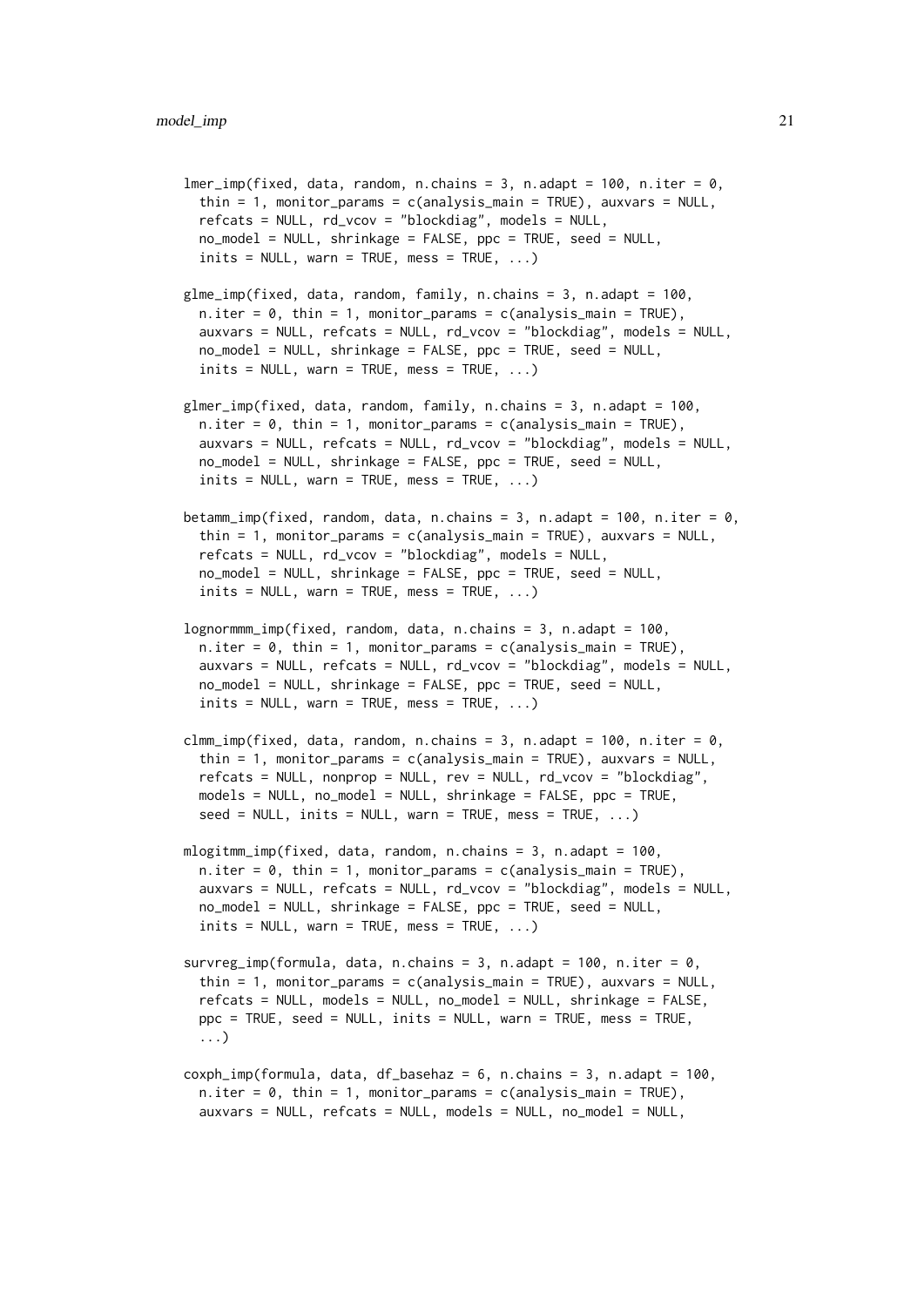```
lmer_imp(fixed, data, random, n.chains = 3, n.adapt = 100, n.iter = 0,
  thin = 1, monitor_params = c(analysis_main = TRUE), auxvars = NULL,
  refcats = NULL, rd_vcov = "blockdiag", models = NULL,
  no_model = NULL, shrinkage = FALSE, ppc = TRUE, seed = NULL,
  inits = NULL, warn = TRUE, mess = TRUE, ...)

glme_imp(fixed, data, random, family, n.chains = 3, n.adapt = 100,
  n.iter = 0, thin = 1, monitor_params = c(analysis_main = TRUE),
  auxvars = NULL, refcats = NULL, rd_vcov = "blockdiag", models = NULL,
  no_model = NULL, shrinkage = FALSE, ppc = TRUE, seed = NULL,
  inits = NULL, warn = TRUE, mess = TRUE, ...)

glmer_imp(fixed, data, random, family, n.chains = 3, n.adapt = 100,
  n.iter = 0, thin = 1, monitor_params = c(analysis_main = TRUE),
  auxvars = NULL, refcats = NULL, rd_vcov = "blockdiag", models = NULL,
  no_model = NULL, shrinkage = FALSE, ppc = TRUE, seed = NULL,
  inits = NULL, warn = TRUE, mess = TRUE, ...)

betamm_imp(fixed, random, data, n.chains = 3, n.adapt = 100, n.iter = 0,
  thin = 1, monitor_params = c(analysis_main = TRUE), auxvars = NULL,
  refcats = NULL, rd_vcov = "blockdiag", models = NULL,
  no_model = NULL, shrinkage = FALSE, ppc = TRUE, seed = NULL,
  inits = NULL, warn = TRUE, mess = TRUE, ...)

lognormmm_imp(fixed, random, data, n.chains = 3, n.adapt = 100,
  n.iter = 0, thin = 1, monitor_params = c(analysis_main = TRUE),
  auxvars = NULL, refcats = NULL, rd_vcov = "blockdiag", models = NULL,
  no_model = NULL, shrinkage = FALSE, ppc = TRUE, seed = NULL,
  inits = NULL, warn = TRUE, mess = TRUE, ...)

clmm_imp(fixed, data, random, n.chains = 3, n.adapt = 100, n.iter = 0,
  thin = 1, monitor_params = c(analysis_main = TRUE), auxvars = NULL,
  refcats = NULL, nonprop = NULL, rev = NULL, rd_vcov = "blockdiag",
  models = NULL, no_model = NULL, shrinkage = FALSE, ppc = TRUE,
  seed = NULL, inits = NULL, warn = TRUE, mess = TRUE, ...)

mlogitmm_imp(fixed, data, random, n.chains = 3, n.adapt = 100,
  n.iter = 0, thin = 1, monitor_params = c(analysis_main = TRUE),
  auxvars = NULL, refcats = NULL, rd_vcov = "blockdiag", models = NULL,
  no_model = NULL, shrinkage = FALSE, ppc = TRUE, seed = NULL,
  inits = NULL, warn = TRUE, mess = TRUE, ...)

survreg_imp(formula, data, n.chains = 3, n.adapt = 100, n.iter = 0,
  thin = 1, monitor_params = c(analysis_main = TRUE), auxvars = NULL,
  refcats = NULL, models = NULL, no_model = NULL, shrinkage = FALSE,
  ppc = TRUE, seed = NULL, inits = NULL, warn = TRUE, mess = TRUE,
  ...)

coxph_imp(formula, data, df_basehaz = 6, n.chains = 3, n.adapt = 100,
  n.iter = 0, thin = 1, monitor_params = c(analysis_main = TRUE),
  auxvars = NULL, refcats = NULL, models = NULL, no_model = NULL,
```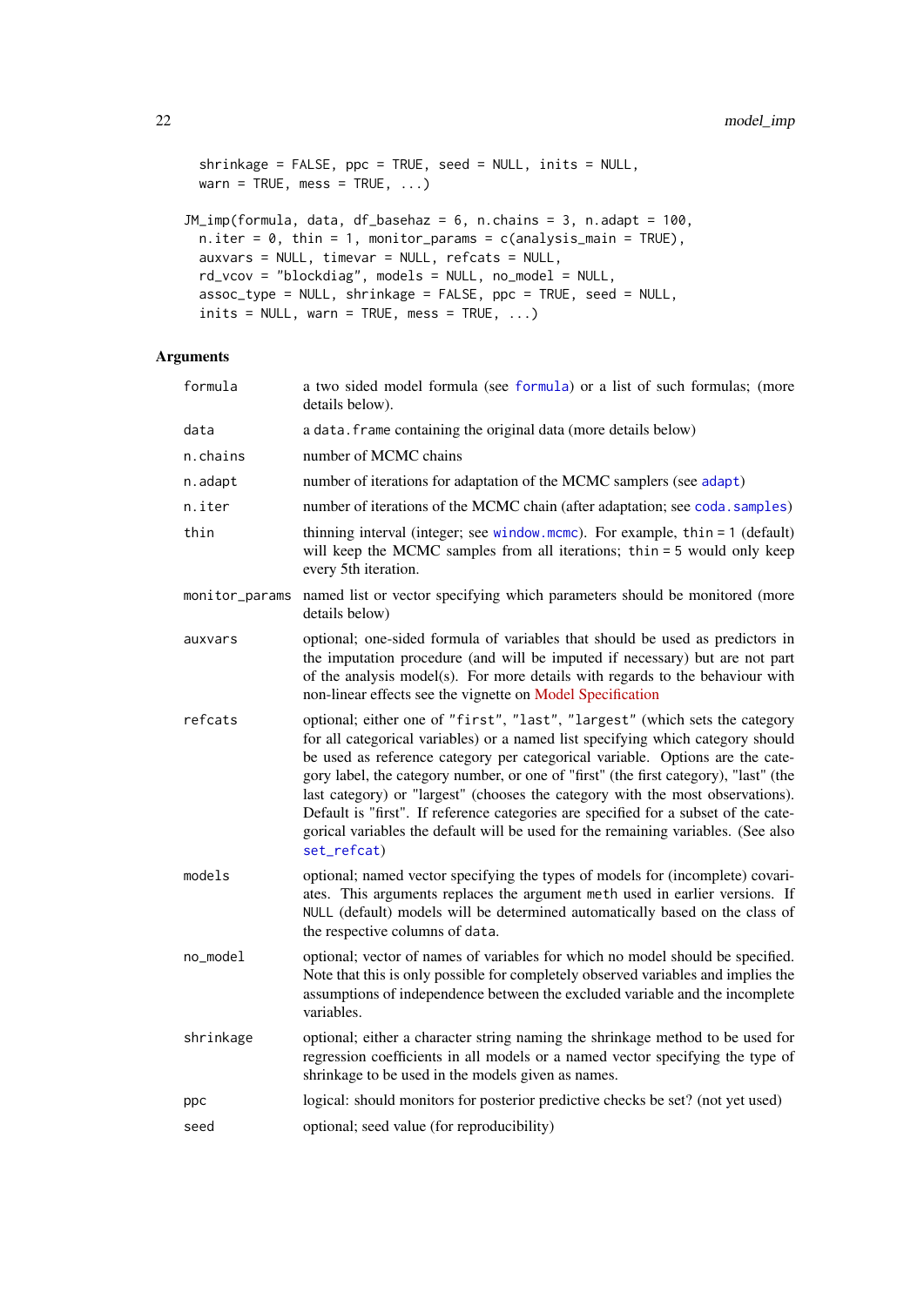```
  shrinkage = FALSE, ppc = TRUE, seed = NULL, inits = NULL,
  warn = TRUE, mess = TRUE, ...)

JM_imp(formula, data, df_basehaz = 6, n.chains = 3, n.adapt = 100,
  n.iter = 0, thin = 1, monitor_params = c(analysis_main = TRUE),
  auxvars = NULL, timevar = NULL, refcats = NULL,
  rd_vcov = "blockdiag", models = NULL, no_model = NULL,
  assoc_type = NULL, shrinkage = FALSE, ppc = TRUE, seed = NULL,
  inits = NULL, warn = TRUE, mess = TRUE, ...)
```

## Arguments

| Argument | Description |
|---|---|
| `formula` | a two sided model formula (see formula) or a list of such formulas; (more details below). |
| `data` | a `data.frame` containing the original data (more details below) |
| `n.chains` | number of MCMC chains |
| `n.adapt` | number of iterations for adaptation of the MCMC samplers (see adapt) |
| `n.iter` | number of iterations of the MCMC chain (after adaptation; see coda.samples) |
| `thin` | thinning interval (integer; see window.mcmc). For example, `thin = 1` (default) will keep the MCMC samples from all iterations; `thin = 5` would only keep every 5th iteration. |
| `monitor_params` | named list or vector specifying which parameters should be monitored (more details below) |
| `auxvars` | optional; one-sided formula of variables that should be used as predictors in the imputation procedure (and will be imputed if necessary) but are not part of the analysis model(s). For more details with regards to the behaviour with non-linear effects see the vignette on Model Specification |
| `refcats` | optional; either one of `"first"`, `"last"`, `"largest"` (which sets the category for all categorical variables) or a named list specifying which category should be used as reference category per categorical variable. Options are the category label, the category number, or one of "first" (the first category), "last" (the last category) or "largest" (chooses the category with the most observations). Default is "first". If reference categories are specified for a subset of the categorical variables the default will be used for the remaining variables. (See also set_refcat) |
| `models` | optional; named vector specifying the types of models for (incomplete) covariates. This arguments replaces the argument `meth` used in earlier versions. If `NULL` (default) models will be determined automatically based on the class of the respective columns of `data`. |
| `no_model` | optional; vector of names of variables for which no model should be specified. Note that this is only possible for completely observed variables and implies the assumptions of independence between the excluded variable and the incomplete variables. |
| `shrinkage` | optional; either a character string naming the shrinkage method to be used for regression coefficients in all models or a named vector specifying the type of shrinkage to be used in the models given as names. |
| `ppc` | logical: should monitors for posterior predictive checks be set? (not yet used) |
| `seed` | optional; seed value (for reproducibility) |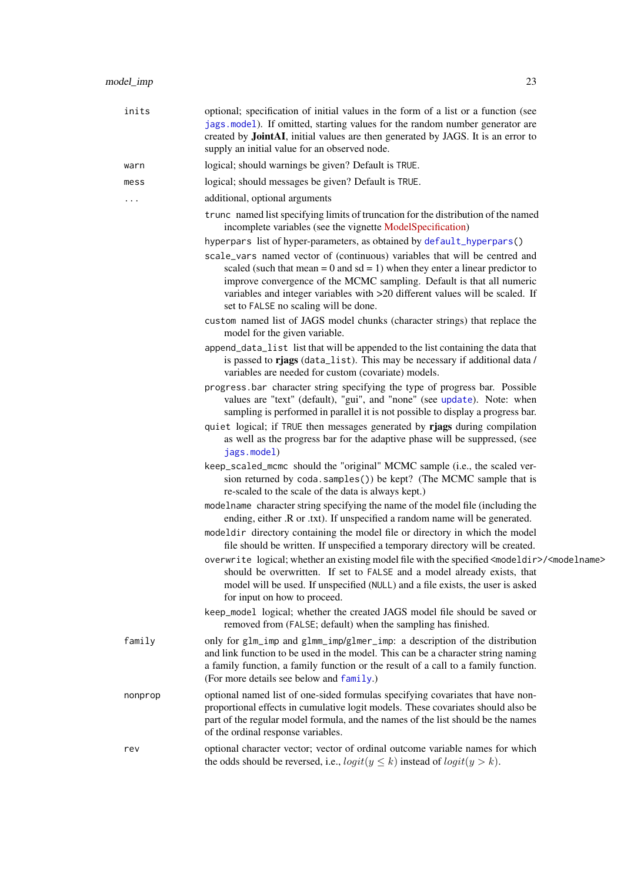`inits`
: optional; specification of initial values in the form of a list or a function (see `jags.model`). If omitted, starting values for the random number generator are created by **JointAI**, initial values are then generated by JAGS. It is an error to supply an initial value for an observed node.

`warn`
: logical; should warnings be given? Default is `TRUE`.

`mess`
: logical; should messages be given? Default is `TRUE`.

`...`
: additional, optional arguments

  - `trunc` named list specifying limits of truncation for the distribution of the named incomplete variables (see the vignette ModelSpecification)
  - `hyperpars` list of hyper-parameters, as obtained by `default_hyperpars()`
  - `scale_vars` named vector of (continuous) variables that will be centred and scaled (such that mean = 0 and sd = 1) when they enter a linear predictor to improve convergence of the MCMC sampling. Default is that all numeric variables and integer variables with >20 different values will be scaled. If set to `FALSE` no scaling will be done.
  - `custom` named list of JAGS model chunks (character strings) that replace the model for the given variable.
  - `append_data_list` list that will be appended to the list containing the data that is passed to **rjags** (`data_list`). This may be necessary if additional data / variables are needed for custom (covariate) models.
  - `progress.bar` character string specifying the type of progress bar. Possible values are "text" (default), "gui", and "none" (see `update`). Note: when sampling is performed in parallel it is not possible to display a progress bar.
  - `quiet` logical; if `TRUE` then messages generated by **rjags** during compilation as well as the progress bar for the adaptive phase will be suppressed, (see `jags.model`)
  - `keep_scaled_mcmc` should the "original" MCMC sample (i.e., the scaled version returned by `coda.samples()`) be kept? (The MCMC sample that is re-scaled to the scale of the data is always kept.)
  - `modelname` character string specifying the name of the model file (including the ending, either .R or .txt). If unspecified a random name will be generated.
  - `modeldir` directory containing the model file or directory in which the model file should be written. If unspecified a temporary directory will be created.
  - `overwrite` logical; whether an existing model file with the specified `<modeldir>/<modelname>` should be overwritten. If set to `FALSE` and a model already exists, that model will be used. If unspecified (`NULL`) and a file exists, the user is asked for input on how to proceed.
  - `keep_model` logical; whether the created JAGS model file should be saved or removed from (`FALSE`; default) when the sampling has finished.

`family`
: only for `glm_imp` and `glmm_imp`/`glmer_imp`: a description of the distribution and link function to be used in the model. This can be a character string naming a family function, a family function or the result of a call to a family function. (For more details see below and `family`.)

`nonprop`
: optional named list of one-sided formulas specifying covariates that have non-proportional effects in cumulative logit models. These covariates should also be part of the regular model formula, and the names of the list should be the names of the ordinal response variables.

`rev`
: optional character vector; vector of ordinal outcome variable names for which the odds should be reversed, i.e., $logit(y \leq k)$ instead of $logit(y > k)$.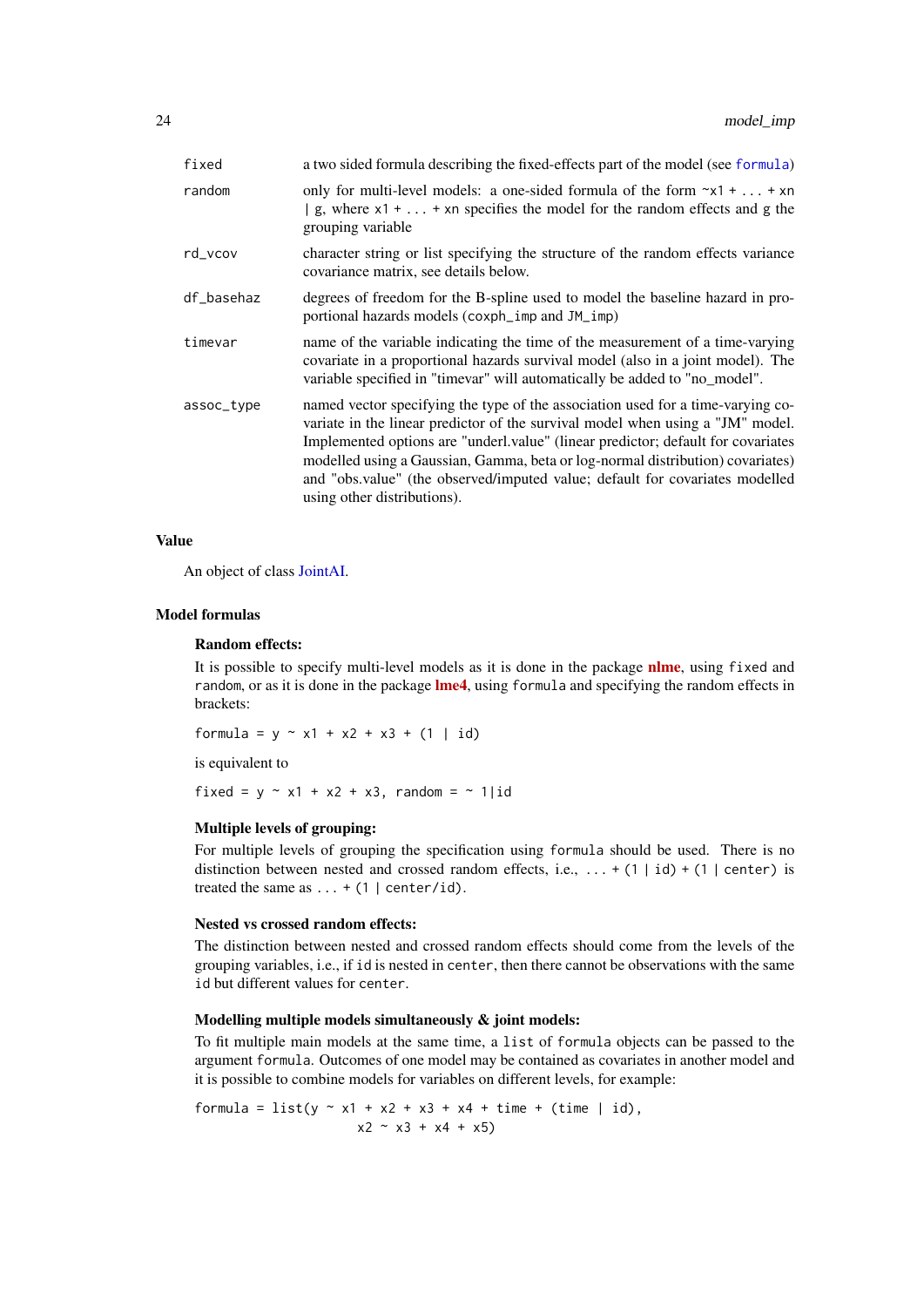| | |
|---|---|
| `fixed` | a two sided formula describing the fixed-effects part of the model (see `formula`) |
| `random` | only for multi-level models: a one-sided formula of the form `~x1 + ... + xn \| g`, where `x1 + ... + xn` specifies the model for the random effects and `g` the grouping variable |
| `rd_vcov` | character string or list specifying the structure of the random effects variance covariance matrix, see details below. |
| `df_basehaz` | degrees of freedom for the B-spline used to model the baseline hazard in proportional hazards models (`coxph_imp` and `JM_imp`) |
| `timevar` | name of the variable indicating the time of the measurement of a time-varying covariate in a proportional hazards survival model (also in a joint model). The variable specified in "timevar" will automatically be added to "no_model". |
| `assoc_type` | named vector specifying the type of the association used for a time-varying covariate in the linear predictor of the survival model when using a "JM" model. Implemented options are "underl.value" (linear predictor; default for covariates modelled using a Gaussian, Gamma, beta or log-normal distribution) covariates) and "obs.value" (the observed/imputed value; default for covariates modelled using other distributions). |

## Value

An object of class JointAI.

## Model formulas

### Random effects:

It is possible to specify multi-level models as it is done in the package **nlme**, using `fixed` and `random`, or as it is done in the package **lme4**, using `formula` and specifying the random effects in brackets:

```
formula = y ~ x1 + x2 + x3 + (1 | id)
```

is equivalent to

```
fixed = y ~ x1 + x2 + x3, random = ~ 1|id
```

### Multiple levels of grouping:

For multiple levels of grouping the specification using `formula` should be used. There is no distinction between nested and crossed random effects, i.e., `... + (1 | id) + (1 | center)` is treated the same as `... + (1 | center/id)`.

### Nested vs crossed random effects:

The distinction between nested and crossed random effects should come from the levels of the grouping variables, i.e., if `id` is nested in `center`, then there cannot be observations with the same `id` but different values for `center`.

### Modelling multiple models simultaneously & joint models:

To fit multiple main models at the same time, a `list` of `formula` objects can be passed to the argument `formula`. Outcomes of one model may be contained as covariates in another model and it is possible to combine models for variables on different levels, for example:

```
formula = list(y ~ x1 + x2 + x3 + x4 + time + (time | id),
               x2 ~ x3 + x4 + x5)
```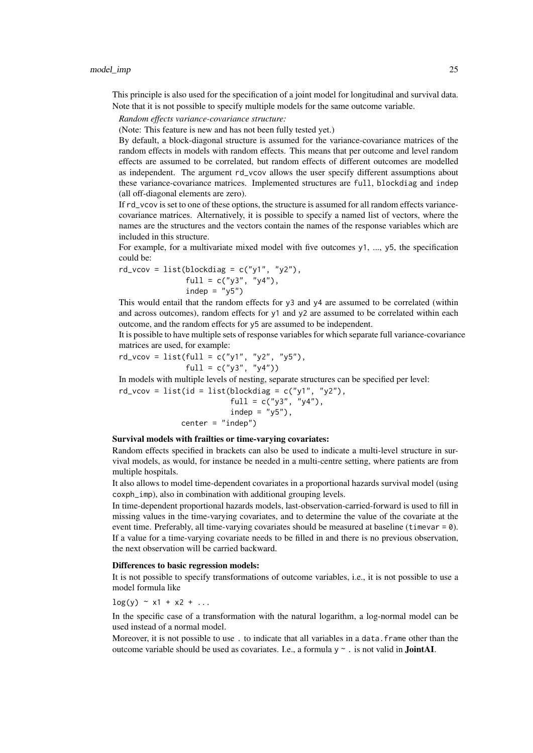This principle is also used for the specification of a joint model for longitudinal and survival data. Note that it is not possible to specify multiple models for the same outcome variable.

*Random effects variance-covariance structure:*

(Note: This feature is new and has not been fully tested yet.)

By default, a block-diagonal structure is assumed for the variance-covariance matrices of the random effects in models with random effects. This means that per outcome and level random effects are assumed to be correlated, but random effects of different outcomes are modelled as independent. The argument `rd_vcov` allows the user specify different assumptions about these variance-covariance matrices. Implemented structures are `full`, `blockdiag` and `indep` (all off-diagonal elements are zero).

If `rd_vcov` is set to one of these options, the structure is assumed for all random effects variance-covariance matrices. Alternatively, it is possible to specify a named list of vectors, where the names are the structures and the vectors contain the names of the response variables which are included in this structure.

For example, for a multivariate mixed model with five outcomes `y1`, ..., `y5`, the specification could be:

```
rd_vcov = list(blockdiag = c("y1", "y2"),
               full = c("y3", "y4"),
               indep = "y5")
```

This would entail that the random effects for `y3` and `y4` are assumed to be correlated (within and across outcomes), random effects for `y1` and `y2` are assumed to be correlated within each outcome, and the random effects for `y5` are assumed to be independent.

It is possible to have multiple sets of response variables for which separate full variance-covariance matrices are used, for example:

```
rd_vcov = list(full = c("y1", "y2", "y5"),
               full = c("y3", "y4"))
```

In models with multiple levels of nesting, separate structures can be specified per level:

```
rd_vcov = list(id = list(blockdiag = c("y1", "y2"),
                         full = c("y3", "y4"),
                         indep = "y5"),
               center = "indep")
```

**Survival models with frailties or time-varying covariates:**

Random effects specified in brackets can also be used to indicate a multi-level structure in survival models, as would, for instance be needed in a multi-centre setting, where patients are from multiple hospitals.

It also allows to model time-dependent covariates in a proportional hazards survival model (using `coxph_imp`), also in combination with additional grouping levels.

In time-dependent proportional hazards models, last-observation-carried-forward is used to fill in missing values in the time-varying covariates, and to determine the value of the covariate at the event time. Preferably, all time-varying covariates should be measured at baseline (`timevar = 0`). If a value for a time-varying covariate needs to be filled in and there is no previous observation, the next observation will be carried backward.

**Differences to basic regression models:**

It is not possible to specify transformations of outcome variables, i.e., it is not possible to use a model formula like

```
log(y) ~ x1 + x2 + ...
```

In the specific case of a transformation with the natural logarithm, a log-normal model can be used instead of a normal model.

Moreover, it is not possible to use `.` to indicate that all variables in a `data.frame` other than the outcome variable should be used as covariates. I.e., a formula `y ~ .` is not valid in **JointAI**.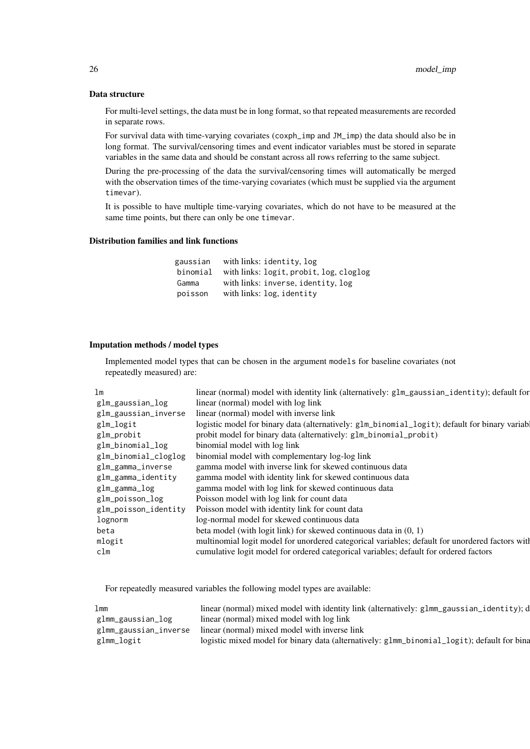### Data structure

For multi-level settings, the data must be in long format, so that repeated measurements are recorded in separate rows.

For survival data with time-varying covariates (`coxph_imp` and `JM_imp`) the data should also be in long format. The survival/censoring times and event indicator variables must be stored in separate variables in the same data and should be constant across all rows referring to the same subject.

During the pre-processing of the data the survival/censoring times will automatically be merged with the observation times of the time-varying covariates (which must be supplied via the argument `timevar`).

It is possible to have multiple time-varying covariates, which do not have to be measured at the same time points, but there can only be one `timevar`.

### Distribution families and link functions

| | |
|---|---|
| `gaussian` | with links: `identity`, `log` |
| `binomial` | with links: `logit`, `probit`, `log`, `cloglog` |
| `Gamma` | with links: `inverse`, `identity`, `log` |
| `poisson` | with links: `log`, `identity` |

### Imputation methods / model types

Implemented model types that can be chosen in the argument `models` for baseline covariates (not repeatedly measured) are:

| | |
|---|---|
| `lm` | linear (normal) model with identity link (alternatively: `glm_gaussian_identity`); default for |
| `glm_gaussian_log` | linear (normal) model with log link |
| `glm_gaussian_inverse` | linear (normal) model with inverse link |
| `glm_logit` | logistic model for binary data (alternatively: `glm_binomial_logit`); default for binary variabl |
| `glm_probit` | probit model for binary data (alternatively: `glm_binomial_probit`) |
| `glm_binomial_log` | binomial model with log link |
| `glm_binomial_cloglog` | binomial model with complementary log-log link |
| `glm_gamma_inverse` | gamma model with inverse link for skewed continuous data |
| `glm_gamma_identity` | gamma model with identity link for skewed continuous data |
| `glm_gamma_log` | gamma model with log link for skewed continuous data |
| `glm_poisson_log` | Poisson model with log link for count data |
| `glm_poisson_identity` | Poisson model with identity link for count data |
| `lognorm` | log-normal model for skewed continuous data |
| `beta` | beta model (with logit link) for skewed continuous data in (0, 1) |
| `mlogit` | multinomial logit model for unordered categorical variables; default for unordered factors wit |
| `clm` | cumulative logit model for ordered categorical variables; default for ordered factors |

For repeatedly measured variables the following model types are available:

| | |
|---|---|
| `lmm` | linear (normal) mixed model with identity link (alternatively: `glmm_gaussian_identity`); d |
| `glmm_gaussian_log` | linear (normal) mixed model with log link |
| `glmm_gaussian_inverse` | linear (normal) mixed model with inverse link |
| `glmm_logit` | logistic mixed model for binary data (alternatively: `glmm_binomial_logit`); default for bina |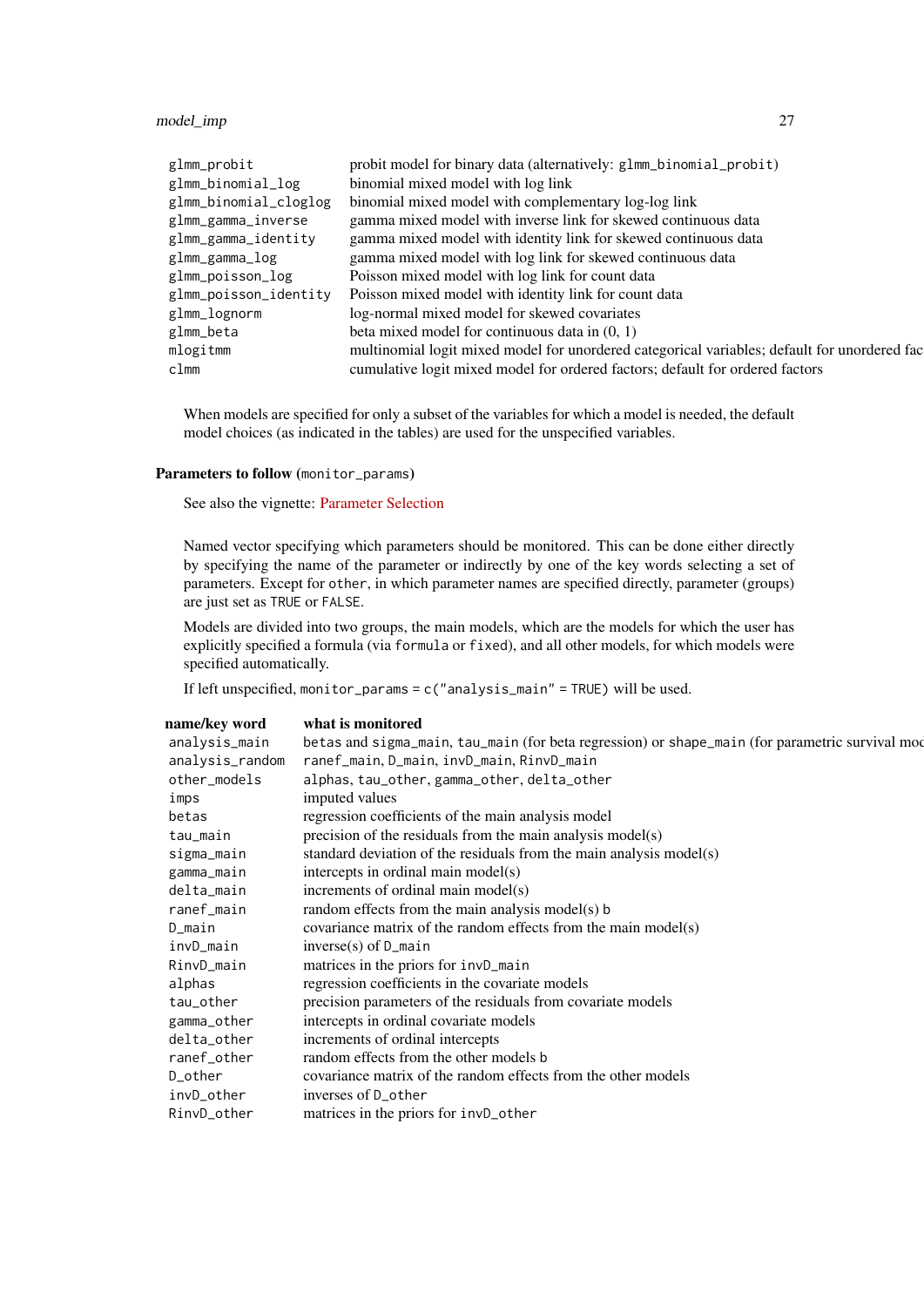| | |
|---|---|
| `glmm_probit` | probit model for binary data (alternatively: `glmm_binomial_probit`) |
| `glmm_binomial_log` | binomial mixed model with log link |
| `glmm_binomial_cloglog` | binomial mixed model with complementary log-log link |
| `glmm_gamma_inverse` | gamma mixed model with inverse link for skewed continuous data |
| `glmm_gamma_identity` | gamma mixed model with identity link for skewed continuous data |
| `glmm_gamma_log` | gamma mixed model with log link for skewed continuous data |
| `glmm_poisson_log` | Poisson mixed model with log link for count data |
| `glmm_poisson_identity` | Poisson mixed model with identity link for count data |
| `glmm_lognorm` | log-normal mixed model for skewed covariates |
| `glmm_beta` | beta mixed model for continuous data in (0, 1) |
| `mlogitmm` | multinomial logit mixed model for unordered categorical variables; default for unordered fac |
| `clmm` | cumulative logit mixed model for ordered factors; default for ordered factors |

When models are specified for only a subset of the variables for which a model is needed, the default model choices (as indicated in the tables) are used for the unspecified variables.

**Parameters to follow (`monitor_params`)**

See also the vignette: Parameter Selection

Named vector specifying which parameters should be monitored. This can be done either directly by specifying the name of the parameter or indirectly by one of the key words selecting a set of parameters. Except for `other`, in which parameter names are specified directly, parameter (groups) are just set as `TRUE` or `FALSE`.

Models are divided into two groups, the main models, which are the models for which the user has explicitly specified a formula (via `formula` or `fixed`), and all other models, for which models were specified automatically.

If left unspecified, `monitor_params = c("analysis_main" = TRUE)` will be used.

| name/key word | what is monitored |
|---|---|
| `analysis_main` | betas and `sigma_main`, `tau_main` (for beta regression) or `shape_main` (for parametric survival moc |
| `analysis_random` | `ranef_main`, `D_main`, `invD_main`, `RinvD_main` |
| `other_models` | `alphas`, `tau_other`, `gamma_other`, `delta_other` |
| `imps` | imputed values |
| `betas` | regression coefficients of the main analysis model |
| `tau_main` | precision of the residuals from the main analysis model(s) |
| `sigma_main` | standard deviation of the residuals from the main analysis model(s) |
| `gamma_main` | intercepts in ordinal main model(s) |
| `delta_main` | increments of ordinal main model(s) |
| `ranef_main` | random effects from the main analysis model(s) `b` |
| `D_main` | covariance matrix of the random effects from the main model(s) |
| `invD_main` | inverse(s) of `D_main` |
| `RinvD_main` | matrices in the priors for `invD_main` |
| `alphas` | regression coefficients in the covariate models |
| `tau_other` | precision parameters of the residuals from covariate models |
| `gamma_other` | intercepts in ordinal covariate models |
| `delta_other` | increments of ordinal intercepts |
| `ranef_other` | random effects from the other models `b` |
| `D_other` | covariance matrix of the random effects from the other models |
| `invD_other` | inverses of `D_other` |
| `RinvD_other` | matrices in the priors for `invD_other` |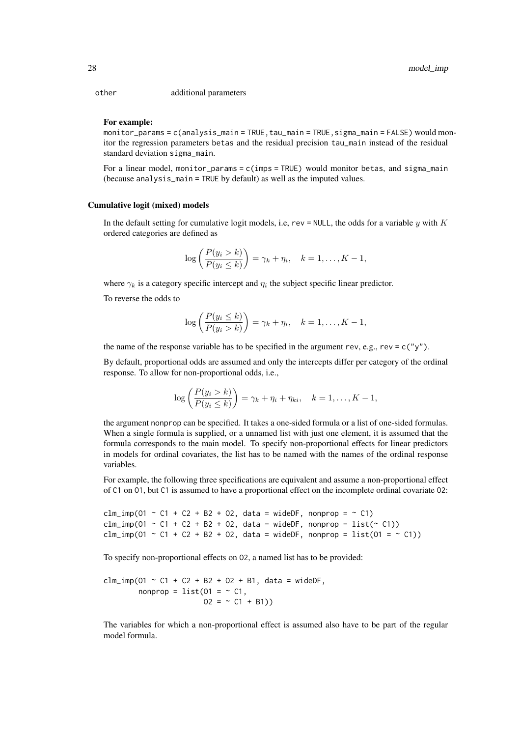other    additional parameters

**For example:**
`monitor_params = c(analysis_main = TRUE, tau_main = TRUE, sigma_main = FALSE)` would monitor the regression parameters `betas` and the residual precision `tau_main` instead of the residual standard deviation `sigma_main`.

For a linear model, `monitor_params = c(imps = TRUE)` would monitor `betas`, and `sigma_main` (because `analysis_main = TRUE` by default) as well as the imputed values.

### Cumulative logit (mixed) models

In the default setting for cumulative logit models, i.e, `rev = NULL`, the odds for a variable $y$ with $K$ ordered categories are defined as

$$\log\left(\frac{P(y_i > k)}{P(y_i \leq k)}\right) = \gamma_k + \eta_i, \quad k = 1, \ldots, K-1,$$

where $\gamma_k$ is a category specific intercept and $\eta_i$ the subject specific linear predictor.

To reverse the odds to

$$\log\left(\frac{P(y_i \leq k)}{P(y_i > k)}\right) = \gamma_k + \eta_i, \quad k = 1, \ldots, K-1,$$

the name of the response variable has to be specified in the argument `rev`, e.g., `rev = c("y")`.

By default, proportional odds are assumed and only the intercepts differ per category of the ordinal response. To allow for non-proportional odds, i.e.,

$$\log\left(\frac{P(y_i > k)}{P(y_i \leq k)}\right) = \gamma_k + \eta_i + \eta_{ki}, \quad k = 1, \ldots, K-1,$$

the argument `nonprop` can be specified. It takes a one-sided formula or a list of one-sided formulas. When a single formula is supplied, or a unnamed list with just one element, it is assumed that the formula corresponds to the main model. To specify non-proportional effects for linear predictors in models for ordinal covariates, the list has to be named with the names of the ordinal response variables.

For example, the following three specifications are equivalent and assume a non-proportional effect of `C1` on `O1`, but `C1` is assumed to have a proportional effect on the incomplete ordinal covariate `O2`:

```
clm_imp(O1 ~ C1 + C2 + B2 + O2, data = wideDF, nonprop = ~ C1)
clm_imp(O1 ~ C1 + C2 + B2 + O2, data = wideDF, nonprop = list(~ C1))
clm_imp(O1 ~ C1 + C2 + B2 + O2, data = wideDF, nonprop = list(O1 = ~ C1))
```

To specify non-proportional effects on `O2`, a named list has to be provided:

```
clm_imp(O1 ~ C1 + C2 + B2 + O2 + B1, data = wideDF,
        nonprop = list(O1 = ~ C1,
                       O2 = ~ C1 + B1))
```

The variables for which a non-proportional effect is assumed also have to be part of the regular model formula.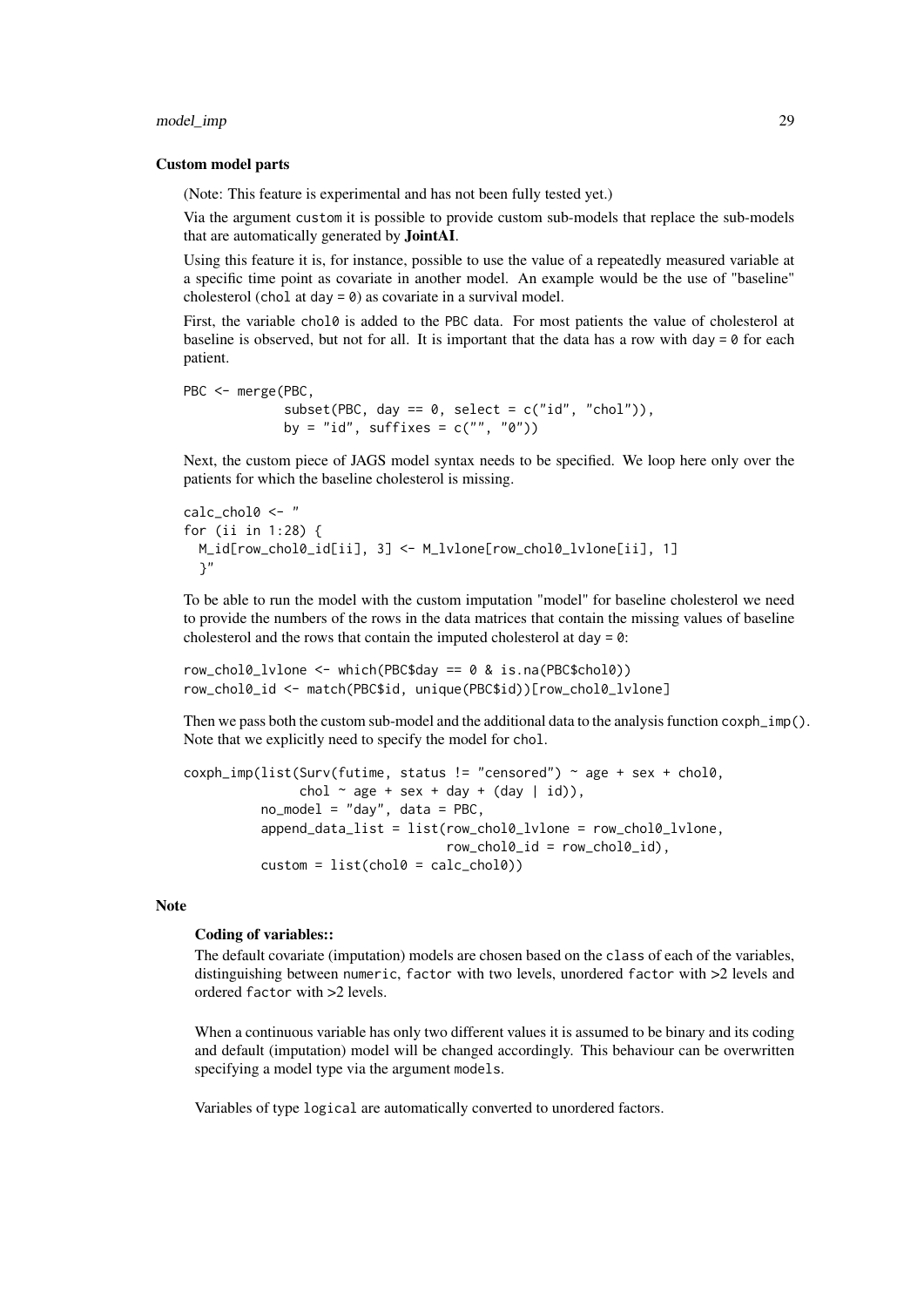### Custom model parts

(Note: This feature is experimental and has not been fully tested yet.)

Via the argument `custom` it is possible to provide custom sub-models that replace the sub-models that are automatically generated by **JointAI**.

Using this feature it is, for instance, possible to use the value of a repeatedly measured variable at a specific time point as covariate in another model. An example would be the use of "baseline" cholesterol (`chol` at `day = 0`) as covariate in a survival model.

First, the variable `chol0` is added to the `PBC` data. For most patients the value of cholesterol at baseline is observed, but not for all. It is important that the data has a row with `day = 0` for each patient.

```
PBC <- merge(PBC,
             subset(PBC, day == 0, select = c("id", "chol")),
             by = "id", suffixes = c("", "0"))
```

Next, the custom piece of JAGS model syntax needs to be specified. We loop here only over the patients for which the baseline cholesterol is missing.

```
calc_chol0 <- "
for (ii in 1:28) {
  M_id[row_chol0_id[ii], 3] <- M_lvlone[row_chol0_lvlone[ii], 1]
  }"
```

To be able to run the model with the custom imputation "model" for baseline cholesterol we need to provide the numbers of the rows in the data matrices that contain the missing values of baseline cholesterol and the rows that contain the imputed cholesterol at `day = 0`:

```
row_chol0_lvlone <- which(PBC$day == 0 & is.na(PBC$chol0))
row_chol0_id <- match(PBC$id, unique(PBC$id))[row_chol0_lvlone]
```

Then we pass both the custom sub-model and the additional data to the analysis function `coxph_imp()`. Note that we explicitly need to specify the model for `chol`.

```
coxph_imp(list(Surv(futime, status != "censored") ~ age + sex + chol0,
               chol ~ age + sex + day + (day | id)),
          no_model = "day", data = PBC,
          append_data_list = list(row_chol0_lvlone = row_chol0_lvlone,
                                  row_chol0_id = row_chol0_id),
          custom = list(chol0 = calc_chol0))
```

## Note

**Coding of variables::**

The default covariate (imputation) models are chosen based on the `class` of each of the variables, distinguishing between `numeric`, `factor` with two levels, unordered `factor` with >2 levels and ordered `factor` with >2 levels.

When a continuous variable has only two different values it is assumed to be binary and its coding and default (imputation) model will be changed accordingly. This behaviour can be overwritten specifying a model type via the argument `models`.

Variables of type `logical` are automatically converted to unordered factors.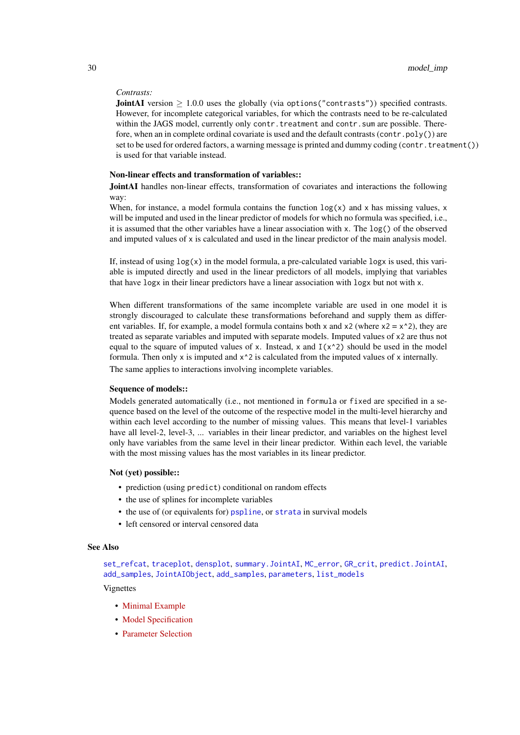*Contrasts:*

**JointAI** version ≥ 1.0.0 uses the globally (via `options("contrasts")`) specified contrasts. However, for incomplete categorical variables, for which the contrasts need to be re-calculated within the JAGS model, currently only `contr.treatment` and `contr.sum` are possible. Therefore, when an in complete ordinal covariate is used and the default contrasts (`contr.poly()`) are set to be used for ordered factors, a warning message is printed and dummy coding (`contr.treatment()`) is used for that variable instead.

**Non-linear effects and transformation of variables::**

**JointAI** handles non-linear effects, transformation of covariates and interactions the following way:

When, for instance, a model formula contains the function `log(x)` and `x` has missing values, `x` will be imputed and used in the linear predictor of models for which no formula was specified, i.e., it is assumed that the other variables have a linear association with `x`. The `log()` of the observed and imputed values of `x` is calculated and used in the linear predictor of the main analysis model.

If, instead of using `log(x)` in the model formula, a pre-calculated variable `logx` is used, this variable is imputed directly and used in the linear predictors of all models, implying that variables that have `logx` in their linear predictors have a linear association with `logx` but not with `x`.

When different transformations of the same incomplete variable are used in one model it is strongly discouraged to calculate these transformations beforehand and supply them as different variables. If, for example, a model formula contains both `x` and `x2` (where `x2 = x^2`), they are treated as separate variables and imputed with separate models. Imputed values of `x2` are thus not equal to the square of imputed values of `x`. Instead, `x` and `I(x^2)` should be used in the model formula. Then only `x` is imputed and `x^2` is calculated from the imputed values of `x` internally.

The same applies to interactions involving incomplete variables.

**Sequence of models::**

Models generated automatically (i.e., not mentioned in `formula` or `fixed` are specified in a sequence based on the level of the outcome of the respective model in the multi-level hierarchy and within each level according to the number of missing values. This means that level-1 variables have all level-2, level-3, ... variables in their linear predictor, and variables on the highest level only have variables from the same level in their linear predictor. Within each level, the variable with the most missing values has the most variables in its linear predictor.

**Not (yet) possible::**

- prediction (using `predict`) conditional on random effects
- the use of splines for incomplete variables
- the use of (or equivalents for) `pspline`, or `strata` in survival models
- left censored or interval censored data

## See Also

`set_refcat`, `traceplot`, `densplot`, `summary.JointAI`, `MC_error`, `GR_crit`, `predict.JointAI`, `add_samples`, `JointAIObject`, `add_samples`, `parameters`, `list_models`

Vignettes

- Minimal Example
- Model Specification
- Parameter Selection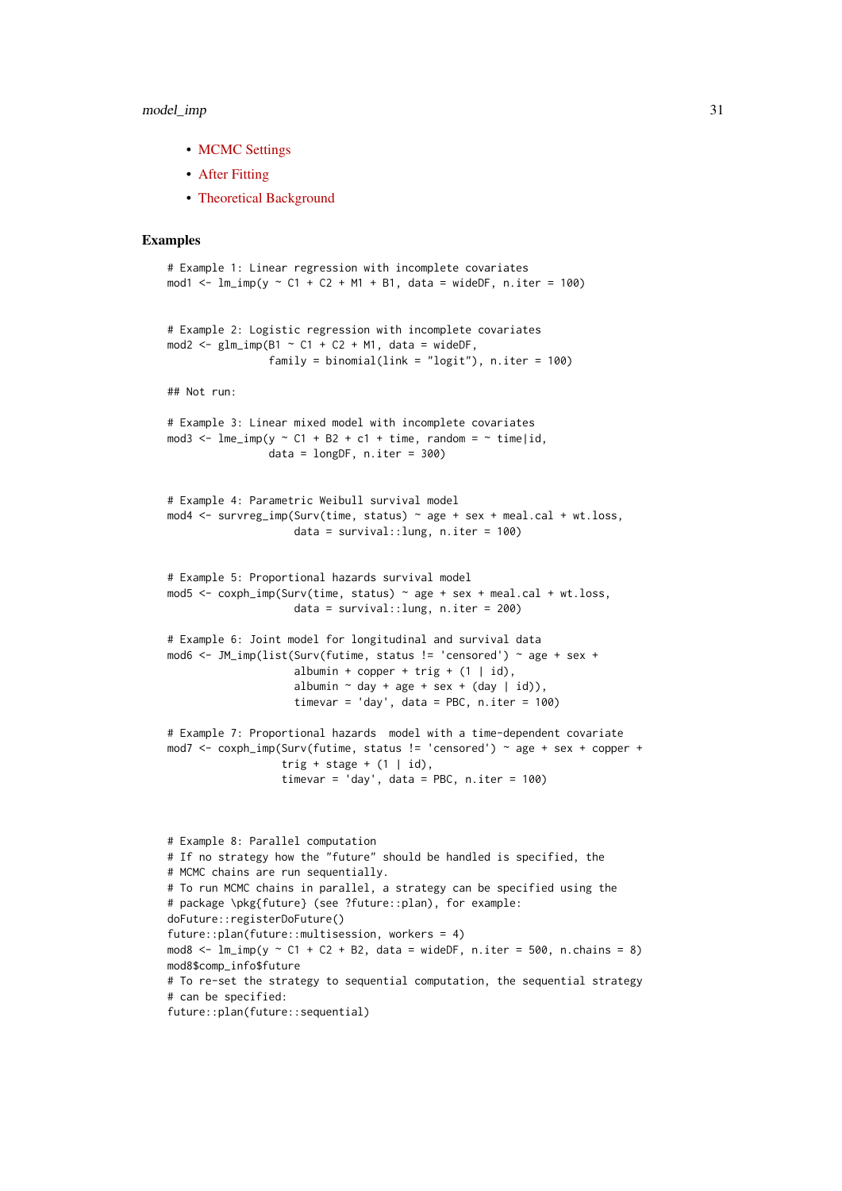- MCMC Settings
- After Fitting
- Theoretical Background

### Examples

```
# Example 1: Linear regression with incomplete covariates
mod1 <- lm_imp(y ~ C1 + C2 + M1 + B1, data = wideDF, n.iter = 100)


# Example 2: Logistic regression with incomplete covariates
mod2 <- glm_imp(B1 ~ C1 + C2 + M1, data = wideDF,
                family = binomial(link = "logit"), n.iter = 100)

## Not run:

# Example 3: Linear mixed model with incomplete covariates
mod3 <- lme_imp(y ~ C1 + B2 + c1 + time, random = ~ time|id,
                data = longDF, n.iter = 300)


# Example 4: Parametric Weibull survival model
mod4 <- survreg_imp(Surv(time, status) ~ age + sex + meal.cal + wt.loss,
                    data = survival::lung, n.iter = 100)


# Example 5: Proportional hazards survival model
mod5 <- coxph_imp(Surv(time, status) ~ age + sex + meal.cal + wt.loss,
                    data = survival::lung, n.iter = 200)

# Example 6: Joint model for longitudinal and survival data
mod6 <- JM_imp(list(Surv(futime, status != 'censored') ~ age + sex +
                    albumin + copper + trig + (1 | id),
                    albumin ~ day + age + sex + (day | id)),
                    timevar = 'day', data = PBC, n.iter = 100)

# Example 7: Proportional hazards  model with a time-dependent covariate
mod7 <- coxph_imp(Surv(futime, status != 'censored') ~ age + sex + copper +
                  trig + stage + (1 | id),
                  timevar = 'day', data = PBC, n.iter = 100)



# Example 8: Parallel computation
# If no strategy how the "future" should be handled is specified, the
# MCMC chains are run sequentially.
# To run MCMC chains in parallel, a strategy can be specified using the
# package \pkg{future} (see ?future::plan), for example:
doFuture::registerDoFuture()
future::plan(future::multisession, workers = 4)
mod8 <- lm_imp(y ~ C1 + C2 + B2, data = wideDF, n.iter = 500, n.chains = 8)
mod8$comp_info$future
# To re-set the strategy to sequential computation, the sequential strategy
# can be specified:
future::plan(future::sequential)
```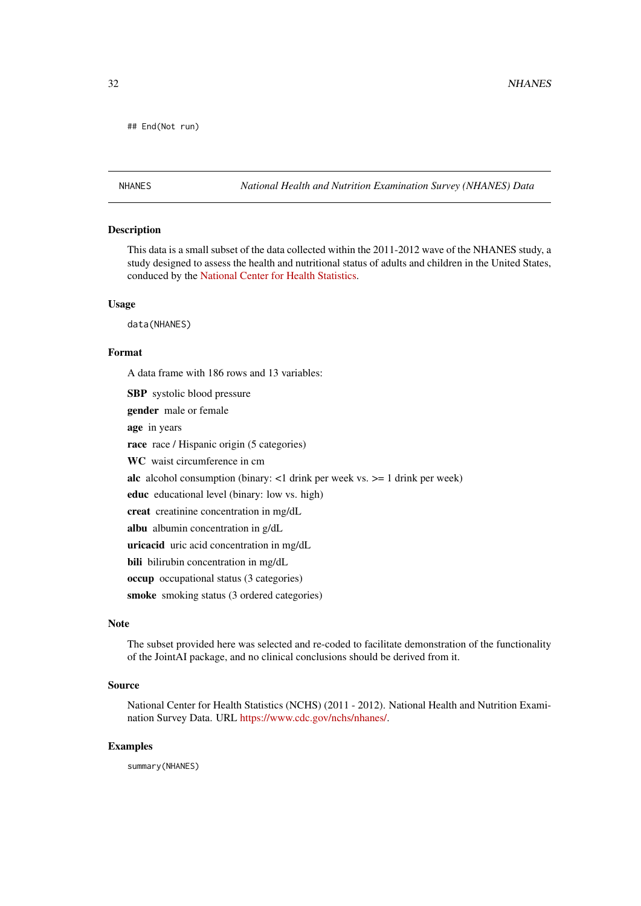```
## End(Not run)
```

---

NHANES *National Health and Nutrition Examination Survey (NHANES) Data*

---

### Description

This data is a small subset of the data collected within the 2011-2012 wave of the NHANES study, a study designed to assess the health and nutritional status of adults and children in the United States, conduced by the National Center for Health Statistics.

### Usage

```
data(NHANES)
```

### Format

A data frame with 186 rows and 13 variables:

**SBP** systolic blood pressure

**gender** male or female

**age** in years

**race** race / Hispanic origin (5 categories)

**WC** waist circumference in cm

**alc** alcohol consumption (binary: <1 drink per week vs. >= 1 drink per week)

**educ** educational level (binary: low vs. high)

**creat** creatinine concentration in mg/dL

**albu** albumin concentration in g/dL

**uricacid** uric acid concentration in mg/dL

**bili** bilirubin concentration in mg/dL

**occup** occupational status (3 categories)

**smoke** smoking status (3 ordered categories)

### Note

The subset provided here was selected and re-coded to facilitate demonstration of the functionality of the JointAI package, and no clinical conclusions should be derived from it.

### Source

National Center for Health Statistics (NCHS) (2011 - 2012). National Health and Nutrition Examination Survey Data. URL https://www.cdc.gov/nchs/nhanes/.

### Examples

```
summary(NHANES)
```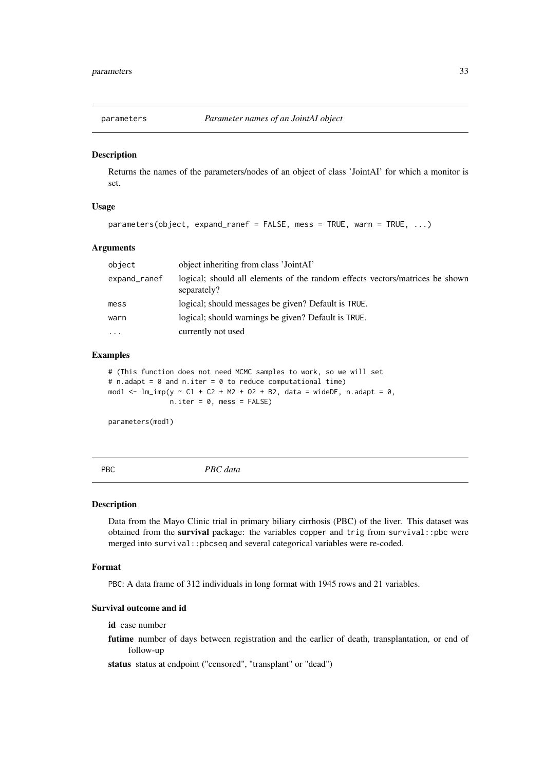## parameters — *Parameter names of an JointAI object*

### Description

Returns the names of the parameters/nodes of an object of class 'JointAI' for which a monitor is set.

### Usage

```
parameters(object, expand_ranef = FALSE, mess = TRUE, warn = TRUE, ...)
```

### Arguments

| | |
|---|---|
| object | object inheriting from class 'JointAI' |
| expand_ranef | logical; should all elements of the random effects vectors/matrices be shown separately? |
| mess | logical; should messages be given? Default is TRUE. |
| warn | logical; should warnings be given? Default is TRUE. |
| ... | currently not used |

### Examples

```
# (This function does not need MCMC samples to work, so we will set
# n.adapt = 0 and n.iter = 0 to reduce computational time)
mod1 <- lm_imp(y ~ C1 + C2 + M2 + O2 + B2, data = wideDF, n.adapt = 0,
               n.iter = 0, mess = FALSE)

parameters(mod1)
```

## PBC — *PBC data*

### Description

Data from the Mayo Clinic trial in primary biliary cirrhosis (PBC) of the liver. This dataset was obtained from the **survival** package: the variables copper and trig from survival::pbc were merged into survival::pbcseq and several categorical variables were re-coded.

### Format

PBC: A data frame of 312 individuals in long format with 1945 rows and 21 variables.

### Survival outcome and id

- **id** case number
- **futime** number of days between registration and the earlier of death, transplantation, or end of follow-up
- **status** status at endpoint ("censored", "transplant" or "dead")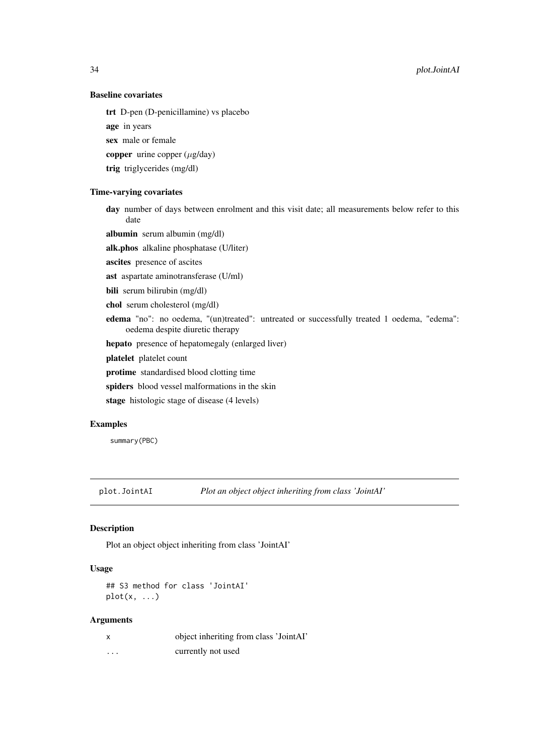### Baseline covariates

**trt** D-pen (D-penicillamine) vs placebo

**age** in years

**sex** male or female

**copper** urine copper ($\mu$g/day)

**trig** triglycerides (mg/dl)

### Time-varying covariates

**day** number of days between enrolment and this visit date; all measurements below refer to this date

**albumin** serum albumin (mg/dl)

**alk.phos** alkaline phosphatase (U/liter)

**ascites** presence of ascites

**ast** aspartate aminotransferase (U/ml)

**bili** serum bilirubin (mg/dl)

**chol** serum cholesterol (mg/dl)

**edema** "no": no oedema, "(un)treated": untreated or successfully treated 1 oedema, "edema": oedema despite diuretic therapy

**hepato** presence of hepatomegaly (enlarged liver)

**platelet** platelet count

**protime** standardised blood clotting time

**spiders** blood vessel malformations in the skin

**stage** histologic stage of disease (4 levels)

### Examples

```
summary(PBC)
```

---

## plot.JointAI *Plot an object object inheriting from class 'JointAI'*

---

### Description

Plot an object object inheriting from class 'JointAI'

### Usage

```
## S3 method for class 'JointAI'
plot(x, ...)
```

### Arguments

| | |
|---|---|
| x | object inheriting from class 'JointAI' |
| ... | currently not used |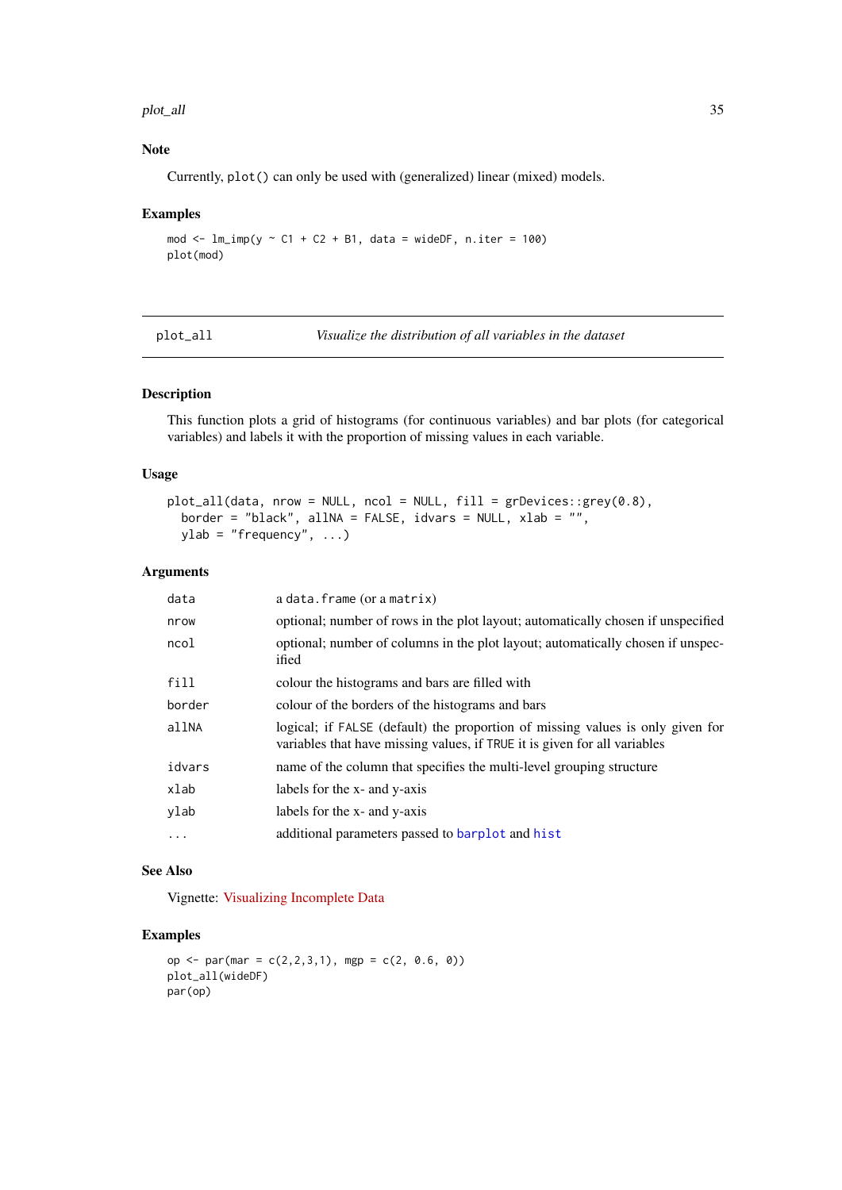## Note

Currently, `plot()` can only be used with (generalized) linear (mixed) models.

## Examples

```
mod <- lm_imp(y ~ C1 + C2 + B1, data = wideDF, n.iter = 100)
plot(mod)
```

---

# plot_all — *Visualize the distribution of all variables in the dataset*

---

## Description

This function plots a grid of histograms (for continuous variables) and bar plots (for categorical variables) and labels it with the proportion of missing values in each variable.

## Usage

```
plot_all(data, nrow = NULL, ncol = NULL, fill = grDevices::grey(0.8),
  border = "black", allNA = FALSE, idvars = NULL, xlab = "",
  ylab = "frequency", ...)
```

## Arguments

| | |
|---|---|
| `data` | a `data.frame` (or a `matrix`) |
| `nrow` | optional; number of rows in the plot layout; automatically chosen if unspecified |
| `ncol` | optional; number of columns in the plot layout; automatically chosen if unspecified |
| `fill` | colour the histograms and bars are filled with |
| `border` | colour of the borders of the histograms and bars |
| `allNA` | logical; if `FALSE` (default) the proportion of missing values is only given for variables that have missing values, if `TRUE` it is given for all variables |
| `idvars` | name of the column that specifies the multi-level grouping structure |
| `xlab` | labels for the x- and y-axis |
| `ylab` | labels for the x- and y-axis |
| `...` | additional parameters passed to `barplot` and `hist` |

## See Also

Vignette: Visualizing Incomplete Data

## Examples

```
op <- par(mar = c(2,2,3,1), mgp = c(2, 0.6, 0))
plot_all(wideDF)
par(op)
```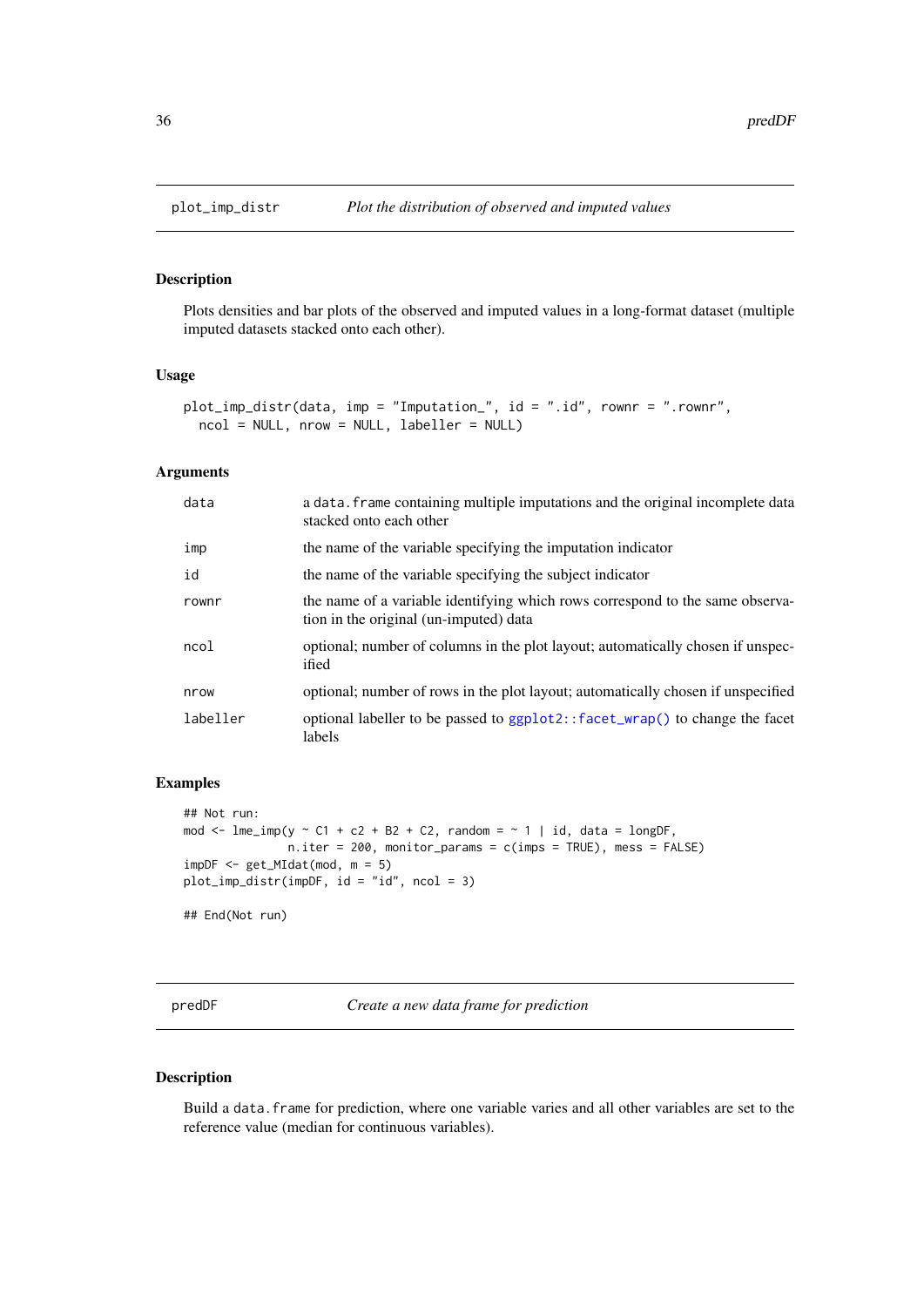## plot_imp_distr — *Plot the distribution of observed and imputed values*

### Description

Plots densities and bar plots of the observed and imputed values in a long-format dataset (multiple imputed datasets stacked onto each other).

### Usage

```
plot_imp_distr(data, imp = "Imputation_", id = ".id", rownr = ".rownr",
  ncol = NULL, nrow = NULL, labeller = NULL)
```

### Arguments

| | |
|---|---|
| data | a data.frame containing multiple imputations and the original incomplete data stacked onto each other |
| imp | the name of the variable specifying the imputation indicator |
| id | the name of the variable specifying the subject indicator |
| rownr | the name of a variable identifying which rows correspond to the same observation in the original (un-imputed) data |
| ncol | optional; number of columns in the plot layout; automatically chosen if unspecified |
| nrow | optional; number of rows in the plot layout; automatically chosen if unspecified |
| labeller | optional labeller to be passed to ggplot2::facet_wrap() to change the facet labels |

### Examples

```
## Not run:
mod <- lme_imp(y ~ C1 + c2 + B2 + C2, random = ~ 1 | id, data = longDF,
               n.iter = 200, monitor_params = c(imps = TRUE), mess = FALSE)
impDF <- get_MIdat(mod, m = 5)
plot_imp_distr(impDF, id = "id", ncol = 3)

## End(Not run)
```

## predDF — *Create a new data frame for prediction*

### Description

Build a data.frame for prediction, where one variable varies and all other variables are set to the reference value (median for continuous variables).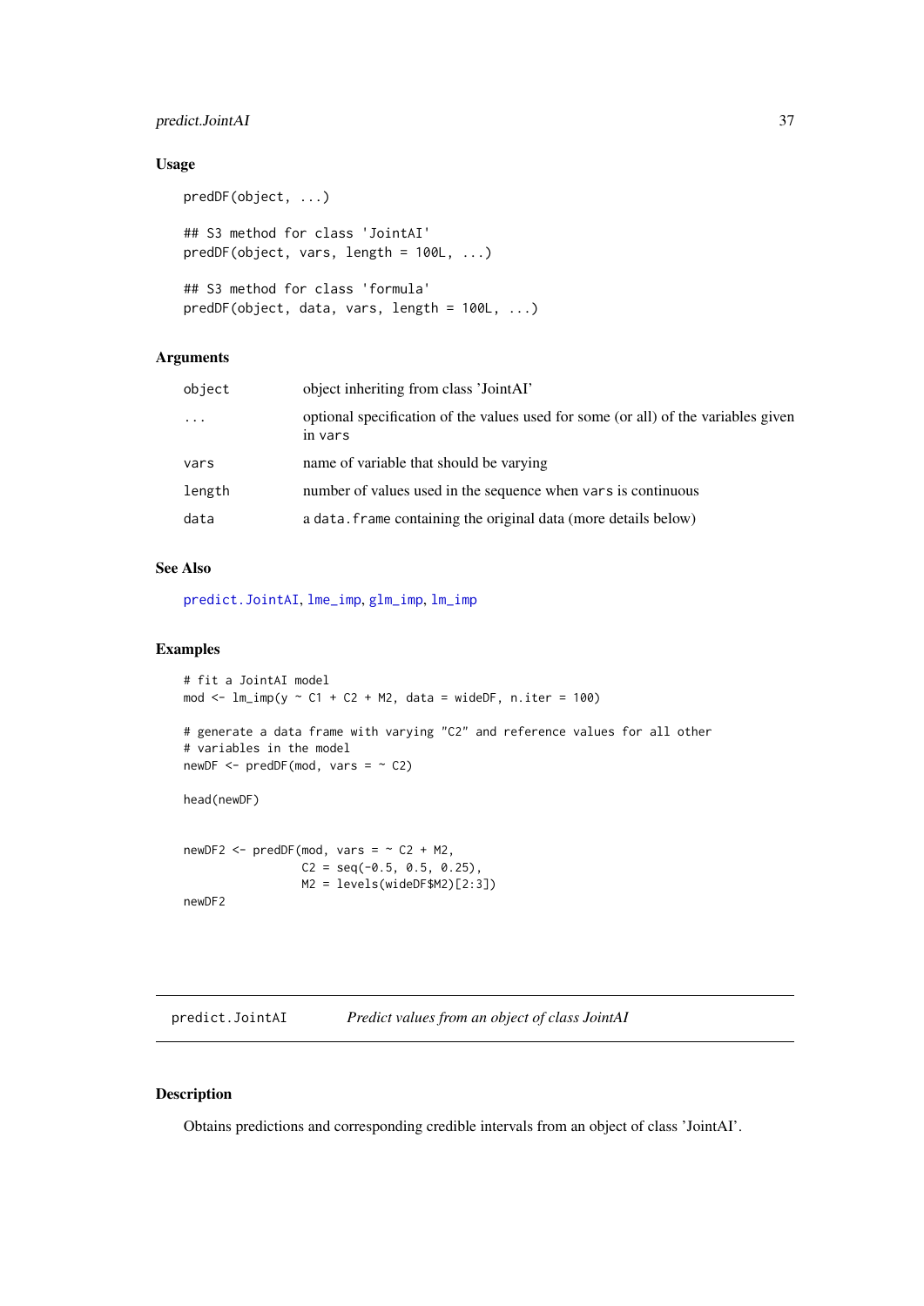### Usage

```
predDF(object, ...)

## S3 method for class 'JointAI'
predDF(object, vars, length = 100L, ...)

## S3 method for class 'formula'
predDF(object, data, vars, length = 100L, ...)
```

### Arguments

| | |
|---|---|
| `object` | object inheriting from class 'JointAI' |
| `...` | optional specification of the values used for some (or all) of the variables given in `vars` |
| `vars` | name of variable that should be varying |
| `length` | number of values used in the sequence when `vars` is continuous |
| `data` | a `data.frame` containing the original data (more details below) |

### See Also

predict.JointAI, lme_imp, glm_imp, lm_imp

### Examples

```
# fit a JointAI model
mod <- lm_imp(y ~ C1 + C2 + M2, data = wideDF, n.iter = 100)

# generate a data frame with varying "C2" and reference values for all other
# variables in the model
newDF <- predDF(mod, vars = ~ C2)

head(newDF)


newDF2 <- predDF(mod, vars = ~ C2 + M2,
                 C2 = seq(-0.5, 0.5, 0.25),
                 M2 = levels(wideDF$M2)[2:3])
newDF2
```

---

## predict.JointAI    *Predict values from an object of class JointAI*

### Description

Obtains predictions and corresponding credible intervals from an object of class 'JointAI'.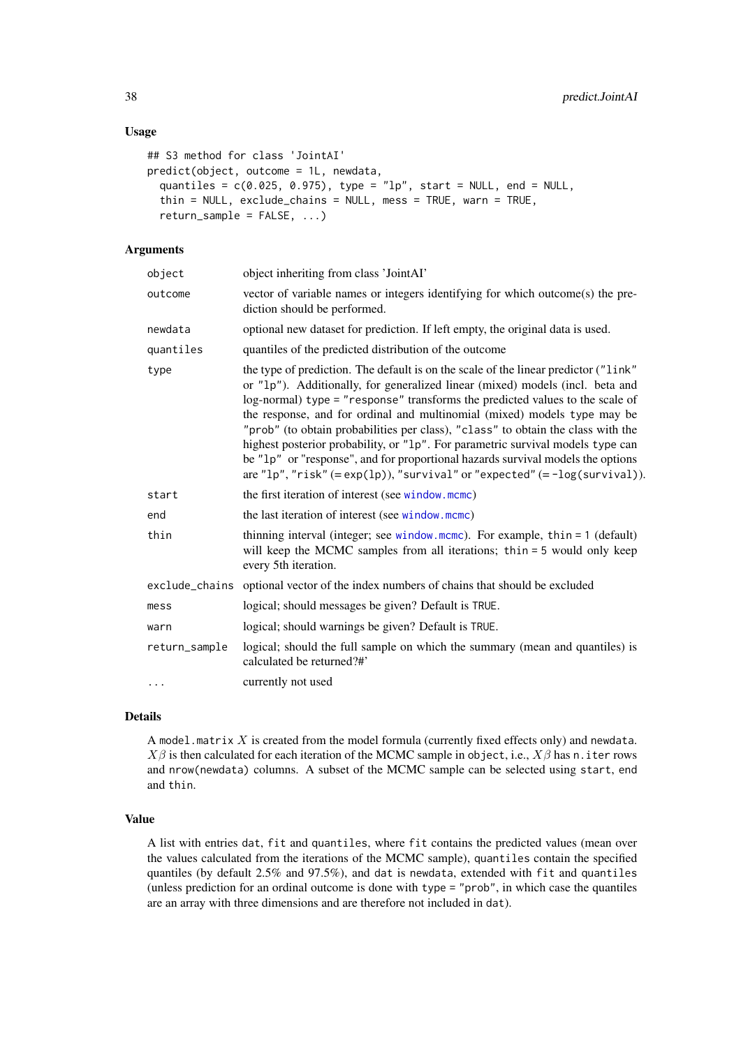## Usage

```
## S3 method for class 'JointAI'
predict(object, outcome = 1L, newdata,
  quantiles = c(0.025, 0.975), type = "lp", start = NULL, end = NULL,
  thin = NULL, exclude_chains = NULL, mess = TRUE, warn = TRUE,
  return_sample = FALSE, ...)
```

## Arguments

| Argument | Description |
|---|---|
| `object` | object inheriting from class 'JointAI' |
| `outcome` | vector of variable names or integers identifying for which outcome(s) the prediction should be performed. |
| `newdata` | optional new dataset for prediction. If left empty, the original data is used. |
| `quantiles` | quantiles of the predicted distribution of the outcome |
| `type` | the type of prediction. The default is on the scale of the linear predictor (`"link"` or `"lp"`). Additionally, for generalized linear (mixed) models (incl. beta and log-normal) `type = "response"` transforms the predicted values to the scale of the response, and for ordinal and multinomial (mixed) models `type` may be `"prob"` (to obtain probabilities per class), `"class"` to obtain the class with the highest posterior probability, or `"lp"`. For parametric survival models `type` can be `"lp"` or "response", and for proportional hazards survival models the options are `"lp"`, `"risk"` (= `exp(lp)`), `"survival"` or `"expected"` (= `-log(survival)`). |
| `start` | the first iteration of interest (see `window.mcmc`) |
| `end` | the last iteration of interest (see `window.mcmc`) |
| `thin` | thinning interval (integer; see `window.mcmc`). For example, `thin = 1` (default) will keep the MCMC samples from all iterations; `thin = 5` would only keep every 5th iteration. |
| `exclude_chains` | optional vector of the index numbers of chains that should be excluded |
| `mess` | logical; should messages be given? Default is `TRUE`. |
| `warn` | logical; should warnings be given? Default is `TRUE`. |
| `return_sample` | logical; should the full sample on which the summary (mean and quantiles) is calculated be returned?#' |
| `...` | currently not used |

## Details

A `model.matrix` $X$ is created from the model formula (currently fixed effects only) and `newdata`. $X\beta$ is then calculated for each iteration of the MCMC sample in `object`, i.e., $X\beta$ has `n.iter` rows and `nrow(newdata)` columns. A subset of the MCMC sample can be selected using `start`, `end` and `thin`.

## Value

A list with entries `dat`, `fit` and `quantiles`, where `fit` contains the predicted values (mean over the values calculated from the iterations of the MCMC sample), `quantiles` contain the specified quantiles (by default 2.5% and 97.5%), and `dat` is `newdata`, extended with `fit` and `quantiles` (unless prediction for an ordinal outcome is done with `type = "prob"`, in which case the quantiles are an array with three dimensions and are therefore not included in `dat`).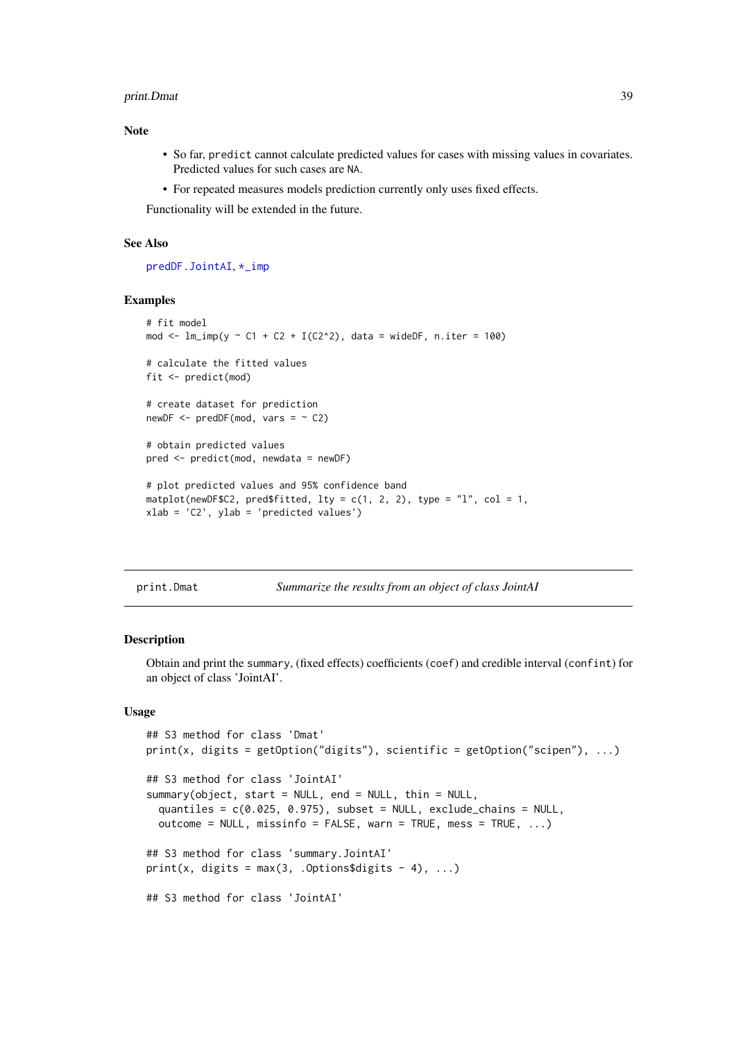## Note

- So far, `predict` cannot calculate predicted values for cases with missing values in covariates. Predicted values for such cases are `NA`.
- For repeated measures models prediction currently only uses fixed effects.

Functionality will be extended in the future.

## See Also

predDF.JointAI, *_imp

## Examples

```
# fit model
mod <- lm_imp(y ~ C1 + C2 + I(C2^2), data = wideDF, n.iter = 100)

# calculate the fitted values
fit <- predict(mod)

# create dataset for prediction
newDF <- predDF(mod, vars = ~ C2)

# obtain predicted values
pred <- predict(mod, newdata = newDF)

# plot predicted values and 95% confidence band
matplot(newDF$C2, pred$fitted, lty = c(1, 2, 2), type = "l", col = 1,
xlab = 'C2', ylab = 'predicted values')
```

---

# print.Dmat — *Summarize the results from an object of class JointAI*

---

## Description

Obtain and print the `summary`, (fixed effects) coefficients (`coef`) and credible interval (`confint`) for an object of class 'JointAI'.

## Usage

```
## S3 method for class 'Dmat'
print(x, digits = getOption("digits"), scientific = getOption("scipen"), ...)

## S3 method for class 'JointAI'
summary(object, start = NULL, end = NULL, thin = NULL,
  quantiles = c(0.025, 0.975), subset = NULL, exclude_chains = NULL,
  outcome = NULL, missinfo = FALSE, warn = TRUE, mess = TRUE, ...)

## S3 method for class 'summary.JointAI'
print(x, digits = max(3, .Options$digits - 4), ...)

## S3 method for class 'JointAI'
```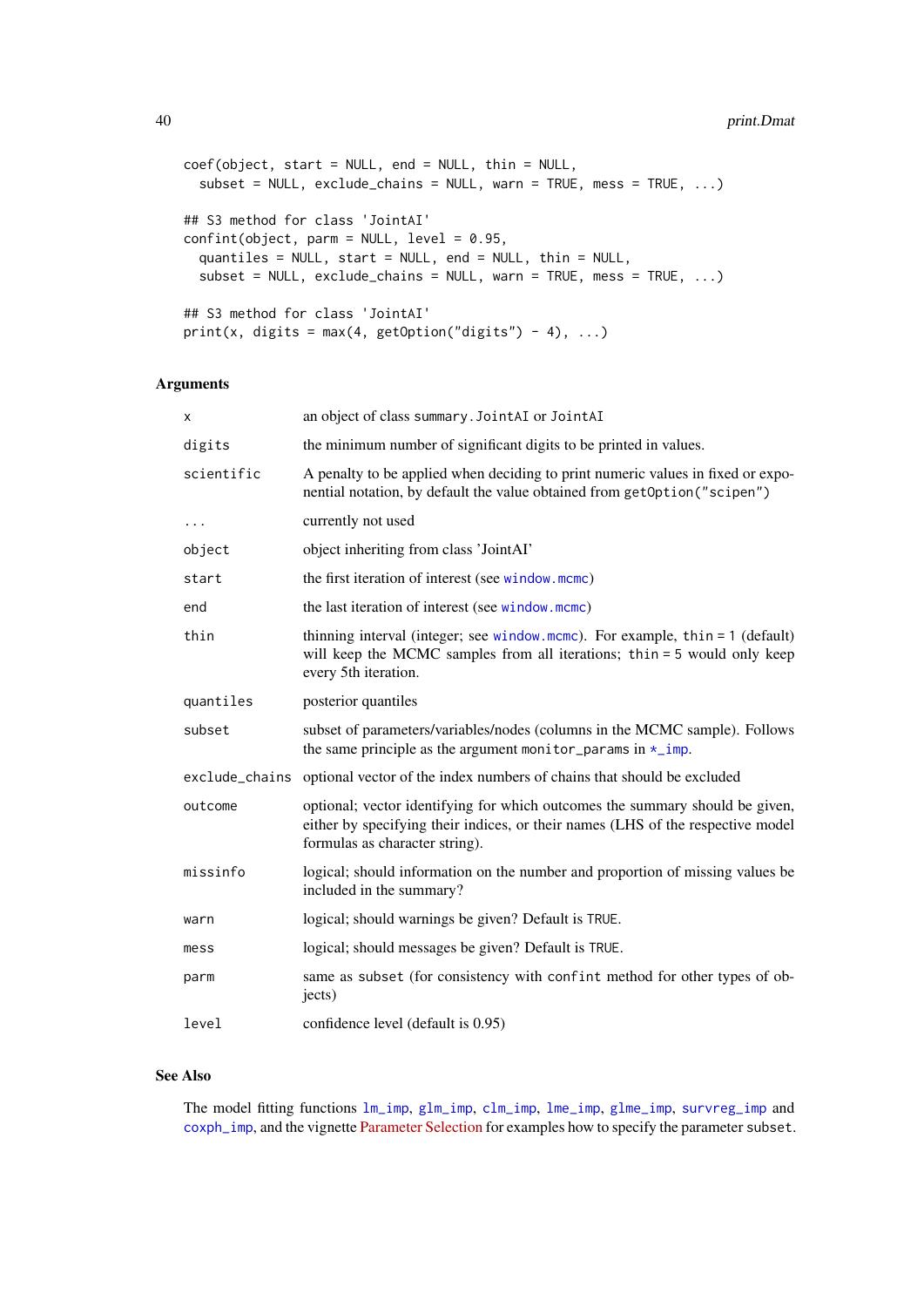```
coef(object, start = NULL, end = NULL, thin = NULL,
  subset = NULL, exclude_chains = NULL, warn = TRUE, mess = TRUE, ...)

## S3 method for class 'JointAI'
confint(object, parm = NULL, level = 0.95,
  quantiles = NULL, start = NULL, end = NULL, thin = NULL,
  subset = NULL, exclude_chains = NULL, warn = TRUE, mess = TRUE, ...)

## S3 method for class 'JointAI'
print(x, digits = max(4, getOption("digits") - 4), ...)
```

### Arguments

| | |
|---|---|
| `x` | an object of class `summary.JointAI` or `JointAI` |
| `digits` | the minimum number of significant digits to be printed in values. |
| `scientific` | A penalty to be applied when deciding to print numeric values in fixed or exponential notation, by default the value obtained from `getOption("scipen")` |
| `...` | currently not used |
| `object` | object inheriting from class 'JointAI' |
| `start` | the first iteration of interest (see `window.mcmc`) |
| `end` | the last iteration of interest (see `window.mcmc`) |
| `thin` | thinning interval (integer; see `window.mcmc`). For example, `thin = 1` (default) will keep the MCMC samples from all iterations; `thin = 5` would only keep every 5th iteration. |
| `quantiles` | posterior quantiles |
| `subset` | subset of parameters/variables/nodes (columns in the MCMC sample). Follows the same principle as the argument `monitor_params` in `*_imp`. |
| `exclude_chains` | optional vector of the index numbers of chains that should be excluded |
| `outcome` | optional; vector identifying for which outcomes the summary should be given, either by specifying their indices, or their names (LHS of the respective model formulas as character string). |
| `missinfo` | logical; should information on the number and proportion of missing values be included in the summary? |
| `warn` | logical; should warnings be given? Default is `TRUE`. |
| `mess` | logical; should messages be given? Default is `TRUE`. |
| `parm` | same as `subset` (for consistency with `confint` method for other types of objects) |
| `level` | confidence level (default is 0.95) |

### See Also

The model fitting functions `lm_imp`, `glm_imp`, `clm_imp`, `lme_imp`, `glme_imp`, `survreg_imp` and `coxph_imp`, and the vignette Parameter Selection for examples how to specify the parameter `subset`.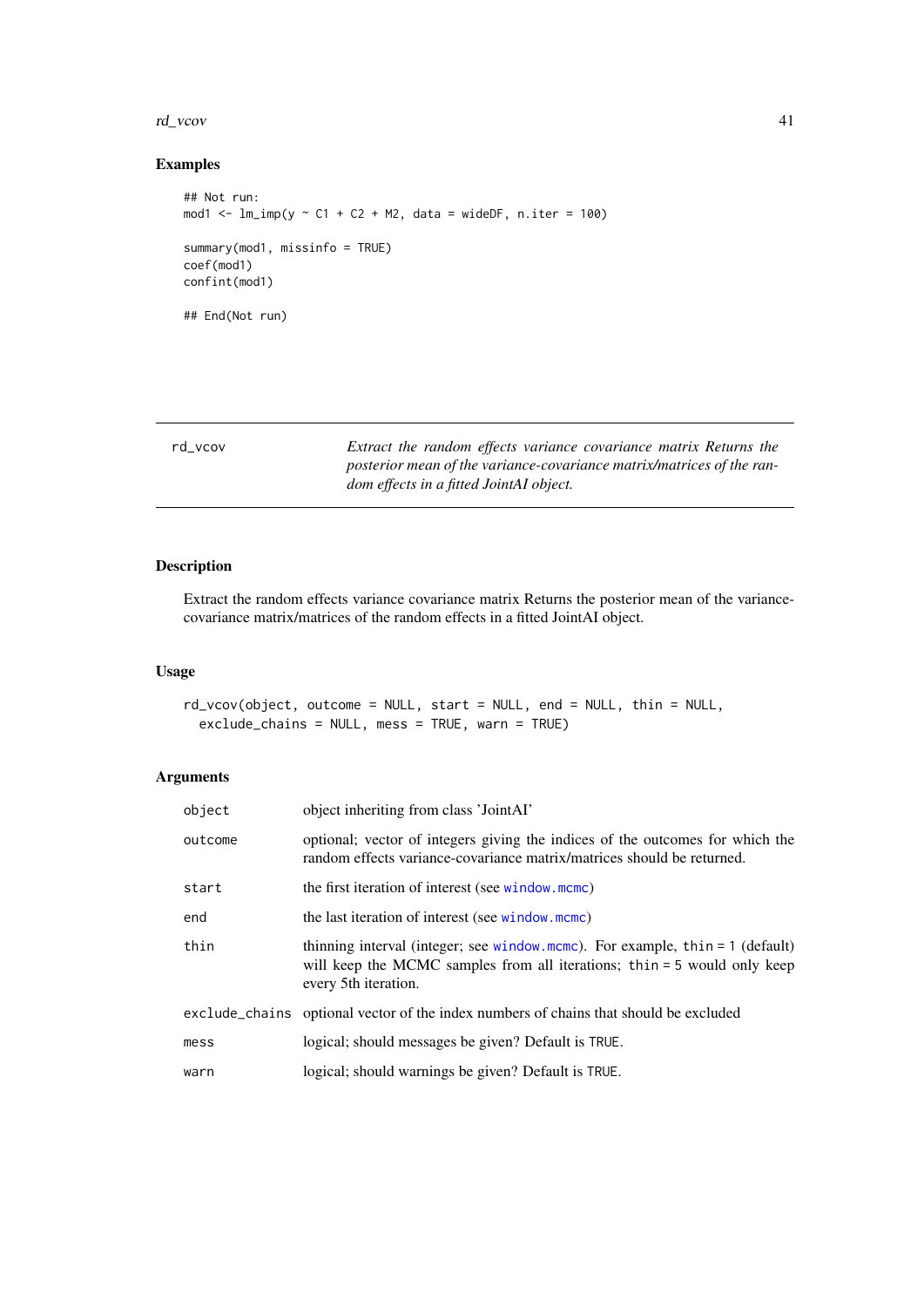## Examples

```
## Not run:
mod1 <- lm_imp(y ~ C1 + C2 + M2, data = wideDF, n.iter = 100)

summary(mod1, missinfo = TRUE)
coef(mod1)
confint(mod1)

## End(Not run)
```

---

| rd_vcov | *Extract the random effects variance covariance matrix Returns the posterior mean of the variance-covariance matrix/matrices of the random effects in a fitted JointAI object.* |
|---|---|

---

## Description

Extract the random effects variance covariance matrix Returns the posterior mean of the variance-covariance matrix/matrices of the random effects in a fitted JointAI object.

## Usage

```
rd_vcov(object, outcome = NULL, start = NULL, end = NULL, thin = NULL,
  exclude_chains = NULL, mess = TRUE, warn = TRUE)
```

## Arguments

| | |
|---|---|
| `object` | object inheriting from class 'JointAI' |
| `outcome` | optional; vector of integers giving the indices of the outcomes for which the random effects variance-covariance matrix/matrices should be returned. |
| `start` | the first iteration of interest (see `window.mcmc`) |
| `end` | the last iteration of interest (see `window.mcmc`) |
| `thin` | thinning interval (integer; see `window.mcmc`). For example, `thin = 1` (default) will keep the MCMC samples from all iterations; `thin = 5` would only keep every 5th iteration. |
| `exclude_chains` | optional vector of the index numbers of chains that should be excluded |
| `mess` | logical; should messages be given? Default is `TRUE`. |
| `warn` | logical; should warnings be given? Default is `TRUE`. |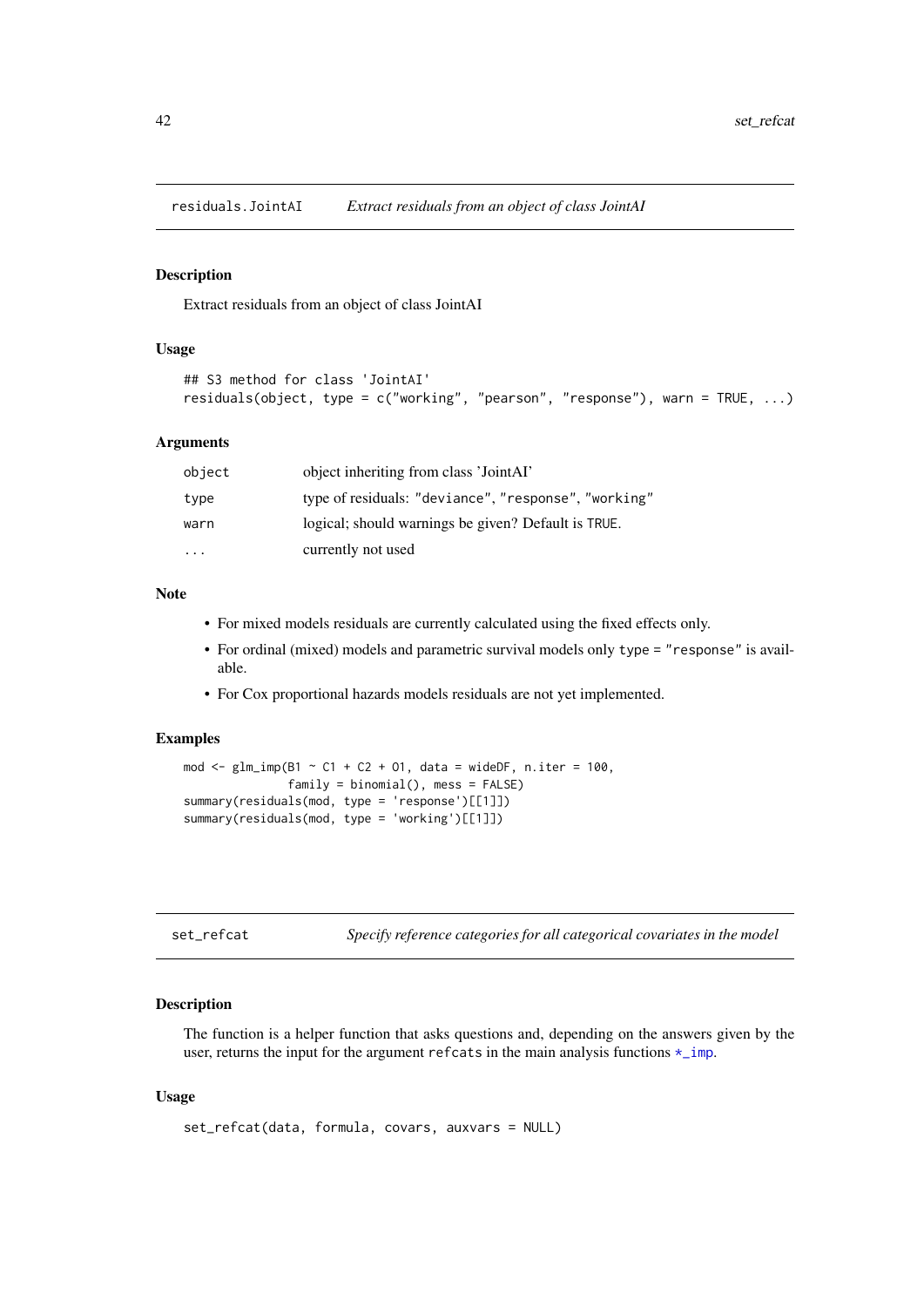## residuals.JointAI *Extract residuals from an object of class JointAI*

### Description

Extract residuals from an object of class JointAI

### Usage

```
## S3 method for class 'JointAI'
residuals(object, type = c("working", "pearson", "response"), warn = TRUE, ...)
```

### Arguments

| | |
|---|---|
| object | object inheriting from class 'JointAI' |
| type | type of residuals: "deviance", "response", "working" |
| warn | logical; should warnings be given? Default is TRUE. |
| ... | currently not used |

### Note

- For mixed models residuals are currently calculated using the fixed effects only.
- For ordinal (mixed) models and parametric survival models only type = "response" is available.
- For Cox proportional hazards models residuals are not yet implemented.

### Examples

```
mod <- glm_imp(B1 ~ C1 + C2 + O1, data = wideDF, n.iter = 100,
               family = binomial(), mess = FALSE)
summary(residuals(mod, type = 'response')[[1]])
summary(residuals(mod, type = 'working')[[1]])
```

## set_refcat *Specify reference categories for all categorical covariates in the model*

### Description

The function is a helper function that asks questions and, depending on the answers given by the user, returns the input for the argument refcats in the main analysis functions *_imp.

### Usage

```
set_refcat(data, formula, covars, auxvars = NULL)
```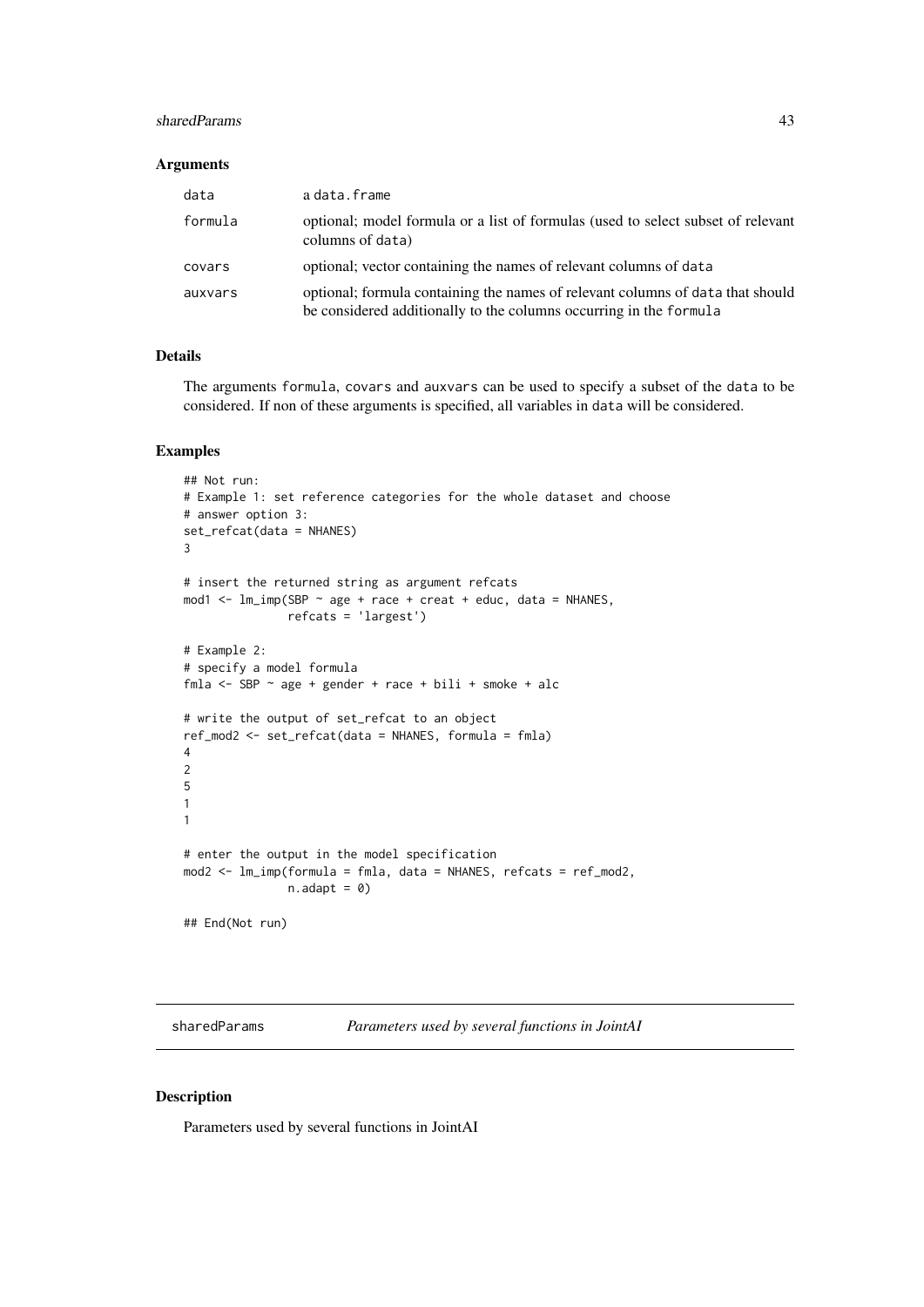### Arguments

| | |
|---|---|
| data | a data.frame |
| formula | optional; model formula or a list of formulas (used to select subset of relevant columns of data) |
| covars | optional; vector containing the names of relevant columns of data |
| auxvars | optional; formula containing the names of relevant columns of data that should be considered additionally to the columns occurring in the formula |

### Details

The arguments formula, covars and auxvars can be used to specify a subset of the data to be considered. If non of these arguments is specified, all variables in data will be considered.

### Examples

```
## Not run:
# Example 1: set reference categories for the whole dataset and choose
# answer option 3:
set_refcat(data = NHANES)
3

# insert the returned string as argument refcats
mod1 <- lm_imp(SBP ~ age + race + creat + educ, data = NHANES,
               refcats = 'largest')

# Example 2:
# specify a model formula
fmla <- SBP ~ age + gender + race + bili + smoke + alc

# write the output of set_refcat to an object
ref_mod2 <- set_refcat(data = NHANES, formula = fmla)
4
2
5
1
1

# enter the output in the model specification
mod2 <- lm_imp(formula = fmla, data = NHANES, refcats = ref_mod2,
               n.adapt = 0)

## End(Not run)
```

---

## sharedParams — *Parameters used by several functions in JointAI*

### Description

Parameters used by several functions in JointAI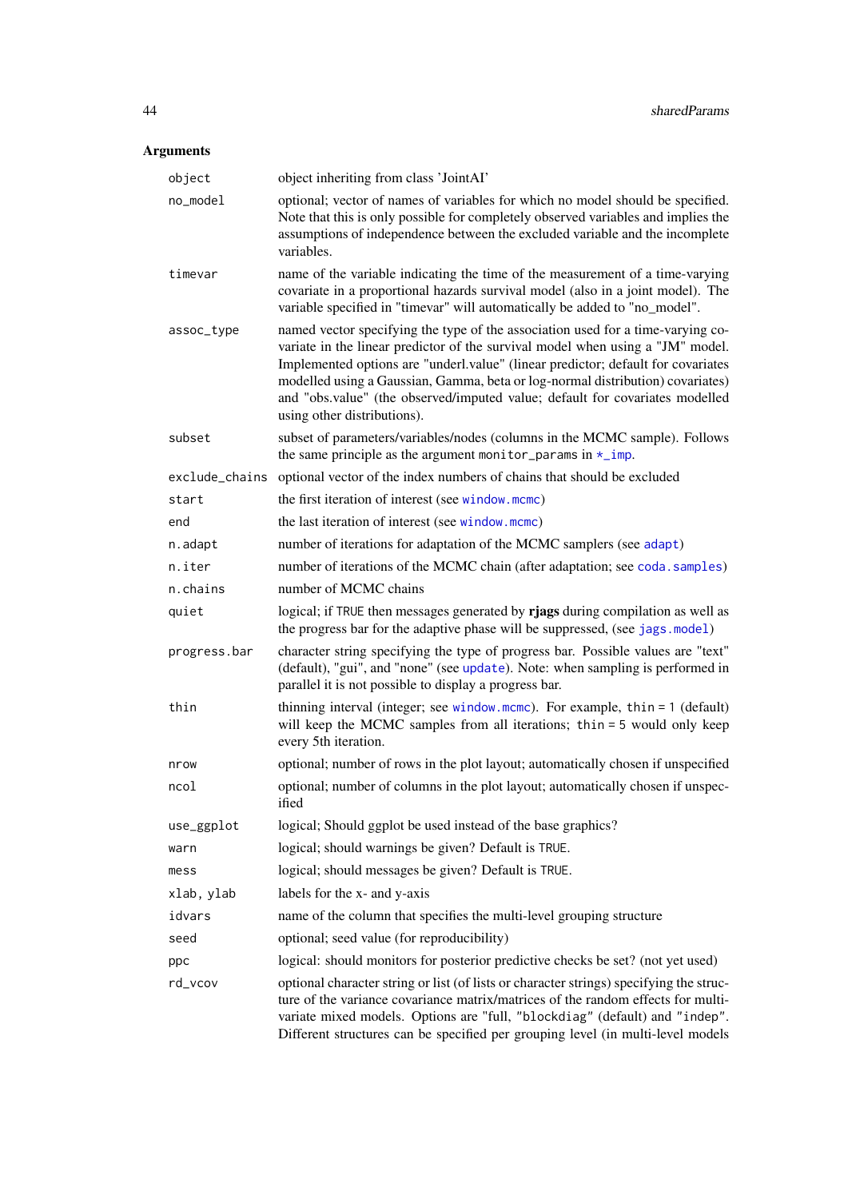## Arguments

| | |
|---|---|
| `object` | object inheriting from class 'JointAI' |
| `no_model` | optional; vector of names of variables for which no model should be specified. Note that this is only possible for completely observed variables and implies the assumptions of independence between the excluded variable and the incomplete variables. |
| `timevar` | name of the variable indicating the time of the measurement of a time-varying covariate in a proportional hazards survival model (also in a joint model). The variable specified in "timevar" will automatically be added to "no_model". |
| `assoc_type` | named vector specifying the type of the association used for a time-varying covariate in the linear predictor of the survival model when using a "JM" model. Implemented options are "underl.value" (linear predictor; default for covariates modelled using a Gaussian, Gamma, beta or log-normal distribution) covariates) and "obs.value" (the observed/imputed value; default for covariates modelled using other distributions). |
| `subset` | subset of parameters/variables/nodes (columns in the MCMC sample). Follows the same principle as the argument `monitor_params` in `*_imp`. |
| `exclude_chains` | optional vector of the index numbers of chains that should be excluded |
| `start` | the first iteration of interest (see `window.mcmc`) |
| `end` | the last iteration of interest (see `window.mcmc`) |
| `n.adapt` | number of iterations for adaptation of the MCMC samplers (see `adapt`) |
| `n.iter` | number of iterations of the MCMC chain (after adaptation; see `coda.samples`) |
| `n.chains` | number of MCMC chains |
| `quiet` | logical; if `TRUE` then messages generated by **rjags** during compilation as well as the progress bar for the adaptive phase will be suppressed, (see `jags.model`) |
| `progress.bar` | character string specifying the type of progress bar. Possible values are "text" (default), "gui", and "none" (see `update`). Note: when sampling is performed in parallel it is not possible to display a progress bar. |
| `thin` | thinning interval (integer; see `window.mcmc`). For example, `thin = 1` (default) will keep the MCMC samples from all iterations; `thin = 5` would only keep every 5th iteration. |
| `nrow` | optional; number of rows in the plot layout; automatically chosen if unspecified |
| `ncol` | optional; number of columns in the plot layout; automatically chosen if unspecified |
| `use_ggplot` | logical; Should ggplot be used instead of the base graphics? |
| `warn` | logical; should warnings be given? Default is `TRUE`. |
| `mess` | logical; should messages be given? Default is `TRUE`. |
| `xlab, ylab` | labels for the x- and y-axis |
| `idvars` | name of the column that specifies the multi-level grouping structure |
| `seed` | optional; seed value (for reproducibility) |
| `ppc` | logical: should monitors for posterior predictive checks be set? (not yet used) |
| `rd_vcov` | optional character string or list (of lists or character strings) specifying the structure of the variance covariance matrix/matrices of the random effects for multivariate mixed models. Options are "full, `"blockdiag"` (default) and `"indep"`. Different structures can be specified per grouping level (in multi-level models |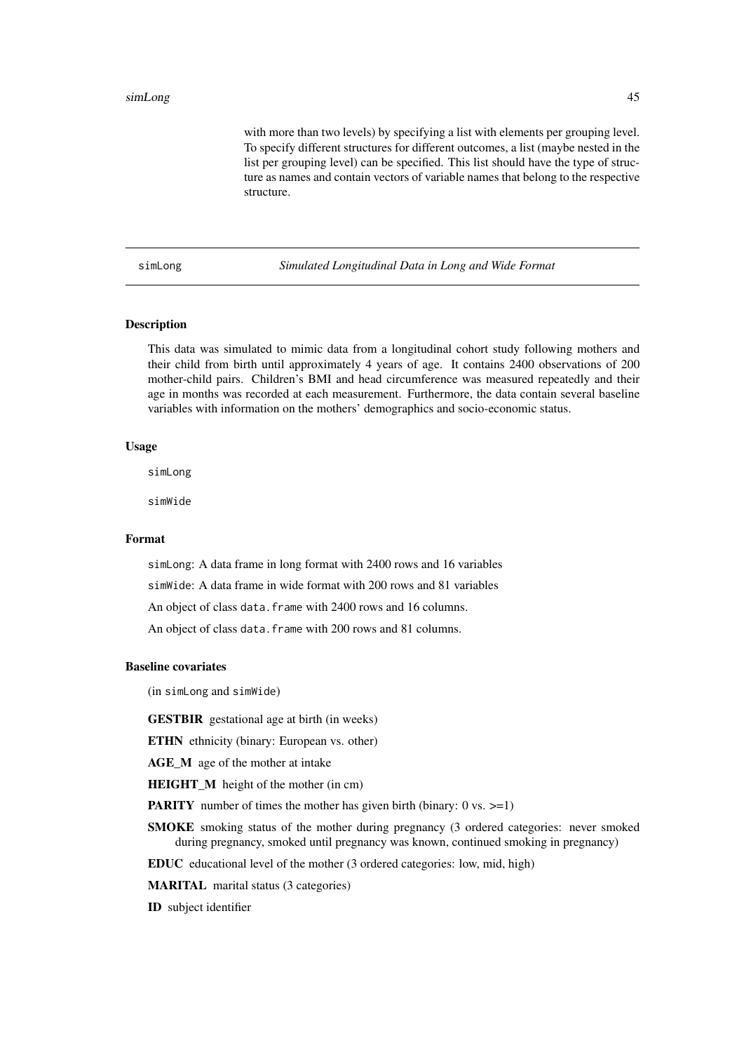with more than two levels) by specifying a list with elements per grouping level. To specify different structures for different outcomes, a list (maybe nested in the list per grouping level) can be specified. This list should have the type of structure as names and contain vectors of variable names that belong to the respective structure.

---

## simLong — *Simulated Longitudinal Data in Long and Wide Format*

### Description

This data was simulated to mimic data from a longitudinal cohort study following mothers and their child from birth until approximately 4 years of age. It contains 2400 observations of 200 mother-child pairs. Children's BMI and head circumference was measured repeatedly and their age in months was recorded at each measurement. Furthermore, the data contain several baseline variables with information on the mothers' demographics and socio-economic status.

### Usage

```
simLong

simWide
```

### Format

`simLong`: A data frame in long format with 2400 rows and 16 variables

`simWide`: A data frame in wide format with 200 rows and 81 variables

An object of class `data.frame` with 2400 rows and 16 columns.

An object of class `data.frame` with 200 rows and 81 columns.

### Baseline covariates

(in `simLong` and `simWide`)

**GESTBIR** gestational age at birth (in weeks)

**ETHN** ethnicity (binary: European vs. other)

**AGE_M** age of the mother at intake

**HEIGHT_M** height of the mother (in cm)

**PARITY** number of times the mother has given birth (binary: 0 vs. >=1)

**SMOKE** smoking status of the mother during pregnancy (3 ordered categories: never smoked during pregnancy, smoked until pregnancy was known, continued smoking in pregnancy)

**EDUC** educational level of the mother (3 ordered categories: low, mid, high)

**MARITAL** marital status (3 categories)

**ID** subject identifier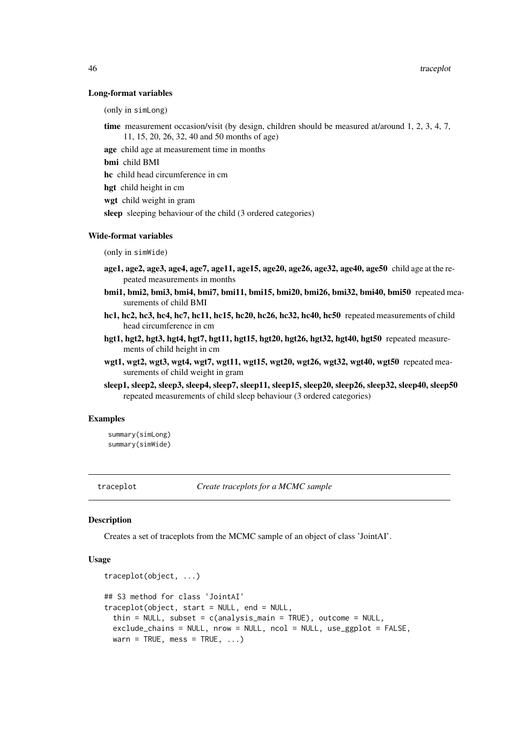#### Long-format variables

(only in `simLong`)

**time** measurement occasion/visit (by design, children should be measured at/around 1, 2, 3, 4, 7, 11, 15, 20, 26, 32, 40 and 50 months of age)

**age** child age at measurement time in months

**bmi** child BMI

**hc** child head circumference in cm

**hgt** child height in cm

**wgt** child weight in gram

**sleep** sleeping behaviour of the child (3 ordered categories)

#### Wide-format variables

(only in `simWide`)

**age1, age2, age3, age4, age7, age11, age15, age20, age26, age32, age40, age50** child age at the repeated measurements in months

**bmi1, bmi2, bmi3, bmi4, bmi7, bmi11, bmi15, bmi20, bmi26, bmi32, bmi40, bmi50** repeated measurements of child BMI

**hc1, hc2, hc3, hc4, hc7, hc11, hc15, hc20, hc26, hc32, hc40, hc50** repeated measurements of child head circumference in cm

**hgt1, hgt2, hgt3, hgt4, hgt7, hgt11, hgt15, hgt20, hgt26, hgt32, hgt40, hgt50** repeated measurements of child height in cm

**wgt1, wgt2, wgt3, wgt4, wgt7, wgt11, wgt15, wgt20, wgt26, wgt32, wgt40, wgt50** repeated measurements of child weight in gram

**sleep1, sleep2, sleep3, sleep4, sleep7, sleep11, sleep15, sleep20, sleep26, sleep32, sleep40, sleep50** repeated measurements of child sleep behaviour (3 ordered categories)

#### Examples

```
summary(simLong)
summary(simWide)
```

---

## traceplot — *Create traceplots for a MCMC sample*

#### Description

Creates a set of traceplots from the MCMC sample of an object of class 'JointAI'.

#### Usage

```
traceplot(object, ...)

## S3 method for class 'JointAI'
traceplot(object, start = NULL, end = NULL,
  thin = NULL, subset = c(analysis_main = TRUE), outcome = NULL,
  exclude_chains = NULL, nrow = NULL, ncol = NULL, use_ggplot = FALSE,
  warn = TRUE, mess = TRUE, ...)
```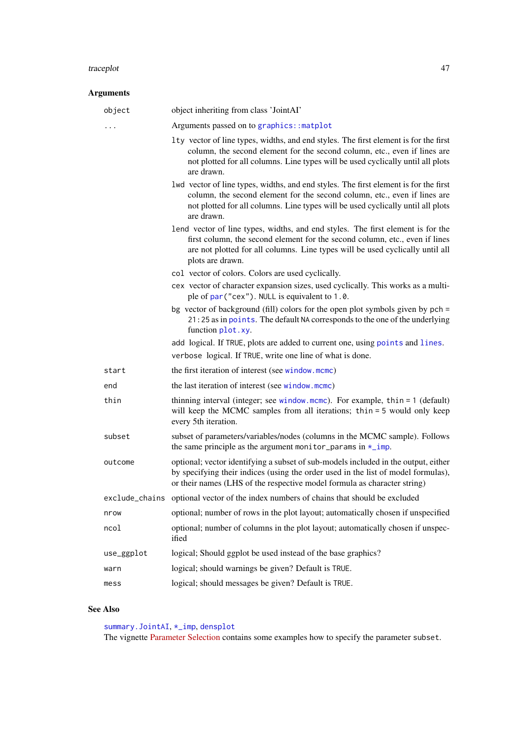## Arguments

`object` object inheriting from class 'JointAI'

`...` Arguments passed on to `graphics::matplot`

- `lty` vector of line types, widths, and end styles. The first element is for the first column, the second element for the second column, etc., even if lines are not plotted for all columns. Line types will be used cyclically until all plots are drawn.
- `lwd` vector of line types, widths, and end styles. The first element is for the first column, the second element for the second column, etc., even if lines are not plotted for all columns. Line types will be used cyclically until all plots are drawn.
- `lend` vector of line types, widths, and end styles. The first element is for the first column, the second element for the second column, etc., even if lines are not plotted for all columns. Line types will be used cyclically until all plots are drawn.
- `col` vector of colors. Colors are used cyclically.
- `cex` vector of character expansion sizes, used cyclically. This works as a multiple of `par("cex")`. `NULL` is equivalent to `1.0`.
- `bg` vector of background (fill) colors for the open plot symbols given by `pch = 21:25` as in `points`. The default `NA` corresponds to the one of the underlying function `plot.xy`.
- `add` logical. If `TRUE`, plots are added to current one, using `points` and `lines`.
- `verbose` logical. If `TRUE`, write one line of what is done.

`start` the first iteration of interest (see `window.mcmc`)

`end` the last iteration of interest (see `window.mcmc`)

`thin` thinning interval (integer; see `window.mcmc`). For example, `thin = 1` (default) will keep the MCMC samples from all iterations; `thin = 5` would only keep every 5th iteration.

`subset` subset of parameters/variables/nodes (columns in the MCMC sample). Follows the same principle as the argument `monitor_params` in `*_imp`.

`outcome` optional; vector identifying a subset of sub-models included in the output, either by specifying their indices (using the order used in the list of model formulas), or their names (LHS of the respective model formula as character string)

`exclude_chains` optional vector of the index numbers of chains that should be excluded

`nrow` optional; number of rows in the plot layout; automatically chosen if unspecified

`ncol` optional; number of columns in the plot layout; automatically chosen if unspecified

`use_ggplot` logical; Should ggplot be used instead of the base graphics?

`warn` logical; should warnings be given? Default is `TRUE`.

`mess` logical; should messages be given? Default is `TRUE`.

## See Also

`summary.JointAI`, `*_imp`, `densplot`

The vignette Parameter Selection contains some examples how to specify the parameter `subset`.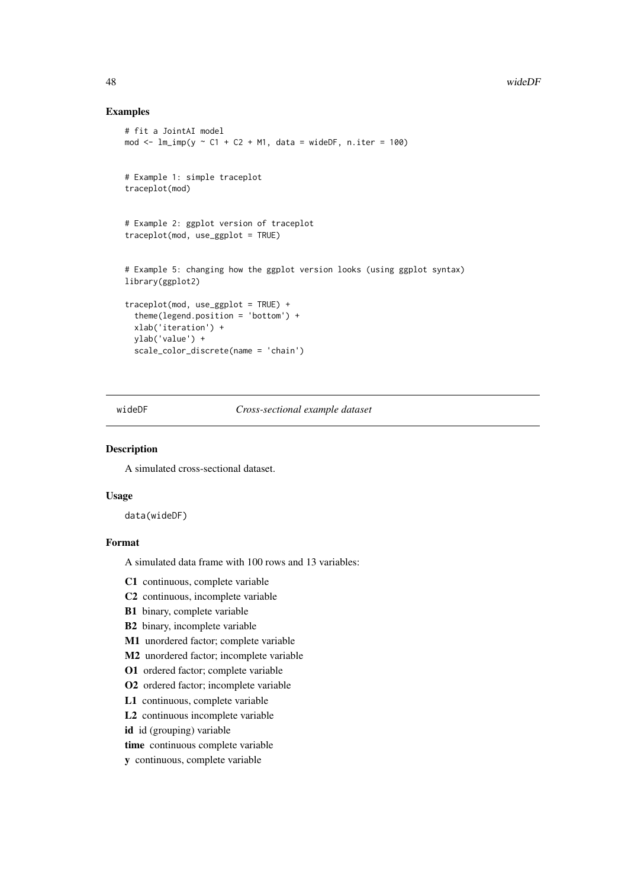### Examples

```
# fit a JointAI model
mod <- lm_imp(y ~ C1 + C2 + M1, data = wideDF, n.iter = 100)


# Example 1: simple traceplot
traceplot(mod)


# Example 2: ggplot version of traceplot
traceplot(mod, use_ggplot = TRUE)


# Example 5: changing how the ggplot version looks (using ggplot syntax)
library(ggplot2)

traceplot(mod, use_ggplot = TRUE) +
  theme(legend.position = 'bottom') +
  xlab('iteration') +
  ylab('value') +
  scale_color_discrete(name = 'chain')
```

---

## wideDF *Cross-sectional example dataset*

### Description

A simulated cross-sectional dataset.

### Usage

```
data(wideDF)
```

### Format

A simulated data frame with 100 rows and 13 variables:

- **C1** continuous, complete variable
- **C2** continuous, incomplete variable
- **B1** binary, complete variable
- **B2** binary, incomplete variable
- **M1** unordered factor; complete variable
- **M2** unordered factor; incomplete variable
- **O1** ordered factor; complete variable
- **O2** ordered factor; incomplete variable
- **L1** continuous, complete variable
- **L2** continuous incomplete variable
- **id** id (grouping) variable
- **time** continuous complete variable
- **y** continuous, complete variable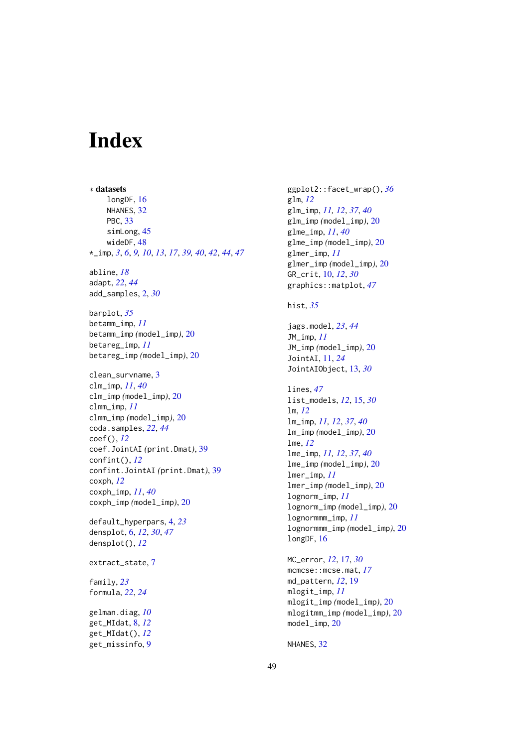# Index

∗ **datasets**

longDF, 16
NHANES, 32
PBC, 33
simLong, 45
wideDF, 48

*_imp, *3*, *6*, *9*, *10*, *13*, *17*, *39*, *40*, *42*, *44*, *47*

abline, *18*
adapt, *22*, *44*
add_samples, 2, *30*

barplot, *35*
betamm_imp, *11*
betamm_imp *(model_imp)*, 20
betareg_imp, *11*
betareg_imp *(model_imp)*, 20

clean_survname, 3
clm_imp, *11*, *40*
clm_imp *(model_imp)*, 20
clmm_imp, *11*
clmm_imp *(model_imp)*, 20
coda.samples, *22*, *44*
coef(), *12*
coef.JointAI *(print.Dmat)*, 39
confint(), *12*
confint.JointAI *(print.Dmat)*, 39
coxph, *12*
coxph_imp, *11*, *40*
coxph_imp *(model_imp)*, 20

default_hyperpars, 4, *23*
densplot, 6, *12*, *30*, *47*
densplot(), *12*

extract_state, 7

family, *23*
formula, *22*, *24*

gelman.diag, *10*
get_MIdat, 8, *12*
get_MIdat(), *12*
get_missinfo, 9

ggplot2::facet_wrap(), *36*
glm, *12*
glm_imp, *11*, *12*, *37*, *40*
glm_imp *(model_imp)*, 20
glme_imp, *11*, *40*
glme_imp *(model_imp)*, 20
glmer_imp, *11*
glmer_imp *(model_imp)*, 20
GR_crit, 10, *12*, *30*
graphics::matplot, *47*

hist, *35*

jags.model, *23*, *44*
JM_imp, *11*
JM_imp *(model_imp)*, 20
JointAI, 11, *24*
JointAIObject, 13, *30*

lines, *47*
list_models, *12*, 15, *30*
lm, *12*
lm_imp, *11*, *12*, *37*, *40*
lm_imp *(model_imp)*, 20
lme, *12*
lme_imp, *11*, *12*, *37*, *40*
lme_imp *(model_imp)*, 20
lmer_imp, *11*
lmer_imp *(model_imp)*, 20
lognorm_imp, *11*
lognorm_imp *(model_imp)*, 20
lognormmm_imp, *11*
lognormmm_imp *(model_imp)*, 20
longDF, 16

MC_error, *12*, 17, *30*
mcmcse::mcse.mat, *17*
md_pattern, *12*, 19
mlogit_imp, *11*
mlogit_imp *(model_imp)*, 20
mlogitmm_imp *(model_imp)*, 20
model_imp, 20

NHANES, 32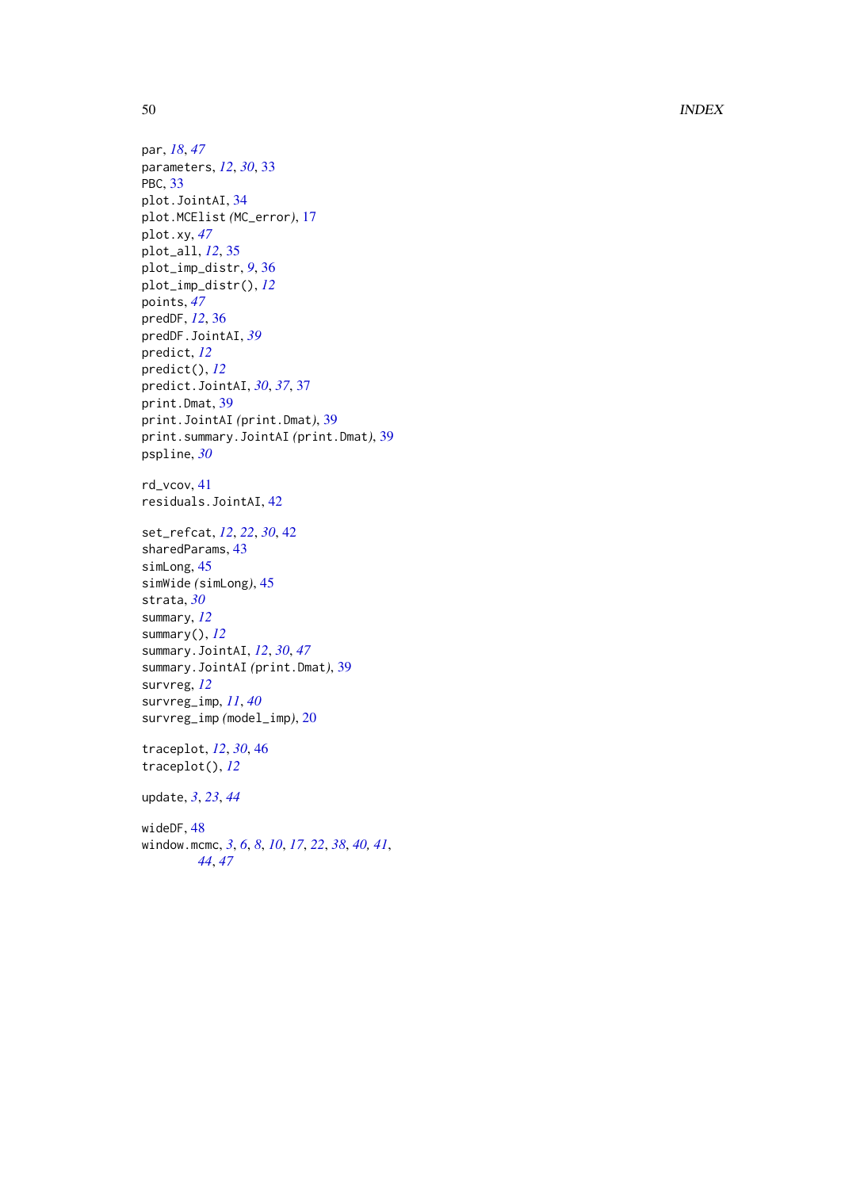par, *18*, *47*
parameters, *12*, *30*, 33
PBC, 33
plot.JointAI, 34
plot.MCElist *(*MC_error*)*, 17
plot.xy, *47*
plot_all, *12*, 35
plot_imp_distr, *9*, 36
plot_imp_distr(), *12*
points, *47*
predDF, *12*, 36
predDF.JointAI, *39*
predict, *12*
predict(), *12*
predict.JointAI, *30*, *37*, 37
print.Dmat, 39
print.JointAI *(*print.Dmat*)*, 39
print.summary.JointAI *(*print.Dmat*)*, 39
pspline, *30*

rd_vcov, 41
residuals.JointAI, 42

set_refcat, *12*, *22*, *30*, 42
sharedParams, 43
simLong, 45
simWide *(*simLong*)*, 45
strata, *30*
summary, *12*
summary(), *12*
summary.JointAI, *12*, *30*, *47*
summary.JointAI *(*print.Dmat*)*, 39
survreg, *12*
survreg_imp, *11*, *40*
survreg_imp *(*model_imp*)*, 20

traceplot, *12*, *30*, 46
traceplot(), *12*

update, *3*, *23*, *44*

wideDF, 48
window.mcmc, *3*, *6*, *8*, *10*, *17*, *22*, *38*, *40, 41*, *44*, *47*